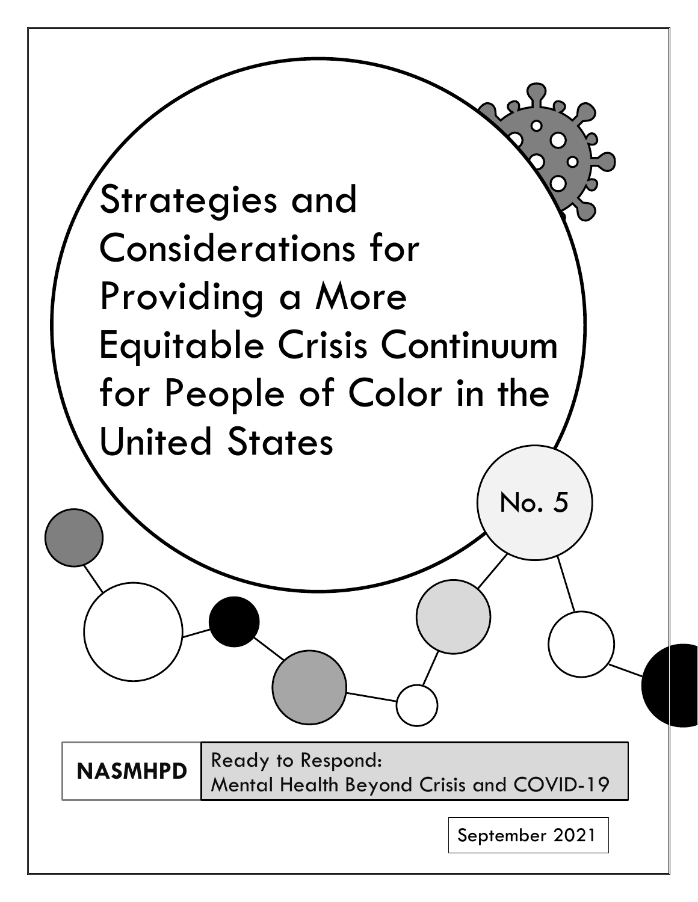# Strategies and Considerations for Providing a More Equitable Crisis Continuum for People of Color in the United States

No. 5

**NASMHPD** | Ready to Respond: Mental Health Beyond Crisis and COVID-19

September 2021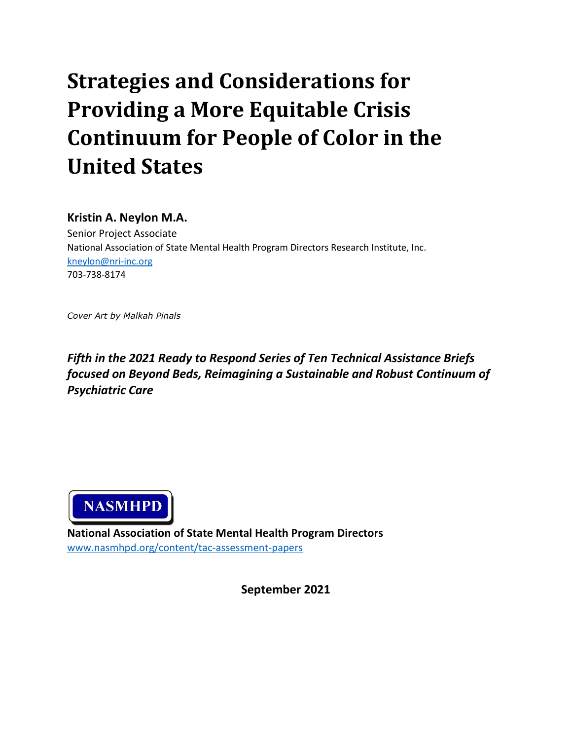# Strategies and Considerations for Providing a More Equitable Crisis Continuum for People of Color in the United States

**Kristin A. Neylon M.A.**

Senior Project Associate

National Association of State Mental Health Program Directors Research Institute, Inc.

kneylon@nri-inc.org

703-738-8174

*Cover Art by Malkah Pinals*

***Fifth in the 2021 Ready to Respond Series of Ten Technical Assistance Briefs focused on Beyond Beds, Reimagining a Sustainable and Robust Continuum of Psychiatric Care***

NASMHPD

**National Association of State Mental Health Program Directors**

www.nasmhpd.org/content/tac-assessment-papers

**September 2021**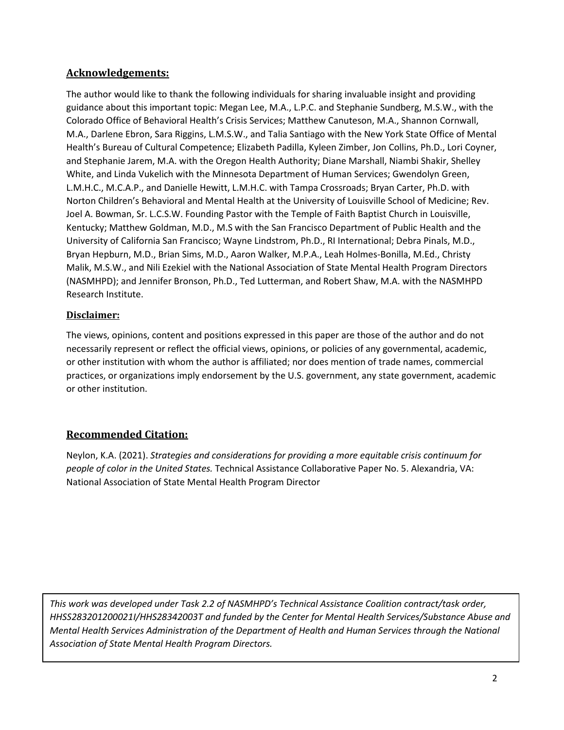## Acknowledgements:

The author would like to thank the following individuals for sharing invaluable insight and providing guidance about this important topic: Megan Lee, M.A., L.P.C. and Stephanie Sundberg, M.S.W., with the Colorado Office of Behavioral Health's Crisis Services; Matthew Canuteson, M.A., Shannon Cornwall, M.A., Darlene Ebron, Sara Riggins, L.M.S.W., and Talia Santiago with the New York State Office of Mental Health's Bureau of Cultural Competence; Elizabeth Padilla, Kyleen Zimber, Jon Collins, Ph.D., Lori Coyner, and Stephanie Jarem, M.A. with the Oregon Health Authority; Diane Marshall, Niambi Shakir, Shelley White, and Linda Vukelich with the Minnesota Department of Human Services; Gwendolyn Green, L.M.H.C., M.C.A.P., and Danielle Hewitt, L.M.H.C. with Tampa Crossroads; Bryan Carter, Ph.D. with Norton Children's Behavioral and Mental Health at the University of Louisville School of Medicine; Rev. Joel A. Bowman, Sr. L.C.S.W. Founding Pastor with the Temple of Faith Baptist Church in Louisville, Kentucky; Matthew Goldman, M.D., M.S with the San Francisco Department of Public Health and the University of California San Francisco; Wayne Lindstrom, Ph.D., RI International; Debra Pinals, M.D., Bryan Hepburn, M.D., Brian Sims, M.D., Aaron Walker, M.P.A., Leah Holmes-Bonilla, M.Ed., Christy Malik, M.S.W., and Nili Ezekiel with the National Association of State Mental Health Program Directors (NASMHPD); and Jennifer Bronson, Ph.D., Ted Lutterman, and Robert Shaw, M.A. with the NASMHPD Research Institute.

### Disclaimer:

The views, opinions, content and positions expressed in this paper are those of the author and do not necessarily represent or reflect the official views, opinions, or policies of any governmental, academic, or other institution with whom the author is affiliated; nor does mention of trade names, commercial practices, or organizations imply endorsement by the U.S. government, any state government, academic or other institution.

## Recommended Citation:

Neylon, K.A. (2021). *Strategies and considerations for providing a more equitable crisis continuum for people of color in the United States.* Technical Assistance Collaborative Paper No. 5. Alexandria, VA: National Association of State Mental Health Program Director

*This work was developed under Task 2.2 of NASMHPD's Technical Assistance Coalition contract/task order, HHSS283201200021I/HHS28342003T and funded by the Center for Mental Health Services/Substance Abuse and Mental Health Services Administration of the Department of Health and Human Services through the National Association of State Mental Health Program Directors.*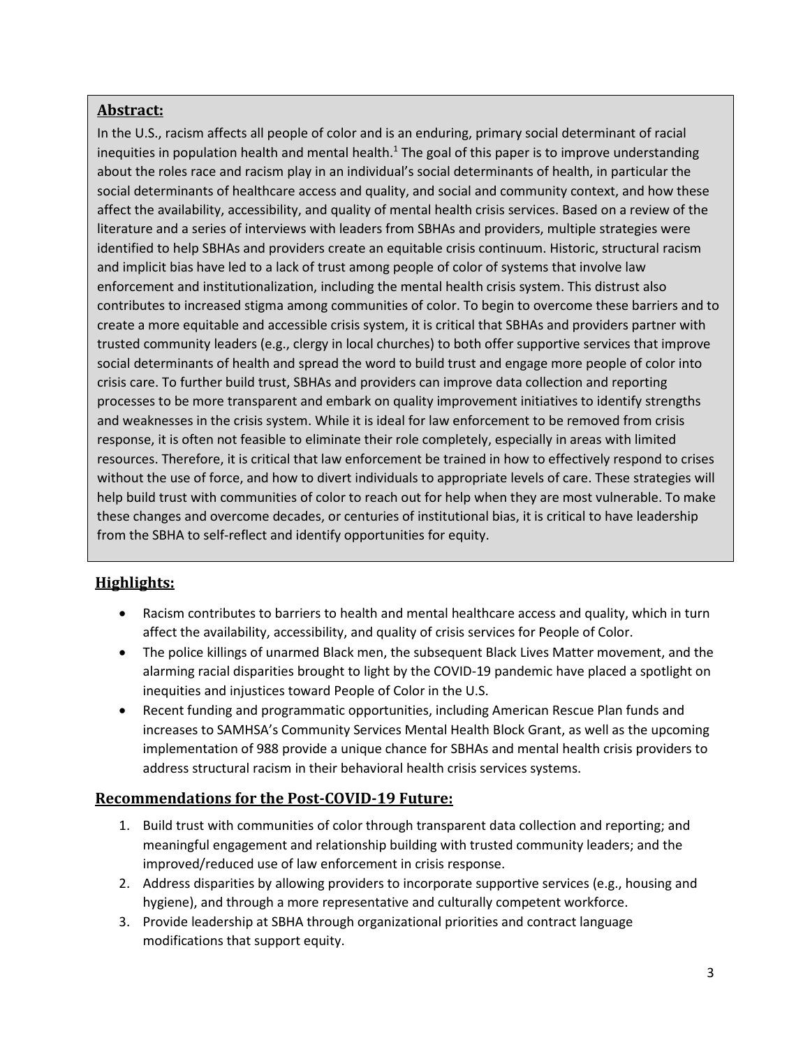## Abstract:

In the U.S., racism affects all people of color and is an enduring, primary social determinant of racial inequities in population health and mental health.[1] The goal of this paper is to improve understanding about the roles race and racism play in an individual's social determinants of health, in particular the social determinants of healthcare access and quality, and social and community context, and how these affect the availability, accessibility, and quality of mental health crisis services. Based on a review of the literature and a series of interviews with leaders from SBHAs and providers, multiple strategies were identified to help SBHAs and providers create an equitable crisis continuum. Historic, structural racism and implicit bias have led to a lack of trust among people of color of systems that involve law enforcement and institutionalization, including the mental health crisis system. This distrust also contributes to increased stigma among communities of color. To begin to overcome these barriers and to create a more equitable and accessible crisis system, it is critical that SBHAs and providers partner with trusted community leaders (e.g., clergy in local churches) to both offer supportive services that improve social determinants of health and spread the word to build trust and engage more people of color into crisis care. To further build trust, SBHAs and providers can improve data collection and reporting processes to be more transparent and embark on quality improvement initiatives to identify strengths and weaknesses in the crisis system. While it is ideal for law enforcement to be removed from crisis response, it is often not feasible to eliminate their role completely, especially in areas with limited resources. Therefore, it is critical that law enforcement be trained in how to effectively respond to crises without the use of force, and how to divert individuals to appropriate levels of care. These strategies will help build trust with communities of color to reach out for help when they are most vulnerable. To make these changes and overcome decades, or centuries of institutional bias, it is critical to have leadership from the SBHA to self-reflect and identify opportunities for equity.

## Highlights:

- Racism contributes to barriers to health and mental healthcare access and quality, which in turn affect the availability, accessibility, and quality of crisis services for People of Color.
- The police killings of unarmed Black men, the subsequent Black Lives Matter movement, and the alarming racial disparities brought to light by the COVID-19 pandemic have placed a spotlight on inequities and injustices toward People of Color in the U.S.
- Recent funding and programmatic opportunities, including American Rescue Plan funds and increases to SAMHSA's Community Services Mental Health Block Grant, as well as the upcoming implementation of 988 provide a unique chance for SBHAs and mental health crisis providers to address structural racism in their behavioral health crisis services systems.

## Recommendations for the Post-COVID-19 Future:

1. Build trust with communities of color through transparent data collection and reporting; and meaningful engagement and relationship building with trusted community leaders; and the improved/reduced use of law enforcement in crisis response.
2. Address disparities by allowing providers to incorporate supportive services (e.g., housing and hygiene), and through a more representative and culturally competent workforce.
3. Provide leadership at SBHA through organizational priorities and contract language modifications that support equity.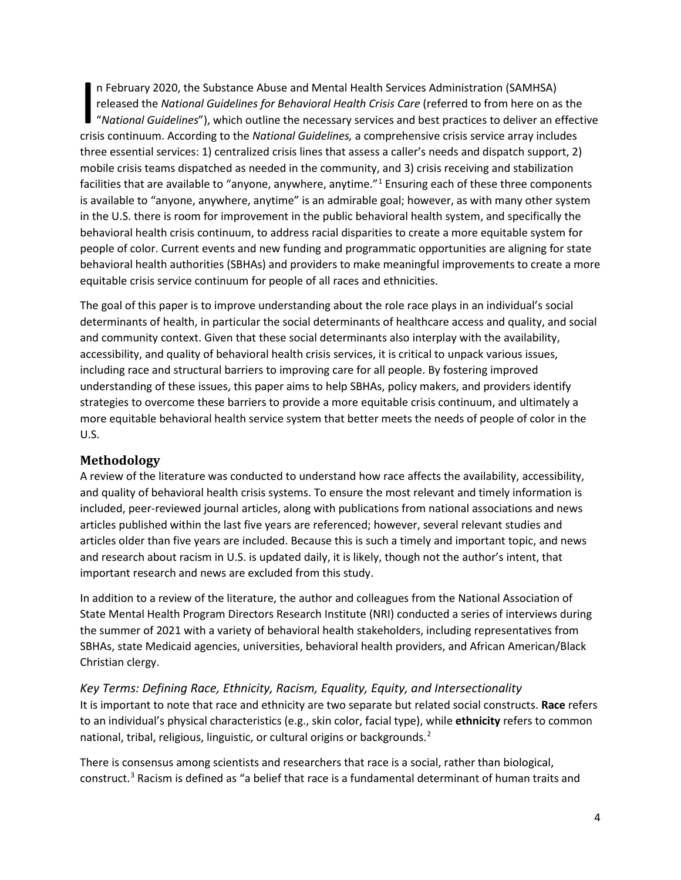In February 2020, the Substance Abuse and Mental Health Services Administration (SAMHSA) released the *National Guidelines for Behavioral Health Crisis Care* (referred to from here on as the "*National Guidelines*"), which outline the necessary services and best practices to deliver an effective crisis continuum. According to the *National Guidelines,* a comprehensive crisis service array includes three essential services: 1) centralized crisis lines that assess a caller's needs and dispatch support, 2) mobile crisis teams dispatched as needed in the community, and 3) crisis receiving and stabilization facilities that are available to "anyone, anywhere, anytime."[1] Ensuring each of these three components is available to "anyone, anywhere, anytime" is an admirable goal; however, as with many other system in the U.S. there is room for improvement in the public behavioral health system, and specifically the behavioral health crisis continuum, to address racial disparities to create a more equitable system for people of color. Current events and new funding and programmatic opportunities are aligning for state behavioral health authorities (SBHAs) and providers to make meaningful improvements to create a more equitable crisis service continuum for people of all races and ethnicities.

The goal of this paper is to improve understanding about the role race plays in an individual's social determinants of health, in particular the social determinants of healthcare access and quality, and social and community context. Given that these social determinants also interplay with the availability, accessibility, and quality of behavioral health crisis services, it is critical to unpack various issues, including race and structural barriers to improving care for all people. By fostering improved understanding of these issues, this paper aims to help SBHAs, policy makers, and providers identify strategies to overcome these barriers to provide a more equitable crisis continuum, and ultimately a more equitable behavioral health service system that better meets the needs of people of color in the U.S.

## Methodology

A review of the literature was conducted to understand how race affects the availability, accessibility, and quality of behavioral health crisis systems. To ensure the most relevant and timely information is included, peer-reviewed journal articles, along with publications from national associations and news articles published within the last five years are referenced; however, several relevant studies and articles older than five years are included. Because this is such a timely and important topic, and news and research about racism in U.S. is updated daily, it is likely, though not the author's intent, that important research and news are excluded from this study.

In addition to a review of the literature, the author and colleagues from the National Association of State Mental Health Program Directors Research Institute (NRI) conducted a series of interviews during the summer of 2021 with a variety of behavioral health stakeholders, including representatives from SBHAs, state Medicaid agencies, universities, behavioral health providers, and African American/Black Christian clergy.

### *Key Terms: Defining Race, Ethnicity, Racism, Equality, Equity, and Intersectionality*

It is important to note that race and ethnicity are two separate but related social constructs. **Race** refers to an individual's physical characteristics (e.g., skin color, facial type), while **ethnicity** refers to common national, tribal, religious, linguistic, or cultural origins or backgrounds.[2]

There is consensus among scientists and researchers that race is a social, rather than biological, construct.[3] Racism is defined as "a belief that race is a fundamental determinant of human traits and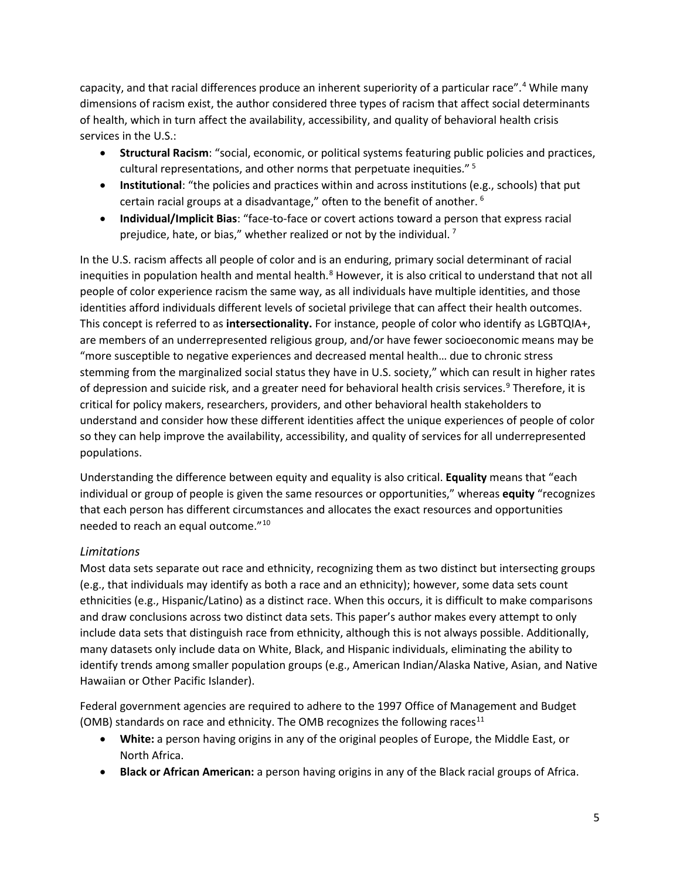capacity, and that racial differences produce an inherent superiority of a particular race".[4] While many dimensions of racism exist, the author considered three types of racism that affect social determinants of health, which in turn affect the availability, accessibility, and quality of behavioral health crisis services in the U.S.:

- **Structural Racism**: "social, economic, or political systems featuring public policies and practices, cultural representations, and other norms that perpetuate inequities." [5]
- **Institutional**: "the policies and practices within and across institutions (e.g., schools) that put certain racial groups at a disadvantage," often to the benefit of another. [6]
- **Individual/Implicit Bias**: "face-to-face or covert actions toward a person that express racial prejudice, hate, or bias," whether realized or not by the individual. [7]

In the U.S. racism affects all people of color and is an enduring, primary social determinant of racial inequities in population health and mental health.[8] However, it is also critical to understand that not all people of color experience racism the same way, as all individuals have multiple identities, and those identities afford individuals different levels of societal privilege that can affect their health outcomes. This concept is referred to as **intersectionality.** For instance, people of color who identify as LGBTQIA+, are members of an underrepresented religious group, and/or have fewer socioeconomic means may be "more susceptible to negative experiences and decreased mental health… due to chronic stress stemming from the marginalized social status they have in U.S. society," which can result in higher rates of depression and suicide risk, and a greater need for behavioral health crisis services.[9] Therefore, it is critical for policy makers, researchers, providers, and other behavioral health stakeholders to understand and consider how these different identities affect the unique experiences of people of color so they can help improve the availability, accessibility, and quality of services for all underrepresented populations.

Understanding the difference between equity and equality is also critical. **Equality** means that "each individual or group of people is given the same resources or opportunities," whereas **equity** "recognizes that each person has different circumstances and allocates the exact resources and opportunities needed to reach an equal outcome."[10]

### *Limitations*

Most data sets separate out race and ethnicity, recognizing them as two distinct but intersecting groups (e.g., that individuals may identify as both a race and an ethnicity); however, some data sets count ethnicities (e.g., Hispanic/Latino) as a distinct race. When this occurs, it is difficult to make comparisons and draw conclusions across two distinct data sets. This paper's author makes every attempt to only include data sets that distinguish race from ethnicity, although this is not always possible. Additionally, many datasets only include data on White, Black, and Hispanic individuals, eliminating the ability to identify trends among smaller population groups (e.g., American Indian/Alaska Native, Asian, and Native Hawaiian or Other Pacific Islander).

Federal government agencies are required to adhere to the 1997 Office of Management and Budget (OMB) standards on race and ethnicity. The OMB recognizes the following races[11]

- **White:** a person having origins in any of the original peoples of Europe, the Middle East, or North Africa.
- **Black or African American:** a person having origins in any of the Black racial groups of Africa.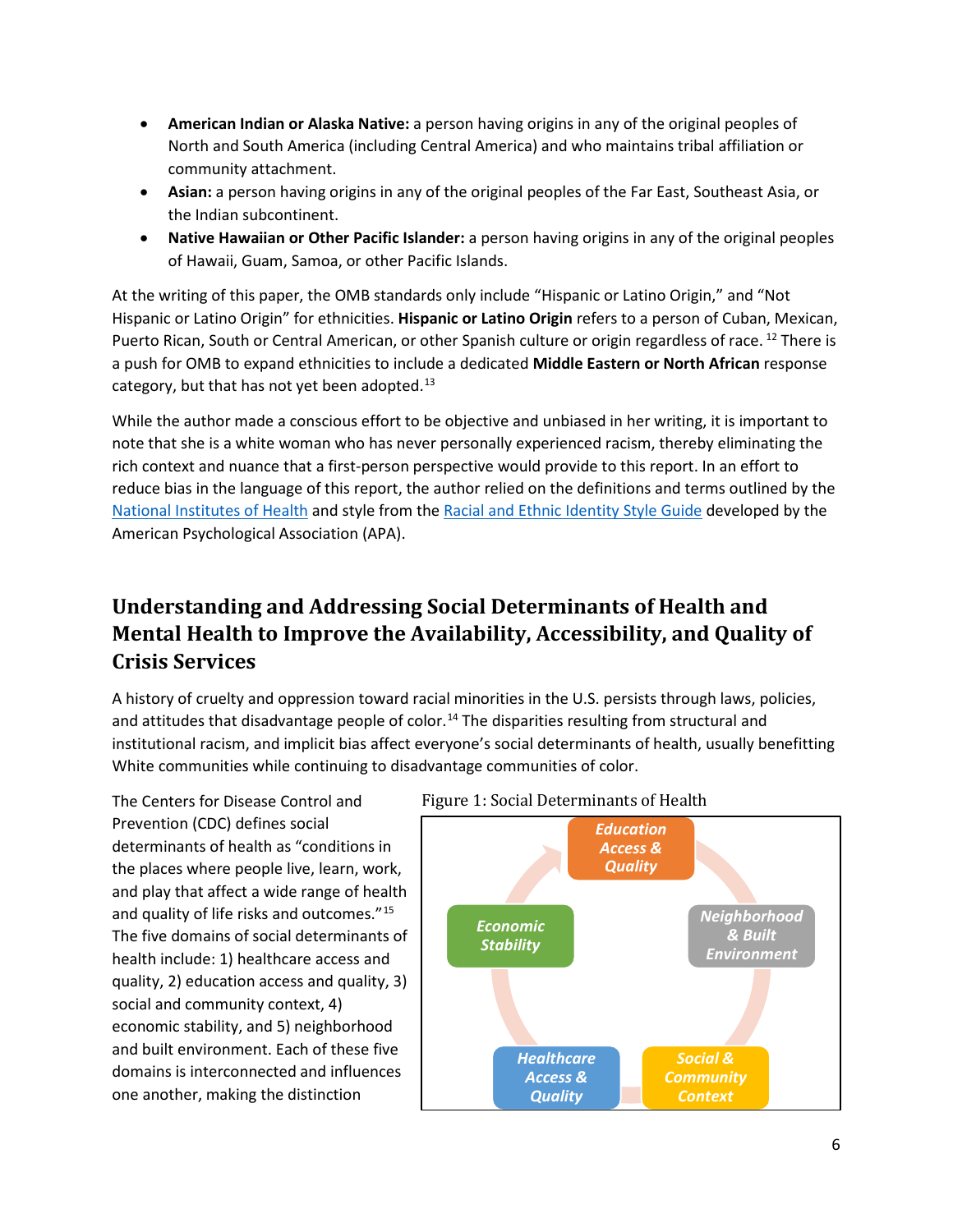- **American Indian or Alaska Native:** a person having origins in any of the original peoples of North and South America (including Central America) and who maintains tribal affiliation or community attachment.
- **Asian:** a person having origins in any of the original peoples of the Far East, Southeast Asia, or the Indian subcontinent.
- **Native Hawaiian or Other Pacific Islander:** a person having origins in any of the original peoples of Hawaii, Guam, Samoa, or other Pacific Islands.

At the writing of this paper, the OMB standards only include "Hispanic or Latino Origin," and "Not Hispanic or Latino Origin" for ethnicities. **Hispanic or Latino Origin** refers to a person of Cuban, Mexican, Puerto Rican, South or Central American, or other Spanish culture or origin regardless of race.[12] There is a push for OMB to expand ethnicities to include a dedicated **Middle Eastern or North African** response category, but that has not yet been adopted.[13]

While the author made a conscious effort to be objective and unbiased in her writing, it is important to note that she is a white woman who has never personally experienced racism, thereby eliminating the rich context and nuance that a first-person perspective would provide to this report. In an effort to reduce bias in the language of this report, the author relied on the definitions and terms outlined by the National Institutes of Health and style from the Racial and Ethnic Identity Style Guide developed by the American Psychological Association (APA).

## Understanding and Addressing Social Determinants of Health and Mental Health to Improve the Availability, Accessibility, and Quality of Crisis Services

A history of cruelty and oppression toward racial minorities in the U.S. persists through laws, policies, and attitudes that disadvantage people of color.[14] The disparities resulting from structural and institutional racism, and implicit bias affect everyone's social determinants of health, usually benefitting White communities while continuing to disadvantage communities of color.

The Centers for Disease Control and Prevention (CDC) defines social determinants of health as "conditions in the places where people live, learn, work, and play that affect a wide range of health and quality of life risks and outcomes."[15] The five domains of social determinants of health include: 1) healthcare access and quality, 2) education access and quality, 3) social and community context, 4) economic stability, and 5) neighborhood and built environment. Each of these five domains is interconnected and influences one another, making the distinction

Figure 1: Social Determinants of Health

- Education Access & Quality
- Neighborhood & Built Environment
- Social & Community Context
- Healthcare Access & Quality
- Economic Stability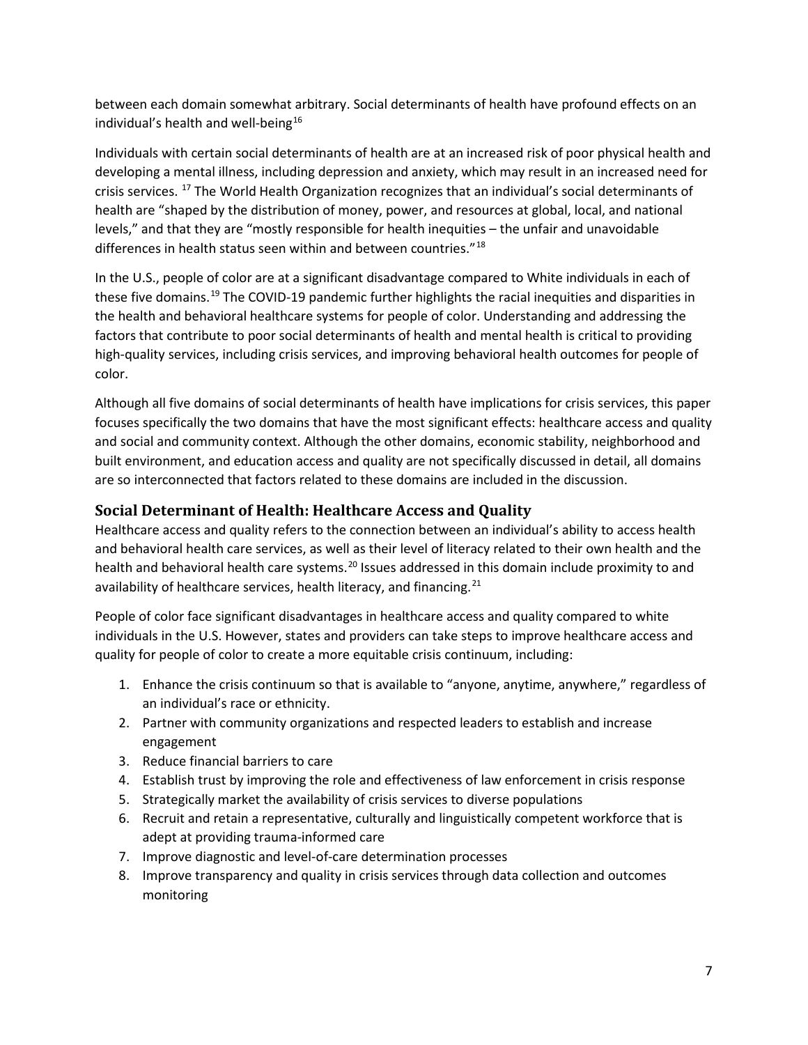between each domain somewhat arbitrary. Social determinants of health have profound effects on an individual's health and well-being[16]

Individuals with certain social determinants of health are at an increased risk of poor physical health and developing a mental illness, including depression and anxiety, which may result in an increased need for crisis services. [17] The World Health Organization recognizes that an individual's social determinants of health are "shaped by the distribution of money, power, and resources at global, local, and national levels," and that they are "mostly responsible for health inequities – the unfair and unavoidable differences in health status seen within and between countries."[18]

In the U.S., people of color are at a significant disadvantage compared to White individuals in each of these five domains.[19] The COVID-19 pandemic further highlights the racial inequities and disparities in the health and behavioral healthcare systems for people of color. Understanding and addressing the factors that contribute to poor social determinants of health and mental health is critical to providing high-quality services, including crisis services, and improving behavioral health outcomes for people of color.

Although all five domains of social determinants of health have implications for crisis services, this paper focuses specifically the two domains that have the most significant effects: healthcare access and quality and social and community context. Although the other domains, economic stability, neighborhood and built environment, and education access and quality are not specifically discussed in detail, all domains are so interconnected that factors related to these domains are included in the discussion.

## Social Determinant of Health: Healthcare Access and Quality

Healthcare access and quality refers to the connection between an individual's ability to access health and behavioral health care services, as well as their level of literacy related to their own health and the health and behavioral health care systems.[20] Issues addressed in this domain include proximity to and availability of healthcare services, health literacy, and financing.[21]

People of color face significant disadvantages in healthcare access and quality compared to white individuals in the U.S. However, states and providers can take steps to improve healthcare access and quality for people of color to create a more equitable crisis continuum, including:

1. Enhance the crisis continuum so that is available to "anyone, anytime, anywhere," regardless of an individual's race or ethnicity.
2. Partner with community organizations and respected leaders to establish and increase engagement
3. Reduce financial barriers to care
4. Establish trust by improving the role and effectiveness of law enforcement in crisis response
5. Strategically market the availability of crisis services to diverse populations
6. Recruit and retain a representative, culturally and linguistically competent workforce that is adept at providing trauma-informed care
7. Improve diagnostic and level-of-care determination processes
8. Improve transparency and quality in crisis services through data collection and outcomes monitoring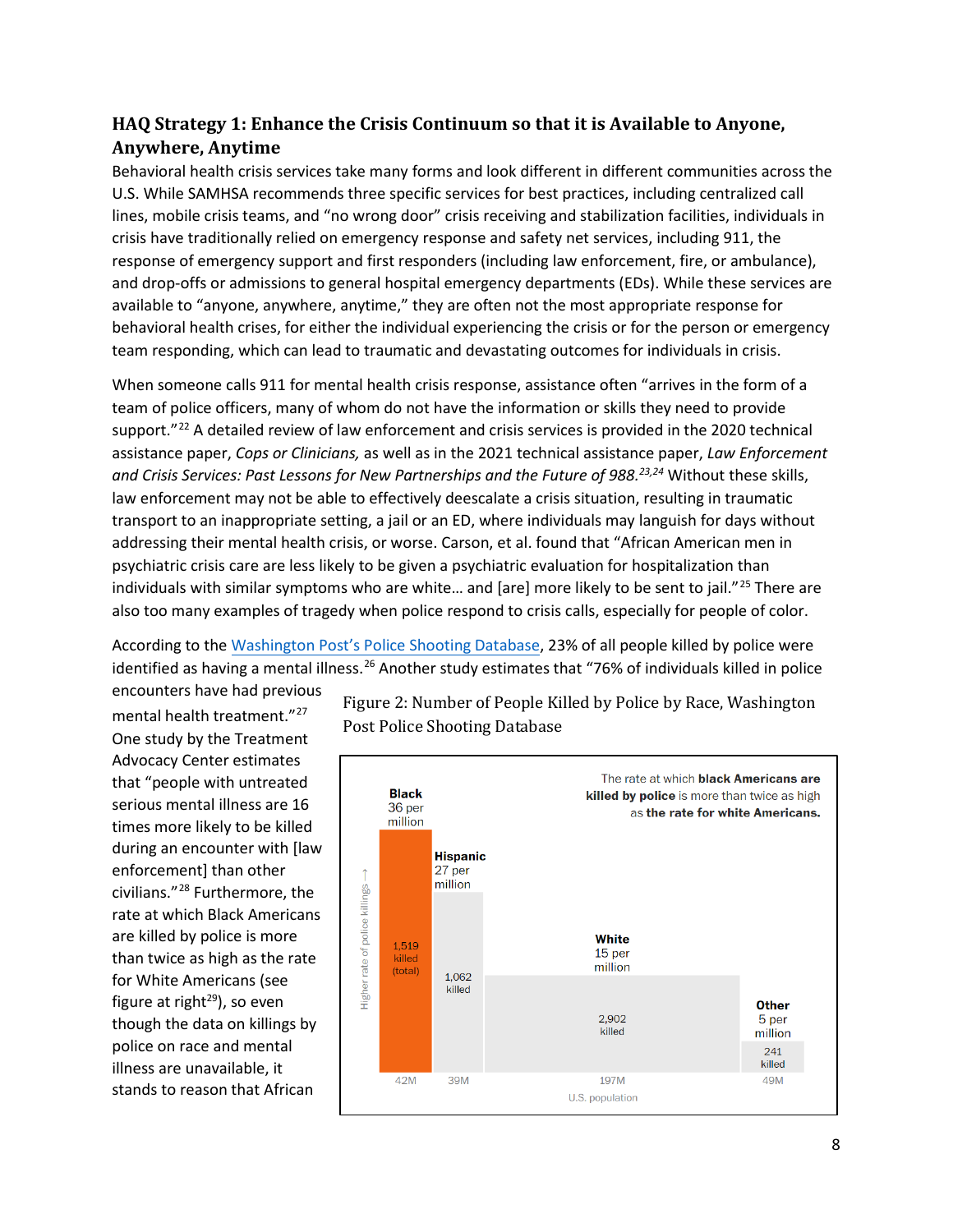### HAQ Strategy 1: Enhance the Crisis Continuum so that it is Available to Anyone, Anywhere, Anytime

Behavioral health crisis services take many forms and look different in different communities across the U.S. While SAMHSA recommends three specific services for best practices, including centralized call lines, mobile crisis teams, and "no wrong door" crisis receiving and stabilization facilities, individuals in crisis have traditionally relied on emergency response and safety net services, including 911, the response of emergency support and first responders (including law enforcement, fire, or ambulance), and drop-offs or admissions to general hospital emergency departments (EDs). While these services are available to "anyone, anywhere, anytime," they are often not the most appropriate response for behavioral health crises, for either the individual experiencing the crisis or for the person or emergency team responding, which can lead to traumatic and devastating outcomes for individuals in crisis.

When someone calls 911 for mental health crisis response, assistance often "arrives in the form of a team of police officers, many of whom do not have the information or skills they need to provide support."[22] A detailed review of law enforcement and crisis services is provided in the 2020 technical assistance paper, *Cops or Clinicians,* as well as in the 2021 technical assistance paper, *Law Enforcement and Crisis Services: Past Lessons for New Partnerships and the Future of 988.*[23,24] Without these skills, law enforcement may not be able to effectively deescalate a crisis situation, resulting in traumatic transport to an inappropriate setting, a jail or an ED, where individuals may languish for days without addressing their mental health crisis, or worse. Carson, et al. found that "African American men in psychiatric crisis care are less likely to be given a psychiatric evaluation for hospitalization than individuals with similar symptoms who are white… and [are] more likely to be sent to jail."[25] There are also too many examples of tragedy when police respond to crisis calls, especially for people of color.

According to the Washington Post's Police Shooting Database, 23% of all people killed by police were identified as having a mental illness.[26] Another study estimates that "76% of individuals killed in police encounters have had previous mental health treatment."[27] One study by the Treatment Advocacy Center estimates that "people with untreated serious mental illness are 16 times more likely to be killed during an encounter with [law enforcement] than other civilians."[28] Furthermore, the rate at which Black Americans are killed by police is more than twice as high as the rate for White Americans (see figure at right[29]), so even though the data on killings by police on race and mental illness are unavailable, it stands to reason that African

Figure 2: Number of People Killed by Police by Race, Washington Post Police Shooting Database

The rate at which **black Americans are killed by police** is more than twice as high as **the rate for white Americans.**

| Race | Rate | Killed | U.S. population |
|---|---|---|---|
| Black | 36 per million | 1,519 killed (total) | 42M |
| Hispanic | 27 per million | 1,062 killed | 39M |
| White | 15 per million | 2,902 killed | 197M |
| Other | 5 per million | 241 killed | 49M |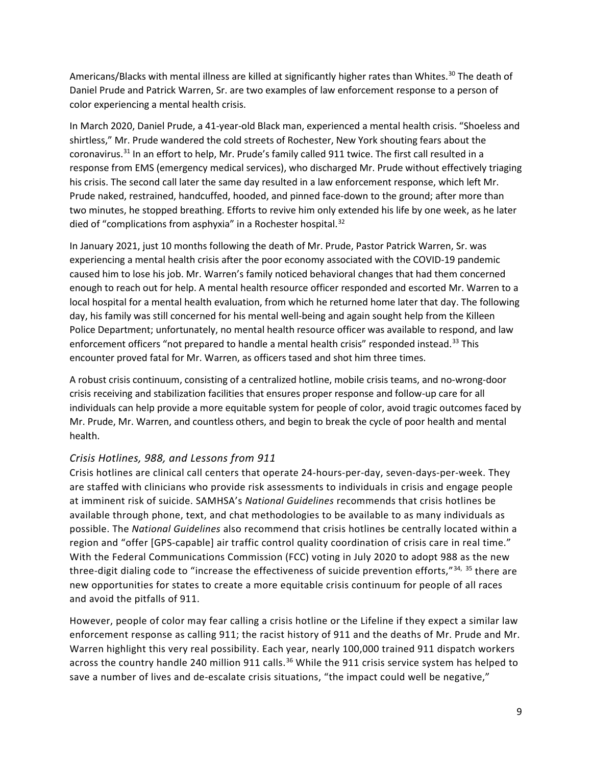Americans/Blacks with mental illness are killed at significantly higher rates than Whites.[30] The death of Daniel Prude and Patrick Warren, Sr. are two examples of law enforcement response to a person of color experiencing a mental health crisis.

In March 2020, Daniel Prude, a 41-year-old Black man, experienced a mental health crisis. "Shoeless and shirtless," Mr. Prude wandered the cold streets of Rochester, New York shouting fears about the coronavirus.[31] In an effort to help, Mr. Prude's family called 911 twice. The first call resulted in a response from EMS (emergency medical services), who discharged Mr. Prude without effectively triaging his crisis. The second call later the same day resulted in a law enforcement response, which left Mr. Prude naked, restrained, handcuffed, hooded, and pinned face-down to the ground; after more than two minutes, he stopped breathing. Efforts to revive him only extended his life by one week, as he later died of "complications from asphyxia" in a Rochester hospital.[32]

In January 2021, just 10 months following the death of Mr. Prude, Pastor Patrick Warren, Sr. was experiencing a mental health crisis after the poor economy associated with the COVID-19 pandemic caused him to lose his job. Mr. Warren's family noticed behavioral changes that had them concerned enough to reach out for help. A mental health resource officer responded and escorted Mr. Warren to a local hospital for a mental health evaluation, from which he returned home later that day. The following day, his family was still concerned for his mental well-being and again sought help from the Killeen Police Department; unfortunately, no mental health resource officer was available to respond, and law enforcement officers "not prepared to handle a mental health crisis" responded instead.[33] This encounter proved fatal for Mr. Warren, as officers tased and shot him three times.

A robust crisis continuum, consisting of a centralized hotline, mobile crisis teams, and no-wrong-door crisis receiving and stabilization facilities that ensures proper response and follow-up care for all individuals can help provide a more equitable system for people of color, avoid tragic outcomes faced by Mr. Prude, Mr. Warren, and countless others, and begin to break the cycle of poor health and mental health.

### *Crisis Hotlines, 988, and Lessons from 911*

Crisis hotlines are clinical call centers that operate 24-hours-per-day, seven-days-per-week. They are staffed with clinicians who provide risk assessments to individuals in crisis and engage people at imminent risk of suicide. SAMHSA's *National Guidelines* recommends that crisis hotlines be available through phone, text, and chat methodologies to be available to as many individuals as possible. The *National Guidelines* also recommend that crisis hotlines be centrally located within a region and "offer [GPS-capable] air traffic control quality coordination of crisis care in real time." With the Federal Communications Commission (FCC) voting in July 2020 to adopt 988 as the new three-digit dialing code to "increase the effectiveness of suicide prevention efforts,"[34, 35] there are new opportunities for states to create a more equitable crisis continuum for people of all races and avoid the pitfalls of 911.

However, people of color may fear calling a crisis hotline or the Lifeline if they expect a similar law enforcement response as calling 911; the racist history of 911 and the deaths of Mr. Prude and Mr. Warren highlight this very real possibility. Each year, nearly 100,000 trained 911 dispatch workers across the country handle 240 million 911 calls.[36] While the 911 crisis service system has helped to save a number of lives and de-escalate crisis situations, "the impact could well be negative,"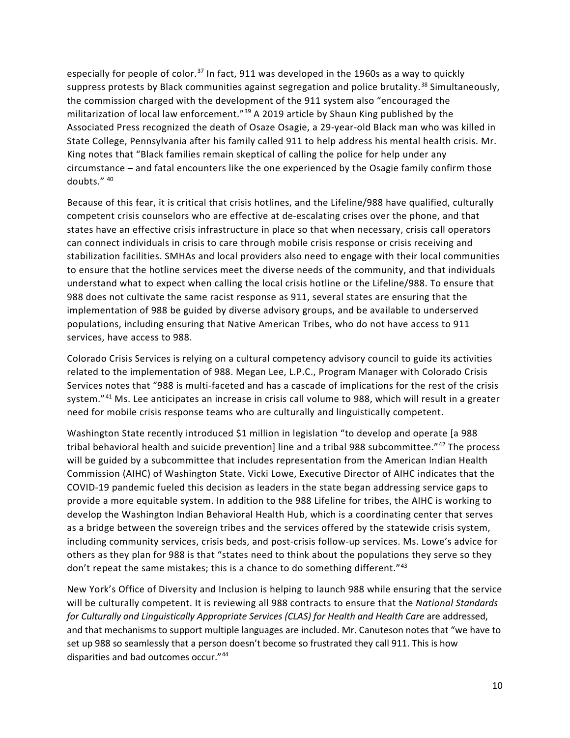especially for people of color.[37] In fact, 911 was developed in the 1960s as a way to quickly suppress protests by Black communities against segregation and police brutality.[38] Simultaneously, the commission charged with the development of the 911 system also "encouraged the militarization of local law enforcement."[39] A 2019 article by Shaun King published by the Associated Press recognized the death of Osaze Osagie, a 29-year-old Black man who was killed in State College, Pennsylvania after his family called 911 to help address his mental health crisis. Mr. King notes that "Black families remain skeptical of calling the police for help under any circumstance – and fatal encounters like the one experienced by the Osagie family confirm those doubts." [40]

Because of this fear, it is critical that crisis hotlines, and the Lifeline/988 have qualified, culturally competent crisis counselors who are effective at de-escalating crises over the phone, and that states have an effective crisis infrastructure in place so that when necessary, crisis call operators can connect individuals in crisis to care through mobile crisis response or crisis receiving and stabilization facilities. SMHAs and local providers also need to engage with their local communities to ensure that the hotline services meet the diverse needs of the community, and that individuals understand what to expect when calling the local crisis hotline or the Lifeline/988. To ensure that 988 does not cultivate the same racist response as 911, several states are ensuring that the implementation of 988 be guided by diverse advisory groups, and be available to underserved populations, including ensuring that Native American Tribes, who do not have access to 911 services, have access to 988.

Colorado Crisis Services is relying on a cultural competency advisory council to guide its activities related to the implementation of 988. Megan Lee, L.P.C., Program Manager with Colorado Crisis Services notes that "988 is multi-faceted and has a cascade of implications for the rest of the crisis system."[41] Ms. Lee anticipates an increase in crisis call volume to 988, which will result in a greater need for mobile crisis response teams who are culturally and linguistically competent.

Washington State recently introduced $1 million in legislation "to develop and operate [a 988 tribal behavioral health and suicide prevention] line and a tribal 988 subcommittee."[42] The process will be guided by a subcommittee that includes representation from the American Indian Health Commission (AIHC) of Washington State. Vicki Lowe, Executive Director of AIHC indicates that the COVID-19 pandemic fueled this decision as leaders in the state began addressing service gaps to provide a more equitable system. In addition to the 988 Lifeline for tribes, the AIHC is working to develop the Washington Indian Behavioral Health Hub, which is a coordinating center that serves as a bridge between the sovereign tribes and the services offered by the statewide crisis system, including community services, crisis beds, and post-crisis follow-up services. Ms. Lowe's advice for others as they plan for 988 is that "states need to think about the populations they serve so they don't repeat the same mistakes; this is a chance to do something different."[43]

New York's Office of Diversity and Inclusion is helping to launch 988 while ensuring that the service will be culturally competent. It is reviewing all 988 contracts to ensure that the *National Standards for Culturally and Linguistically Appropriate Services (CLAS) for Health and Health Care* are addressed, and that mechanisms to support multiple languages are included. Mr. Canuteson notes that "we have to set up 988 so seamlessly that a person doesn't become so frustrated they call 911. This is how disparities and bad outcomes occur."[44]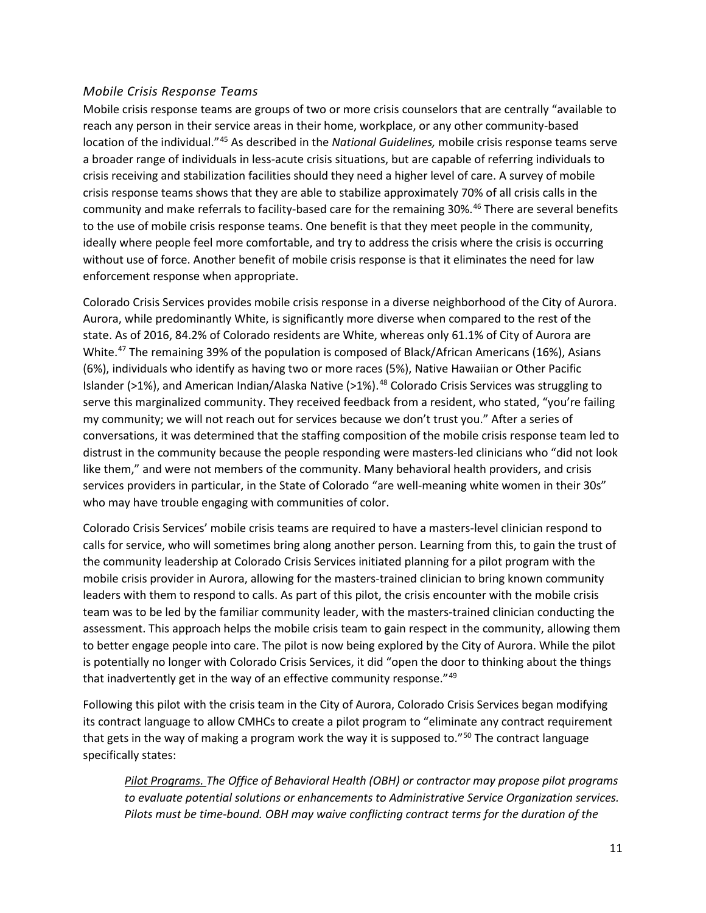### *Mobile Crisis Response Teams*

Mobile crisis response teams are groups of two or more crisis counselors that are centrally "available to reach any person in their service areas in their home, workplace, or any other community-based location of the individual."[45] As described in the *National Guidelines,* mobile crisis response teams serve a broader range of individuals in less-acute crisis situations, but are capable of referring individuals to crisis receiving and stabilization facilities should they need a higher level of care. A survey of mobile crisis response teams shows that they are able to stabilize approximately 70% of all crisis calls in the community and make referrals to facility-based care for the remaining 30%.[46] There are several benefits to the use of mobile crisis response teams. One benefit is that they meet people in the community, ideally where people feel more comfortable, and try to address the crisis where the crisis is occurring without use of force. Another benefit of mobile crisis response is that it eliminates the need for law enforcement response when appropriate.

Colorado Crisis Services provides mobile crisis response in a diverse neighborhood of the City of Aurora. Aurora, while predominantly White, is significantly more diverse when compared to the rest of the state. As of 2016, 84.2% of Colorado residents are White, whereas only 61.1% of City of Aurora are White.[47] The remaining 39% of the population is composed of Black/African Americans (16%), Asians (6%), individuals who identify as having two or more races (5%), Native Hawaiian or Other Pacific Islander (>1%), and American Indian/Alaska Native (>1%).[48] Colorado Crisis Services was struggling to serve this marginalized community. They received feedback from a resident, who stated, "you're failing my community; we will not reach out for services because we don't trust you." After a series of conversations, it was determined that the staffing composition of the mobile crisis response team led to distrust in the community because the people responding were masters-led clinicians who "did not look like them," and were not members of the community. Many behavioral health providers, and crisis services providers in particular, in the State of Colorado "are well-meaning white women in their 30s" who may have trouble engaging with communities of color.

Colorado Crisis Services' mobile crisis teams are required to have a masters-level clinician respond to calls for service, who will sometimes bring along another person. Learning from this, to gain the trust of the community leadership at Colorado Crisis Services initiated planning for a pilot program with the mobile crisis provider in Aurora, allowing for the masters-trained clinician to bring known community leaders with them to respond to calls. As part of this pilot, the crisis encounter with the mobile crisis team was to be led by the familiar community leader, with the masters-trained clinician conducting the assessment. This approach helps the mobile crisis team to gain respect in the community, allowing them to better engage people into care. The pilot is now being explored by the City of Aurora. While the pilot is potentially no longer with Colorado Crisis Services, it did "open the door to thinking about the things that inadvertently get in the way of an effective community response."[49]

Following this pilot with the crisis team in the City of Aurora, Colorado Crisis Services began modifying its contract language to allow CMHCs to create a pilot program to "eliminate any contract requirement that gets in the way of making a program work the way it is supposed to."[50] The contract language specifically states:

> *Pilot Programs. The Office of Behavioral Health (OBH) or contractor may propose pilot programs to evaluate potential solutions or enhancements to Administrative Service Organization services. Pilots must be time-bound. OBH may waive conflicting contract terms for the duration of the*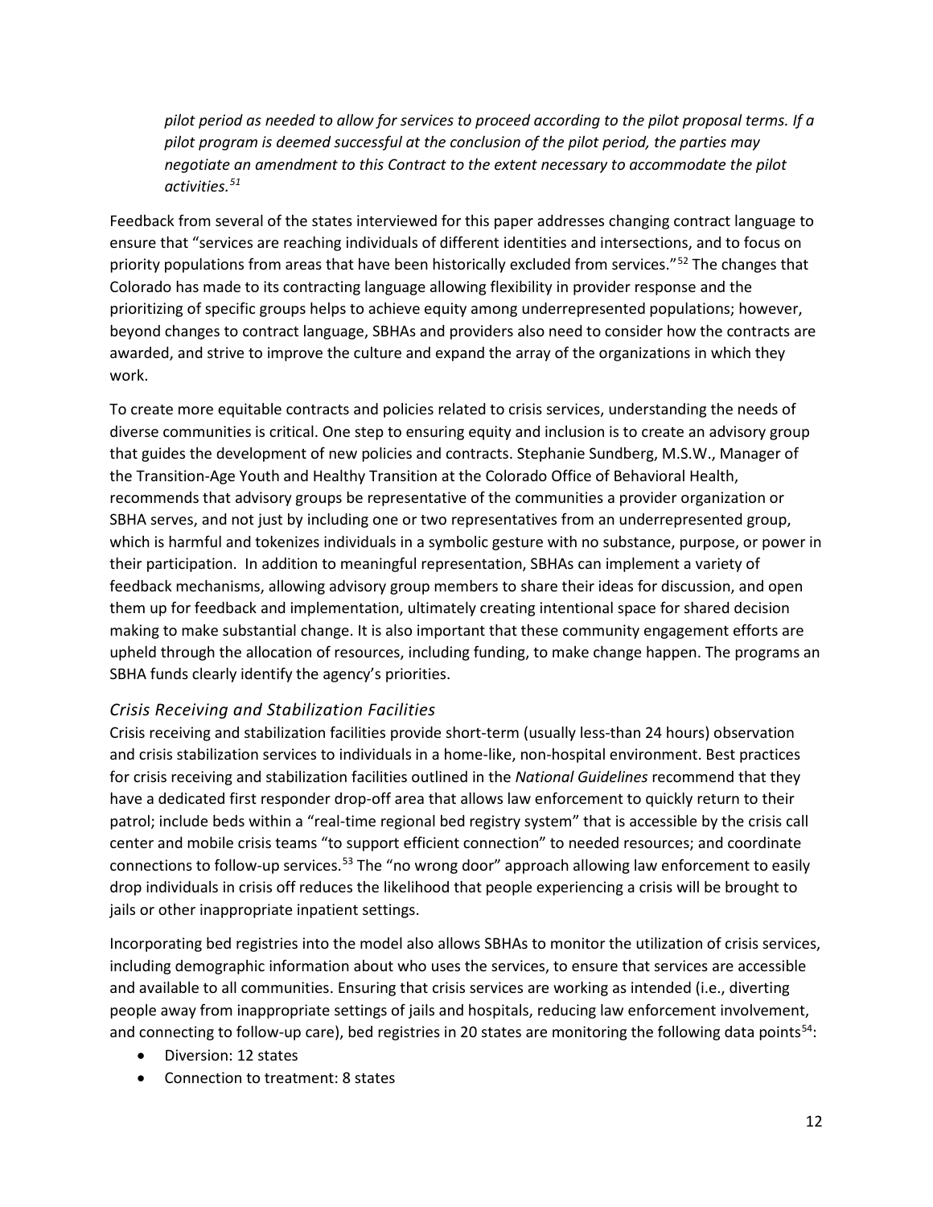*pilot period as needed to allow for services to proceed according to the pilot proposal terms. If a pilot program is deemed successful at the conclusion of the pilot period, the parties may negotiate an amendment to this Contract to the extent necessary to accommodate the pilot activities.*[51]

Feedback from several of the states interviewed for this paper addresses changing contract language to ensure that "services are reaching individuals of different identities and intersections, and to focus on priority populations from areas that have been historically excluded from services."[52] The changes that Colorado has made to its contracting language allowing flexibility in provider response and the prioritizing of specific groups helps to achieve equity among underrepresented populations; however, beyond changes to contract language, SBHAs and providers also need to consider how the contracts are awarded, and strive to improve the culture and expand the array of the organizations in which they work.

To create more equitable contracts and policies related to crisis services, understanding the needs of diverse communities is critical. One step to ensuring equity and inclusion is to create an advisory group that guides the development of new policies and contracts. Stephanie Sundberg, M.S.W., Manager of the Transition-Age Youth and Healthy Transition at the Colorado Office of Behavioral Health, recommends that advisory groups be representative of the communities a provider organization or SBHA serves, and not just by including one or two representatives from an underrepresented group, which is harmful and tokenizes individuals in a symbolic gesture with no substance, purpose, or power in their participation. In addition to meaningful representation, SBHAs can implement a variety of feedback mechanisms, allowing advisory group members to share their ideas for discussion, and open them up for feedback and implementation, ultimately creating intentional space for shared decision making to make substantial change. It is also important that these community engagement efforts are upheld through the allocation of resources, including funding, to make change happen. The programs an SBHA funds clearly identify the agency's priorities.

### *Crisis Receiving and Stabilization Facilities*

Crisis receiving and stabilization facilities provide short-term (usually less-than 24 hours) observation and crisis stabilization services to individuals in a home-like, non-hospital environment. Best practices for crisis receiving and stabilization facilities outlined in the *National Guidelines* recommend that they have a dedicated first responder drop-off area that allows law enforcement to quickly return to their patrol; include beds within a "real-time regional bed registry system" that is accessible by the crisis call center and mobile crisis teams "to support efficient connection" to needed resources; and coordinate connections to follow-up services.[53] The "no wrong door" approach allowing law enforcement to easily drop individuals in crisis off reduces the likelihood that people experiencing a crisis will be brought to jails or other inappropriate inpatient settings.

Incorporating bed registries into the model also allows SBHAs to monitor the utilization of crisis services, including demographic information about who uses the services, to ensure that services are accessible and available to all communities. Ensuring that crisis services are working as intended (i.e., diverting people away from inappropriate settings of jails and hospitals, reducing law enforcement involvement, and connecting to follow-up care), bed registries in 20 states are monitoring the following data points[54]:

- Diversion: 12 states
- Connection to treatment: 8 states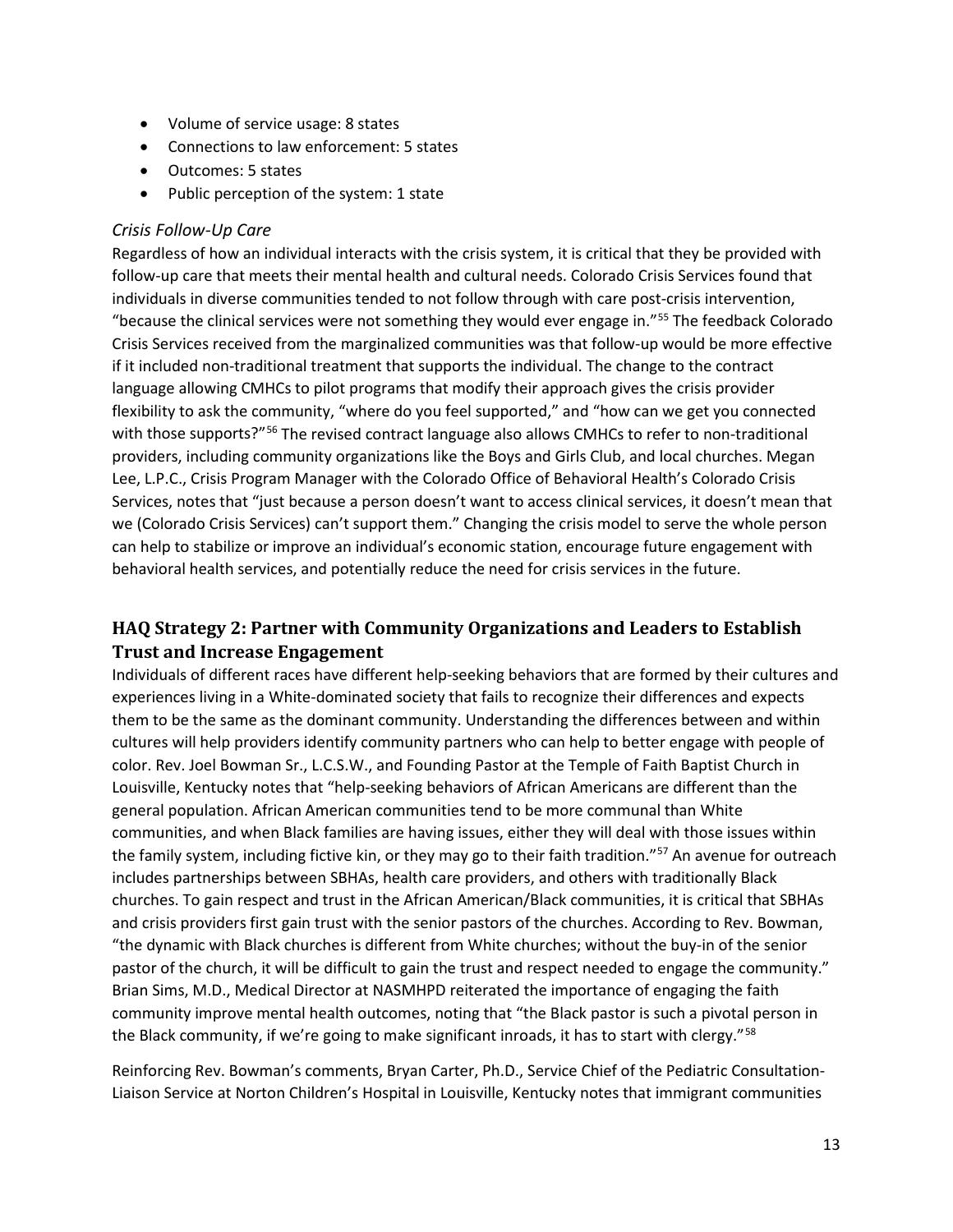- Volume of service usage: 8 states
- Connections to law enforcement: 5 states
- Outcomes: 5 states
- Public perception of the system: 1 state

### *Crisis Follow-Up Care*

Regardless of how an individual interacts with the crisis system, it is critical that they be provided with follow-up care that meets their mental health and cultural needs. Colorado Crisis Services found that individuals in diverse communities tended to not follow through with care post-crisis intervention, "because the clinical services were not something they would ever engage in."[55] The feedback Colorado Crisis Services received from the marginalized communities was that follow-up would be more effective if it included non-traditional treatment that supports the individual. The change to the contract language allowing CMHCs to pilot programs that modify their approach gives the crisis provider flexibility to ask the community, "where do you feel supported," and "how can we get you connected with those supports?"[56] The revised contract language also allows CMHCs to refer to non-traditional providers, including community organizations like the Boys and Girls Club, and local churches. Megan Lee, L.P.C., Crisis Program Manager with the Colorado Office of Behavioral Health's Colorado Crisis Services, notes that "just because a person doesn't want to access clinical services, it doesn't mean that we (Colorado Crisis Services) can't support them." Changing the crisis model to serve the whole person can help to stabilize or improve an individual's economic station, encourage future engagement with behavioral health services, and potentially reduce the need for crisis services in the future.

## HAQ Strategy 2: Partner with Community Organizations and Leaders to Establish Trust and Increase Engagement

Individuals of different races have different help-seeking behaviors that are formed by their cultures and experiences living in a White-dominated society that fails to recognize their differences and expects them to be the same as the dominant community. Understanding the differences between and within cultures will help providers identify community partners who can help to better engage with people of color. Rev. Joel Bowman Sr., L.C.S.W., and Founding Pastor at the Temple of Faith Baptist Church in Louisville, Kentucky notes that "help-seeking behaviors of African Americans are different than the general population. African American communities tend to be more communal than White communities, and when Black families are having issues, either they will deal with those issues within the family system, including fictive kin, or they may go to their faith tradition."[57] An avenue for outreach includes partnerships between SBHAs, health care providers, and others with traditionally Black churches. To gain respect and trust in the African American/Black communities, it is critical that SBHAs and crisis providers first gain trust with the senior pastors of the churches. According to Rev. Bowman, "the dynamic with Black churches is different from White churches; without the buy-in of the senior pastor of the church, it will be difficult to gain the trust and respect needed to engage the community." Brian Sims, M.D., Medical Director at NASMHPD reiterated the importance of engaging the faith community improve mental health outcomes, noting that "the Black pastor is such a pivotal person in the Black community, if we're going to make significant inroads, it has to start with clergy."[58]

Reinforcing Rev. Bowman's comments, Bryan Carter, Ph.D., Service Chief of the Pediatric Consultation-Liaison Service at Norton Children's Hospital in Louisville, Kentucky notes that immigrant communities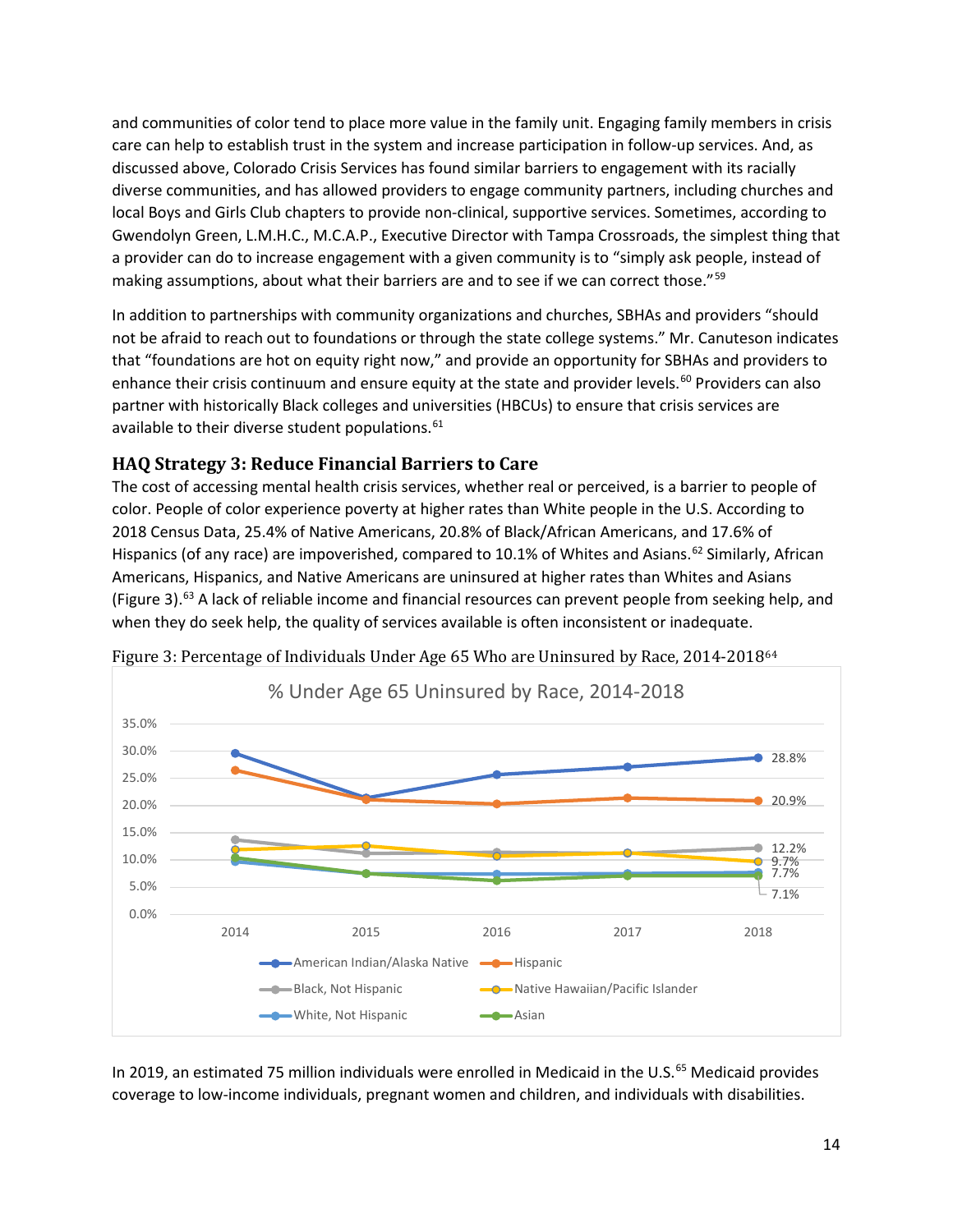and communities of color tend to place more value in the family unit. Engaging family members in crisis care can help to establish trust in the system and increase participation in follow-up services. And, as discussed above, Colorado Crisis Services has found similar barriers to engagement with its racially diverse communities, and has allowed providers to engage community partners, including churches and local Boys and Girls Club chapters to provide non-clinical, supportive services. Sometimes, according to Gwendolyn Green, L.M.H.C., M.C.A.P., Executive Director with Tampa Crossroads, the simplest thing that a provider can do to increase engagement with a given community is to "simply ask people, instead of making assumptions, about what their barriers are and to see if we can correct those."[59]

In addition to partnerships with community organizations and churches, SBHAs and providers "should not be afraid to reach out to foundations or through the state college systems." Mr. Canuteson indicates that "foundations are hot on equity right now," and provide an opportunity for SBHAs and providers to enhance their crisis continuum and ensure equity at the state and provider levels.[60] Providers can also partner with historically Black colleges and universities (HBCUs) to ensure that crisis services are available to their diverse student populations.[61]

### HAQ Strategy 3: Reduce Financial Barriers to Care

The cost of accessing mental health crisis services, whether real or perceived, is a barrier to people of color. People of color experience poverty at higher rates than White people in the U.S. According to 2018 Census Data, 25.4% of Native Americans, 20.8% of Black/African Americans, and 17.6% of Hispanics (of any race) are impoverished, compared to 10.1% of Whites and Asians.[62] Similarly, African Americans, Hispanics, and Native Americans are uninsured at higher rates than Whites and Asians (Figure 3).[63] A lack of reliable income and financial resources can prevent people from seeking help, and when they do seek help, the quality of services available is often inconsistent or inadequate.

Figure 3: Percentage of Individuals Under Age 65 Who are Uninsured by Race, 2014-2018[64]

% Under Age 65 Uninsured by Race, 2014-2018

| Race | 2018 |
|---|---|
| American Indian/Alaska Native | 28.8% |
| Hispanic | 20.9% |
| Black, Not Hispanic | 12.2% |
| Native Hawaiian/Pacific Islander | 9.7% |
| White, Not Hispanic | 7.7% |
| Asian | 7.1% |

In 2019, an estimated 75 million individuals were enrolled in Medicaid in the U.S.[65] Medicaid provides coverage to low-income individuals, pregnant women and children, and individuals with disabilities.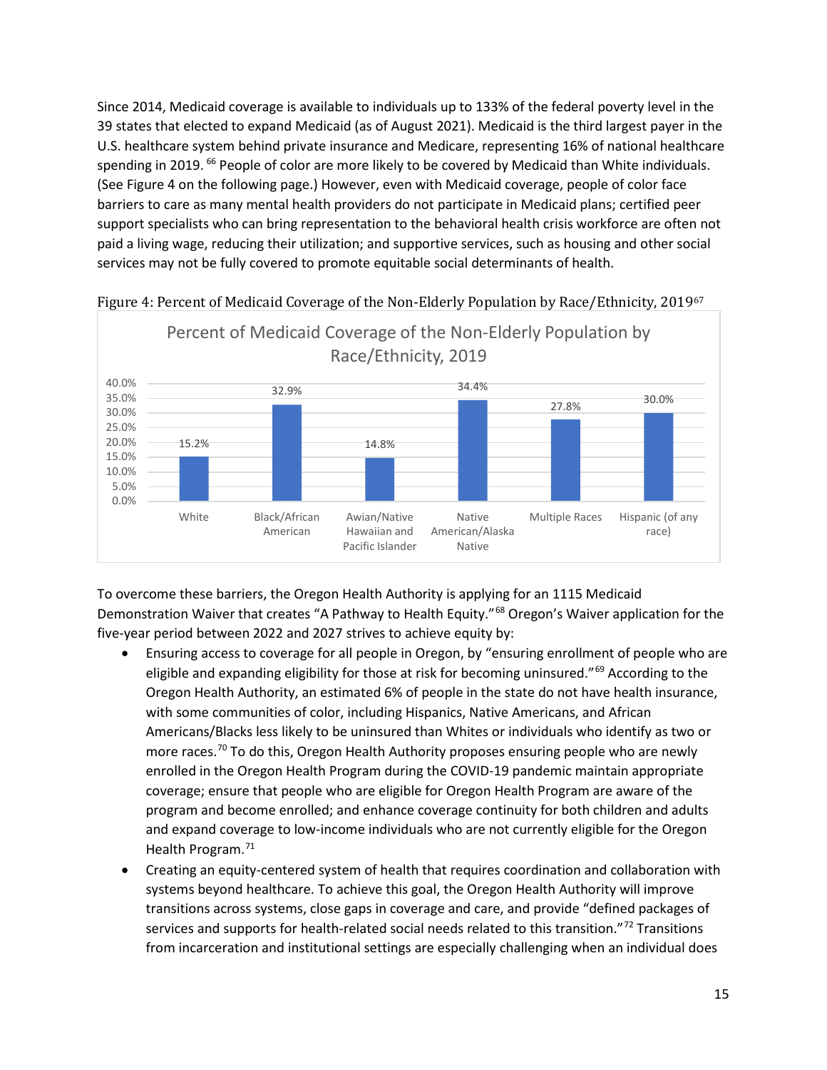Since 2014, Medicaid coverage is available to individuals up to 133% of the federal poverty level in the 39 states that elected to expand Medicaid (as of August 2021). Medicaid is the third largest payer in the U.S. healthcare system behind private insurance and Medicare, representing 16% of national healthcare spending in 2019. [66] People of color are more likely to be covered by Medicaid than White individuals. (See Figure 4 on the following page.) However, even with Medicaid coverage, people of color face barriers to care as many mental health providers do not participate in Medicaid plans; certified peer support specialists who can bring representation to the behavioral health crisis workforce are often not paid a living wage, reducing their utilization; and supportive services, such as housing and other social services may not be fully covered to promote equitable social determinants of health.

Figure 4: Percent of Medicaid Coverage of the Non-Elderly Population by Race/Ethnicity, 2019[67]

Percent of Medicaid Coverage of the Non-Elderly Population by Race/Ethnicity, 2019

| Race/Ethnicity | Percent |
| --- | --- |
| White | 15.2% |
| Black/African American | 32.9% |
| Awian/Native Hawaiian and Pacific Islander | 14.8% |
| Native American/Alaska Native | 34.4% |
| Multiple Races | 27.8% |
| Hispanic (of any race) | 30.0% |

To overcome these barriers, the Oregon Health Authority is applying for an 1115 Medicaid Demonstration Waiver that creates "A Pathway to Health Equity."[68] Oregon's Waiver application for the five-year period between 2022 and 2027 strives to achieve equity by:

- Ensuring access to coverage for all people in Oregon, by "ensuring enrollment of people who are eligible and expanding eligibility for those at risk for becoming uninsured."[69] According to the Oregon Health Authority, an estimated 6% of people in the state do not have health insurance, with some communities of color, including Hispanics, Native Americans, and African Americans/Blacks less likely to be uninsured than Whites or individuals who identify as two or more races.[70] To do this, Oregon Health Authority proposes ensuring people who are newly enrolled in the Oregon Health Program during the COVID-19 pandemic maintain appropriate coverage; ensure that people who are eligible for Oregon Health Program are aware of the program and become enrolled; and enhance coverage continuity for both children and adults and expand coverage to low-income individuals who are not currently eligible for the Oregon Health Program.[71]
- Creating an equity-centered system of health that requires coordination and collaboration with systems beyond healthcare. To achieve this goal, the Oregon Health Authority will improve transitions across systems, close gaps in coverage and care, and provide "defined packages of services and supports for health-related social needs related to this transition."[72] Transitions from incarceration and institutional settings are especially challenging when an individual does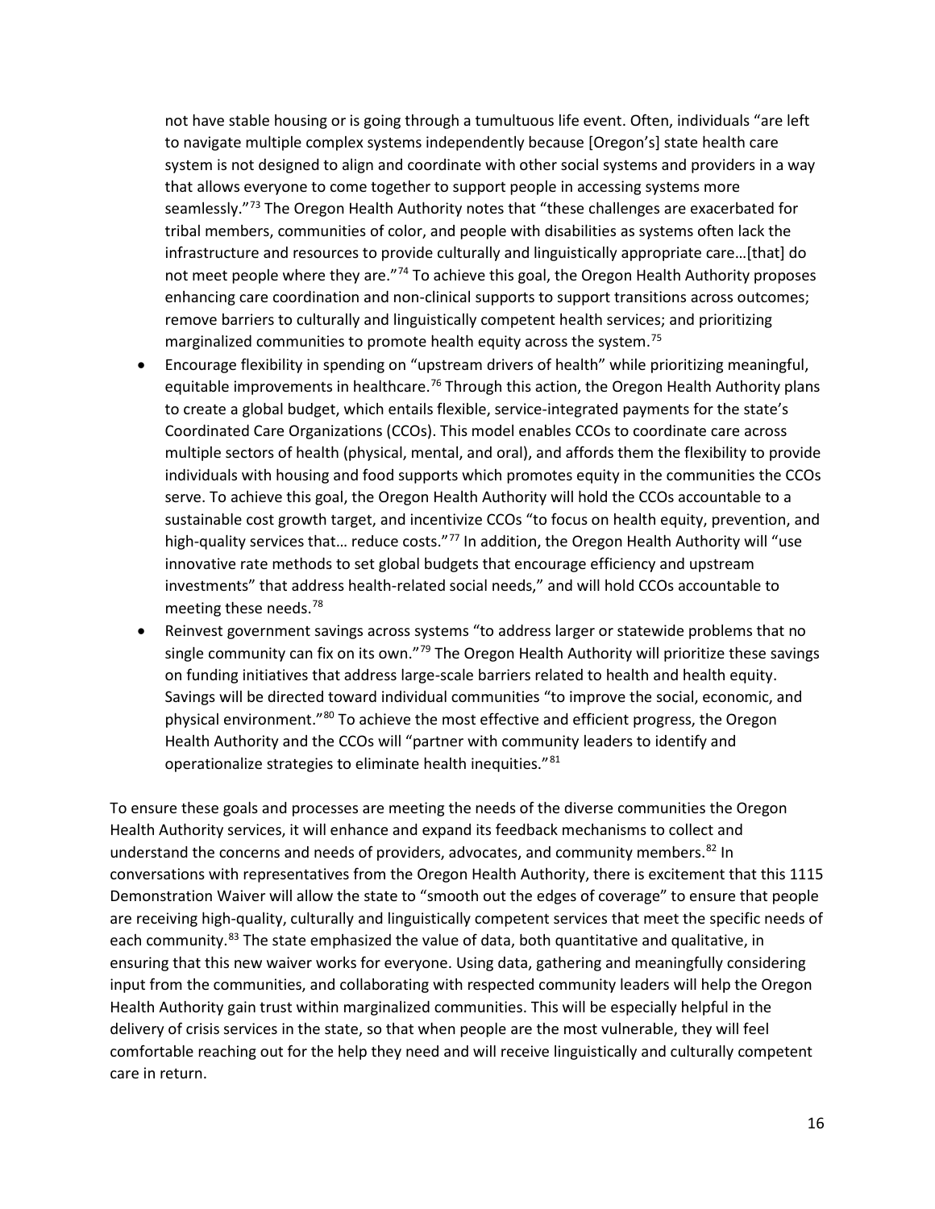not have stable housing or is going through a tumultuous life event. Often, individuals "are left to navigate multiple complex systems independently because [Oregon's] state health care system is not designed to align and coordinate with other social systems and providers in a way that allows everyone to come together to support people in accessing systems more seamlessly."[73] The Oregon Health Authority notes that "these challenges are exacerbated for tribal members, communities of color, and people with disabilities as systems often lack the infrastructure and resources to provide culturally and linguistically appropriate care…[that] do not meet people where they are."[74] To achieve this goal, the Oregon Health Authority proposes enhancing care coordination and non-clinical supports to support transitions across outcomes; remove barriers to culturally and linguistically competent health services; and prioritizing marginalized communities to promote health equity across the system.[75]

- Encourage flexibility in spending on "upstream drivers of health" while prioritizing meaningful, equitable improvements in healthcare.[76] Through this action, the Oregon Health Authority plans to create a global budget, which entails flexible, service-integrated payments for the state's Coordinated Care Organizations (CCOs). This model enables CCOs to coordinate care across multiple sectors of health (physical, mental, and oral), and affords them the flexibility to provide individuals with housing and food supports which promotes equity in the communities the CCOs serve. To achieve this goal, the Oregon Health Authority will hold the CCOs accountable to a sustainable cost growth target, and incentivize CCOs "to focus on health equity, prevention, and high-quality services that… reduce costs."[77] In addition, the Oregon Health Authority will "use innovative rate methods to set global budgets that encourage efficiency and upstream investments" that address health-related social needs," and will hold CCOs accountable to meeting these needs.[78]
- Reinvest government savings across systems "to address larger or statewide problems that no single community can fix on its own."[79] The Oregon Health Authority will prioritize these savings on funding initiatives that address large-scale barriers related to health and health equity. Savings will be directed toward individual communities "to improve the social, economic, and physical environment."[80] To achieve the most effective and efficient progress, the Oregon Health Authority and the CCOs will "partner with community leaders to identify and operationalize strategies to eliminate health inequities."[81]

To ensure these goals and processes are meeting the needs of the diverse communities the Oregon Health Authority services, it will enhance and expand its feedback mechanisms to collect and understand the concerns and needs of providers, advocates, and community members.[82] In conversations with representatives from the Oregon Health Authority, there is excitement that this 1115 Demonstration Waiver will allow the state to "smooth out the edges of coverage" to ensure that people are receiving high-quality, culturally and linguistically competent services that meet the specific needs of each community.[83] The state emphasized the value of data, both quantitative and qualitative, in ensuring that this new waiver works for everyone. Using data, gathering and meaningfully considering input from the communities, and collaborating with respected community leaders will help the Oregon Health Authority gain trust within marginalized communities. This will be especially helpful in the delivery of crisis services in the state, so that when people are the most vulnerable, they will feel comfortable reaching out for the help they need and will receive linguistically and culturally competent care in return.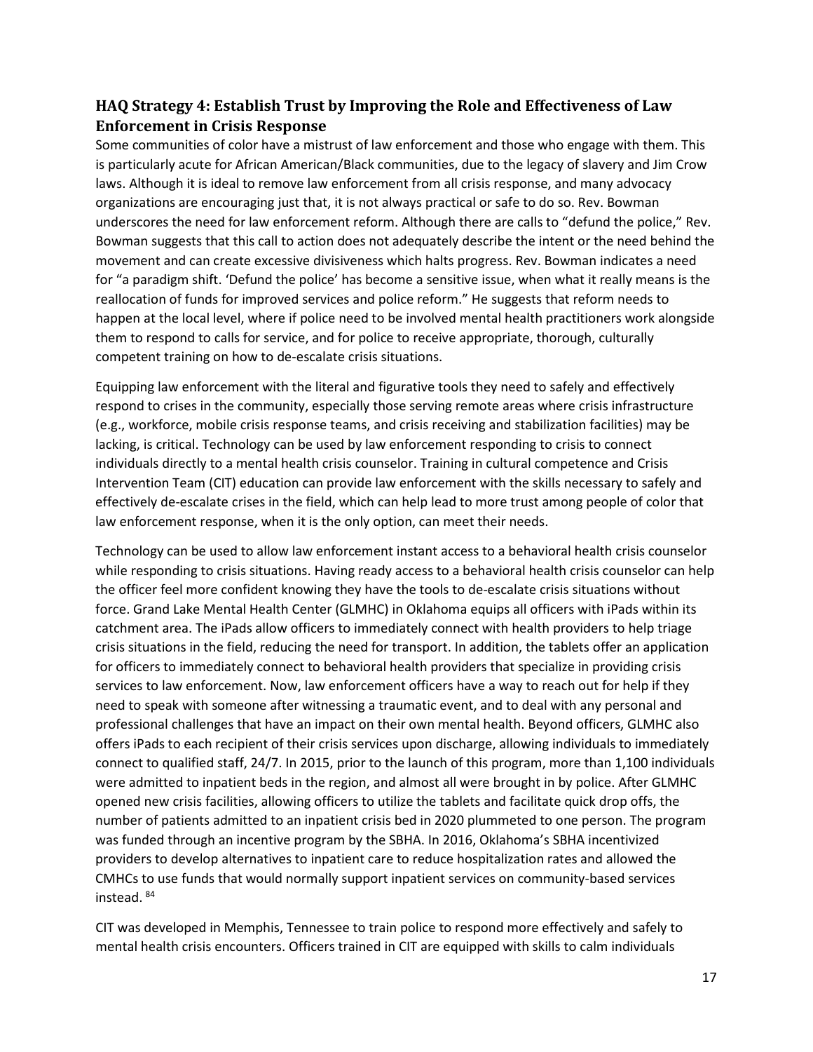### HAQ Strategy 4: Establish Trust by Improving the Role and Effectiveness of Law Enforcement in Crisis Response

Some communities of color have a mistrust of law enforcement and those who engage with them. This is particularly acute for African American/Black communities, due to the legacy of slavery and Jim Crow laws. Although it is ideal to remove law enforcement from all crisis response, and many advocacy organizations are encouraging just that, it is not always practical or safe to do so. Rev. Bowman underscores the need for law enforcement reform. Although there are calls to "defund the police," Rev. Bowman suggests that this call to action does not adequately describe the intent or the need behind the movement and can create excessive divisiveness which halts progress. Rev. Bowman indicates a need for "a paradigm shift. 'Defund the police' has become a sensitive issue, when what it really means is the reallocation of funds for improved services and police reform." He suggests that reform needs to happen at the local level, where if police need to be involved mental health practitioners work alongside them to respond to calls for service, and for police to receive appropriate, thorough, culturally competent training on how to de-escalate crisis situations.

Equipping law enforcement with the literal and figurative tools they need to safely and effectively respond to crises in the community, especially those serving remote areas where crisis infrastructure (e.g., workforce, mobile crisis response teams, and crisis receiving and stabilization facilities) may be lacking, is critical. Technology can be used by law enforcement responding to crisis to connect individuals directly to a mental health crisis counselor. Training in cultural competence and Crisis Intervention Team (CIT) education can provide law enforcement with the skills necessary to safely and effectively de-escalate crises in the field, which can help lead to more trust among people of color that law enforcement response, when it is the only option, can meet their needs.

Technology can be used to allow law enforcement instant access to a behavioral health crisis counselor while responding to crisis situations. Having ready access to a behavioral health crisis counselor can help the officer feel more confident knowing they have the tools to de-escalate crisis situations without force. Grand Lake Mental Health Center (GLMHC) in Oklahoma equips all officers with iPads within its catchment area. The iPads allow officers to immediately connect with health providers to help triage crisis situations in the field, reducing the need for transport. In addition, the tablets offer an application for officers to immediately connect to behavioral health providers that specialize in providing crisis services to law enforcement. Now, law enforcement officers have a way to reach out for help if they need to speak with someone after witnessing a traumatic event, and to deal with any personal and professional challenges that have an impact on their own mental health. Beyond officers, GLMHC also offers iPads to each recipient of their crisis services upon discharge, allowing individuals to immediately connect to qualified staff, 24/7. In 2015, prior to the launch of this program, more than 1,100 individuals were admitted to inpatient beds in the region, and almost all were brought in by police. After GLMHC opened new crisis facilities, allowing officers to utilize the tablets and facilitate quick drop offs, the number of patients admitted to an inpatient crisis bed in 2020 plummeted to one person. The program was funded through an incentive program by the SBHA. In 2016, Oklahoma's SBHA incentivized providers to develop alternatives to inpatient care to reduce hospitalization rates and allowed the CMHCs to use funds that would normally support inpatient services on community-based services instead. [84]

CIT was developed in Memphis, Tennessee to train police to respond more effectively and safely to mental health crisis encounters. Officers trained in CIT are equipped with skills to calm individuals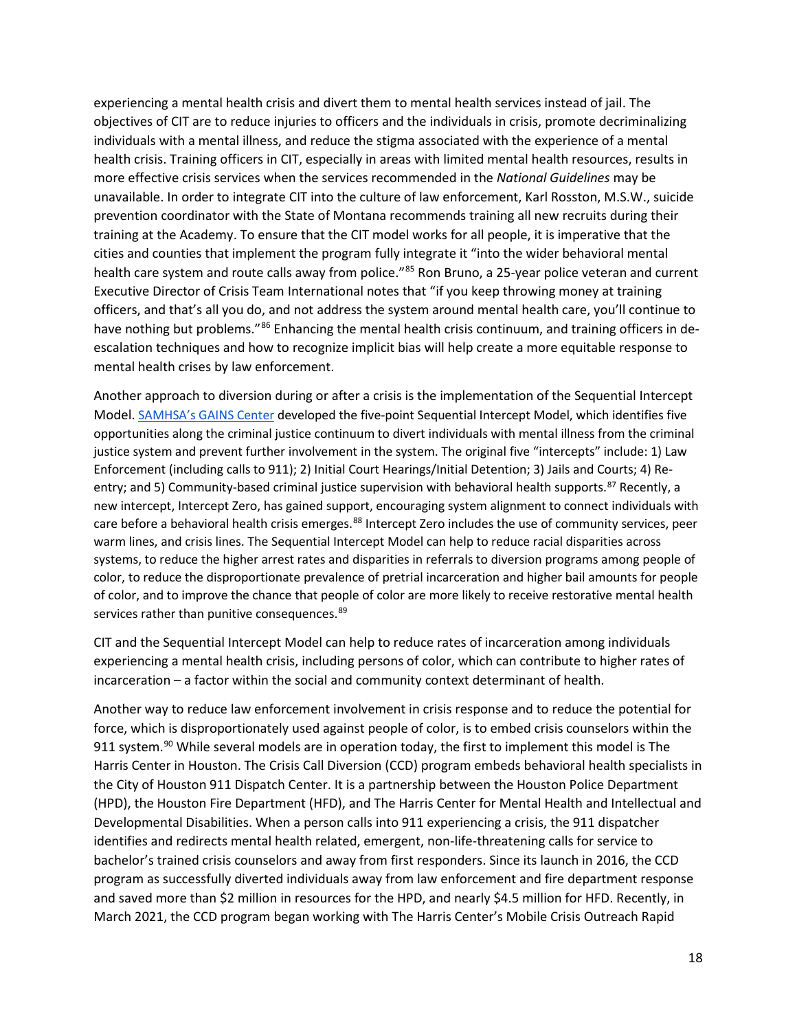experiencing a mental health crisis and divert them to mental health services instead of jail. The objectives of CIT are to reduce injuries to officers and the individuals in crisis, promote decriminalizing individuals with a mental illness, and reduce the stigma associated with the experience of a mental health crisis. Training officers in CIT, especially in areas with limited mental health resources, results in more effective crisis services when the services recommended in the *National Guidelines* may be unavailable. In order to integrate CIT into the culture of law enforcement, Karl Rosston, M.S.W., suicide prevention coordinator with the State of Montana recommends training all new recruits during their training at the Academy. To ensure that the CIT model works for all people, it is imperative that the cities and counties that implement the program fully integrate it "into the wider behavioral mental health care system and route calls away from police."[85] Ron Bruno, a 25-year police veteran and current Executive Director of Crisis Team International notes that "if you keep throwing money at training officers, and that's all you do, and not address the system around mental health care, you'll continue to have nothing but problems."[86] Enhancing the mental health crisis continuum, and training officers in de-escalation techniques and how to recognize implicit bias will help create a more equitable response to mental health crises by law enforcement.

Another approach to diversion during or after a crisis is the implementation of the Sequential Intercept Model. SAMHSA's GAINS Center developed the five-point Sequential Intercept Model, which identifies five opportunities along the criminal justice continuum to divert individuals with mental illness from the criminal justice system and prevent further involvement in the system. The original five "intercepts" include: 1) Law Enforcement (including calls to 911); 2) Initial Court Hearings/Initial Detention; 3) Jails and Courts; 4) Re-entry; and 5) Community-based criminal justice supervision with behavioral health supports.[87] Recently, a new intercept, Intercept Zero, has gained support, encouraging system alignment to connect individuals with care before a behavioral health crisis emerges.[88] Intercept Zero includes the use of community services, peer warm lines, and crisis lines. The Sequential Intercept Model can help to reduce racial disparities across systems, to reduce the higher arrest rates and disparities in referrals to diversion programs among people of color, to reduce the disproportionate prevalence of pretrial incarceration and higher bail amounts for people of color, and to improve the chance that people of color are more likely to receive restorative mental health services rather than punitive consequences.[89]

CIT and the Sequential Intercept Model can help to reduce rates of incarceration among individuals experiencing a mental health crisis, including persons of color, which can contribute to higher rates of incarceration – a factor within the social and community context determinant of health.

Another way to reduce law enforcement involvement in crisis response and to reduce the potential for force, which is disproportionately used against people of color, is to embed crisis counselors within the 911 system.[90] While several models are in operation today, the first to implement this model is The Harris Center in Houston. The Crisis Call Diversion (CCD) program embeds behavioral health specialists in the City of Houston 911 Dispatch Center. It is a partnership between the Houston Police Department (HPD), the Houston Fire Department (HFD), and The Harris Center for Mental Health and Intellectual and Developmental Disabilities. When a person calls into 911 experiencing a crisis, the 911 dispatcher identifies and redirects mental health related, emergent, non-life-threatening calls for service to bachelor's trained crisis counselors and away from first responders. Since its launch in 2016, the CCD program as successfully diverted individuals away from law enforcement and fire department response and saved more than $2 million in resources for the HPD, and nearly $4.5 million for HFD. Recently, in March 2021, the CCD program began working with The Harris Center's Mobile Crisis Outreach Rapid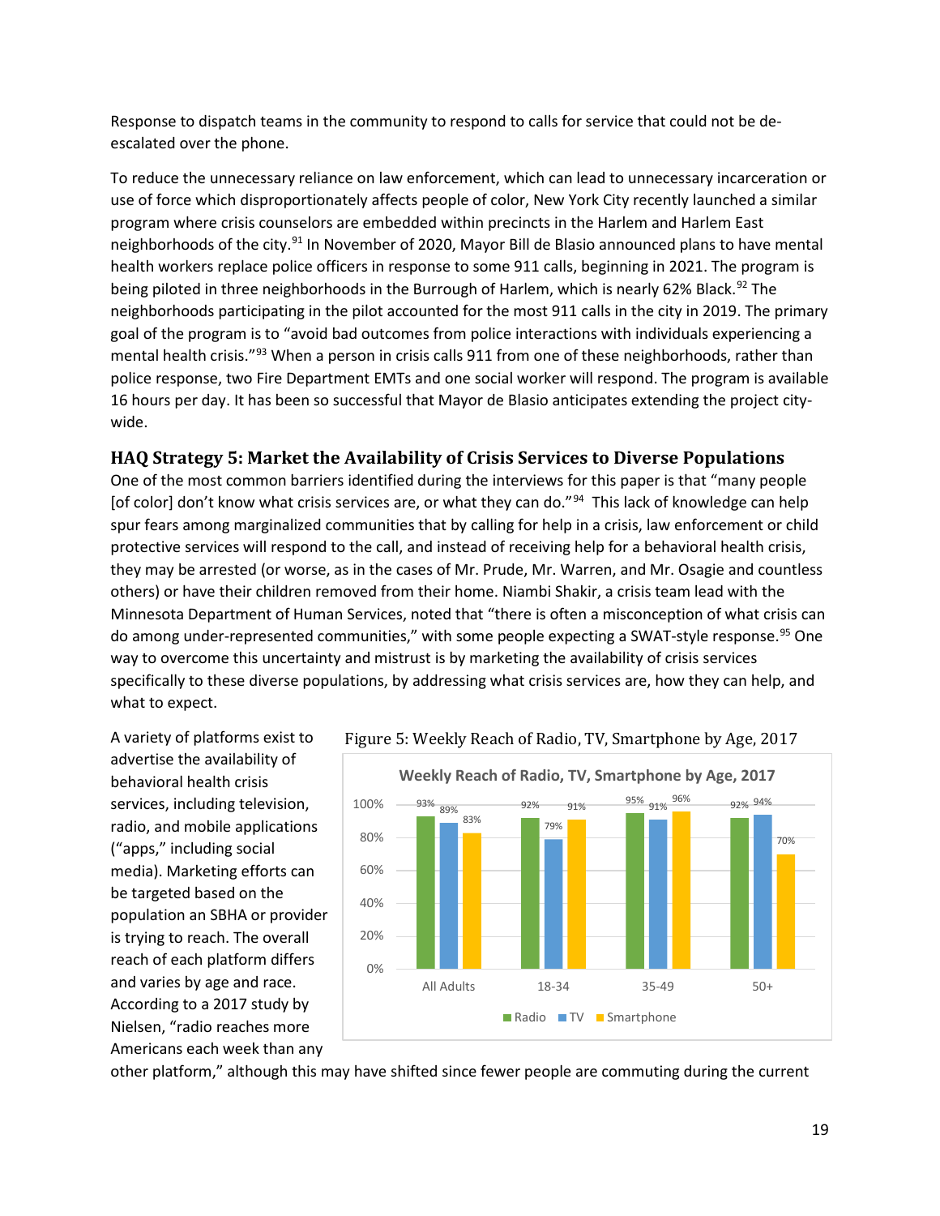Response to dispatch teams in the community to respond to calls for service that could not be de-escalated over the phone.

To reduce the unnecessary reliance on law enforcement, which can lead to unnecessary incarceration or use of force which disproportionately affects people of color, New York City recently launched a similar program where crisis counselors are embedded within precincts in the Harlem and Harlem East neighborhoods of the city.[91] In November of 2020, Mayor Bill de Blasio announced plans to have mental health workers replace police officers in response to some 911 calls, beginning in 2021. The program is being piloted in three neighborhoods in the Burrough of Harlem, which is nearly 62% Black.[92] The neighborhoods participating in the pilot accounted for the most 911 calls in the city in 2019. The primary goal of the program is to "avoid bad outcomes from police interactions with individuals experiencing a mental health crisis."[93] When a person in crisis calls 911 from one of these neighborhoods, rather than police response, two Fire Department EMTs and one social worker will respond. The program is available 16 hours per day. It has been so successful that Mayor de Blasio anticipates extending the project city-wide.

### HAQ Strategy 5: Market the Availability of Crisis Services to Diverse Populations

One of the most common barriers identified during the interviews for this paper is that "many people [of color] don't know what crisis services are, or what they can do."[94] This lack of knowledge can help spur fears among marginalized communities that by calling for help in a crisis, law enforcement or child protective services will respond to the call, and instead of receiving help for a behavioral health crisis, they may be arrested (or worse, as in the cases of Mr. Prude, Mr. Warren, and Mr. Osagie and countless others) or have their children removed from their home. Niambi Shakir, a crisis team lead with the Minnesota Department of Human Services, noted that "there is often a misconception of what crisis can do among under-represented communities," with some people expecting a SWAT-style response.[95] One way to overcome this uncertainty and mistrust is by marketing the availability of crisis services specifically to these diverse populations, by addressing what crisis services are, how they can help, and what to expect.

A variety of platforms exist to advertise the availability of behavioral health crisis services, including television, radio, and mobile applications ("apps," including social media). Marketing efforts can be targeted based on the population an SBHA or provider is trying to reach. The overall reach of each platform differs and varies by age and race. According to a 2017 study by Nielsen, "radio reaches more Americans each week than any other platform," although this may have shifted since fewer people are commuting during the current

Figure 5: Weekly Reach of Radio, TV, Smartphone by Age, 2017

| | Radio | TV | Smartphone |
|---|---|---|---|
| All Adults | 93% | 89% | 83% |
| 18-34 | 92% | 79% | 91% |
| 35-49 | 95% | 91% | 96% |
| 50+ | 92% | 94% | 70% |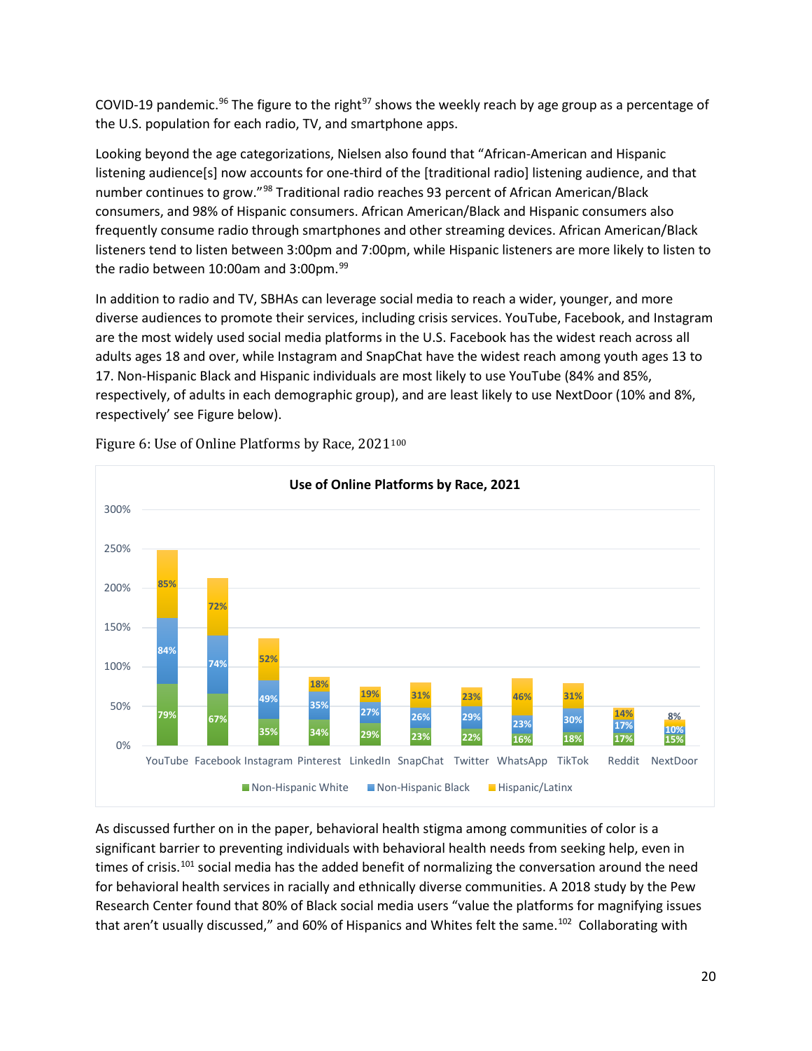COVID-19 pandemic.[96] The figure to the right[97] shows the weekly reach by age group as a percentage of the U.S. population for each radio, TV, and smartphone apps.

Looking beyond the age categorizations, Nielsen also found that "African-American and Hispanic listening audience[s] now accounts for one-third of the [traditional radio] listening audience, and that number continues to grow."[98] Traditional radio reaches 93 percent of African American/Black consumers, and 98% of Hispanic consumers. African American/Black and Hispanic consumers also frequently consume radio through smartphones and other streaming devices. African American/Black listeners tend to listen between 3:00pm and 7:00pm, while Hispanic listeners are more likely to listen to the radio between 10:00am and 3:00pm.[99]

In addition to radio and TV, SBHAs can leverage social media to reach a wider, younger, and more diverse audiences to promote their services, including crisis services. YouTube, Facebook, and Instagram are the most widely used social media platforms in the U.S. Facebook has the widest reach across all adults ages 18 and over, while Instagram and SnapChat have the widest reach among youth ages 13 to 17. Non-Hispanic Black and Hispanic individuals are most likely to use YouTube (84% and 85%, respectively, of adults in each demographic group), and are least likely to use NextDoor (10% and 8%, respectively' see Figure below).

Figure 6: Use of Online Platforms by Race, 2021[100]

**Use of Online Platforms by Race, 2021**

| Platform | Non-Hispanic White | Non-Hispanic Black | Hispanic/Latinx |
| --- | --- | --- | --- |
| YouTube | 79% | 84% | 85% |
| Facebook | 67% | 74% | 72% |
| Instagram | 35% | 49% | 52% |
| Pinterest | 34% | 35% | 18% |
| LinkedIn | 29% | 27% | 19% |
| SnapChat | 23% | 26% | 31% |
| Twitter | 22% | 29% | 23% |
| WhatsApp | 16% | 23% | 46% |
| TikTok | 18% | 30% | 31% |
| Reddit | 17% | 17% | 14% |
| NextDoor | 15% | 10% | 8% |

As discussed further on in the paper, behavioral health stigma among communities of color is a significant barrier to preventing individuals with behavioral health needs from seeking help, even in times of crisis.[101] social media has the added benefit of normalizing the conversation around the need for behavioral health services in racially and ethnically diverse communities. A 2018 study by the Pew Research Center found that 80% of Black social media users "value the platforms for magnifying issues that aren't usually discussed," and 60% of Hispanics and Whites felt the same.[102] Collaborating with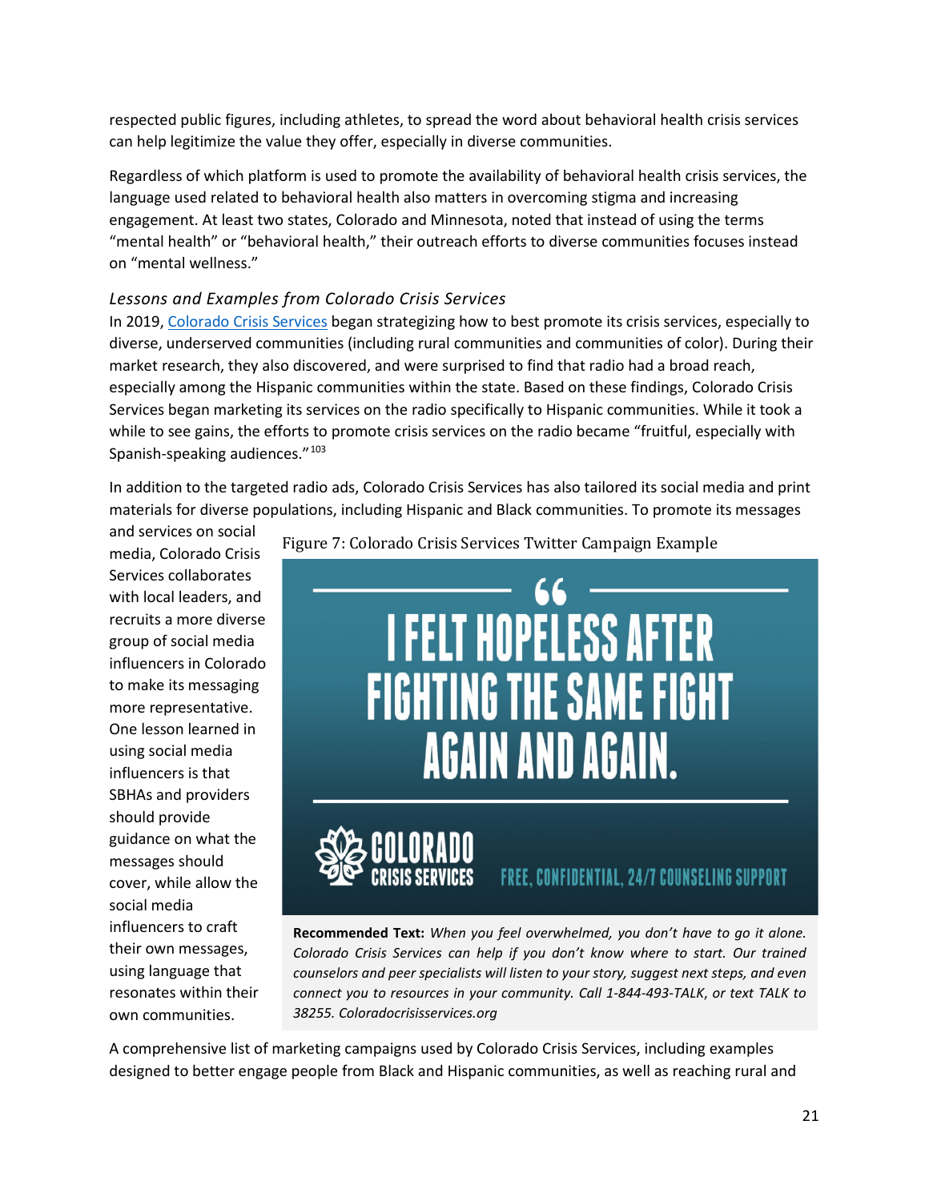respected public figures, including athletes, to spread the word about behavioral health crisis services can help legitimize the value they offer, especially in diverse communities.

Regardless of which platform is used to promote the availability of behavioral health crisis services, the language used related to behavioral health also matters in overcoming stigma and increasing engagement. At least two states, Colorado and Minnesota, noted that instead of using the terms "mental health" or "behavioral health," their outreach efforts to diverse communities focuses instead on "mental wellness."

### *Lessons and Examples from Colorado Crisis Services*

In 2019, Colorado Crisis Services began strategizing how to best promote its crisis services, especially to diverse, underserved communities (including rural communities and communities of color). During their market research, they also discovered, and were surprised to find that radio had a broad reach, especially among the Hispanic communities within the state. Based on these findings, Colorado Crisis Services began marketing its services on the radio specifically to Hispanic communities. While it took a while to see gains, the efforts to promote crisis services on the radio became "fruitful, especially with Spanish-speaking audiences."[103]

In addition to the targeted radio ads, Colorado Crisis Services has also tailored its social media and print materials for diverse populations, including Hispanic and Black communities. To promote its messages and services on social media, Colorado Crisis Services collaborates with local leaders, and recruits a more diverse group of social media influencers in Colorado to make its messaging more representative. One lesson learned in using social media influencers is that SBHAs and providers should provide guidance on what the messages should cover, while allow the social media influencers to craft their own messages, using language that resonates within their own communities.

Figure 7: Colorado Crisis Services Twitter Campaign Example

"I FELT HOPELESS AFTER FIGHTING THE SAME FIGHT AGAIN AND AGAIN."

COLORADO CRISIS SERVICES — FREE, CONFIDENTIAL, 24/7 COUNSELING SUPPORT

**Recommended Text:** *When you feel overwhelmed, you don't have to go it alone. Colorado Crisis Services can help if you don't know where to start. Our trained counselors and peer specialists will listen to your story, suggest next steps, and even connect you to resources in your community. Call 1-844-493-TALK, or text TALK to 38255. Coloradocrisisservices.org*

A comprehensive list of marketing campaigns used by Colorado Crisis Services, including examples designed to better engage people from Black and Hispanic communities, as well as reaching rural and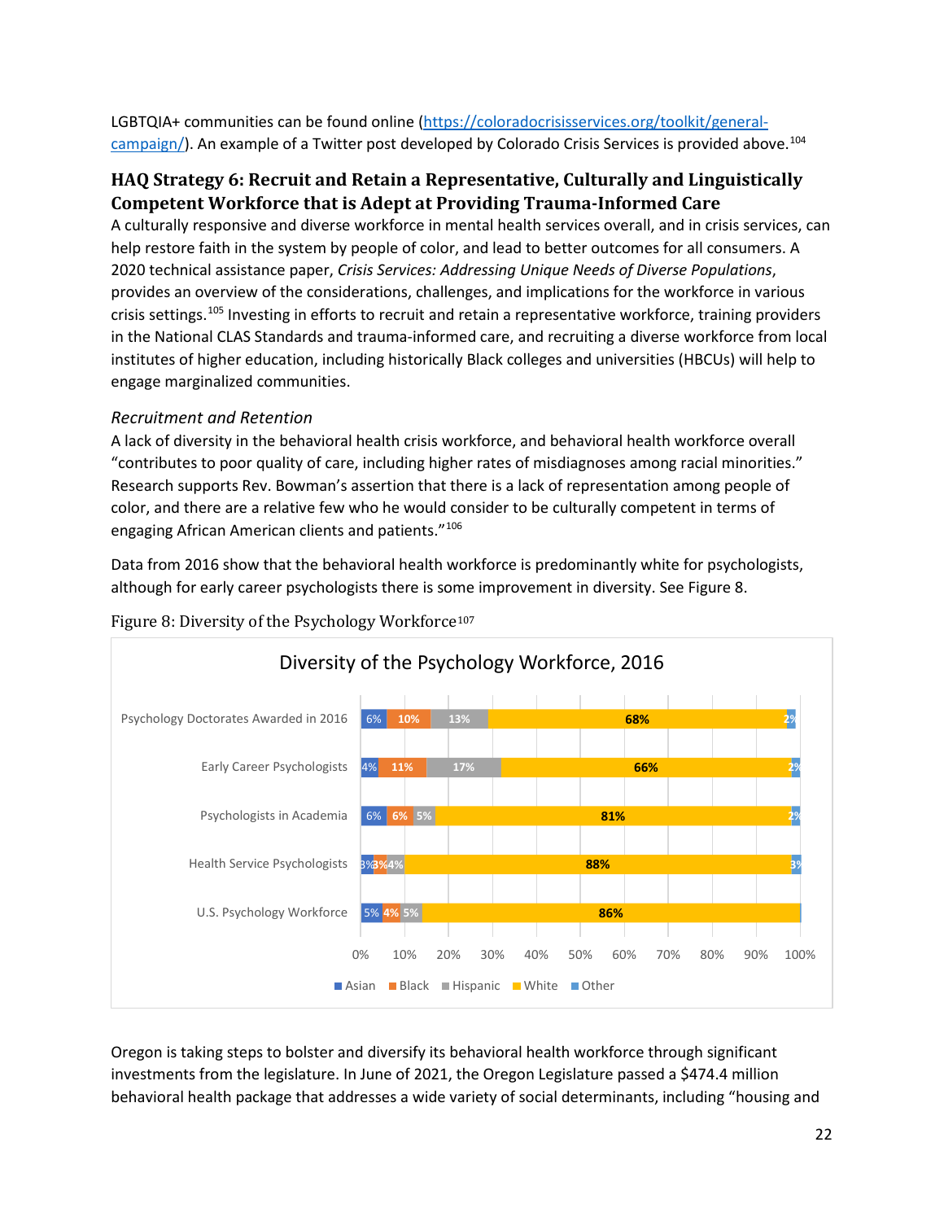LGBTQIA+ communities can be found online (https://coloradocrisisservices.org/toolkit/general-campaign/). An example of a Twitter post developed by Colorado Crisis Services is provided above.[104]

## HAQ Strategy 6: Recruit and Retain a Representative, Culturally and Linguistically Competent Workforce that is Adept at Providing Trauma-Informed Care

A culturally responsive and diverse workforce in mental health services overall, and in crisis services, can help restore faith in the system by people of color, and lead to better outcomes for all consumers. A 2020 technical assistance paper, *Crisis Services: Addressing Unique Needs of Diverse Populations*, provides an overview of the considerations, challenges, and implications for the workforce in various crisis settings.[105] Investing in efforts to recruit and retain a representative workforce, training providers in the National CLAS Standards and trauma-informed care, and recruiting a diverse workforce from local institutes of higher education, including historically Black colleges and universities (HBCUs) will help to engage marginalized communities.

### *Recruitment and Retention*

A lack of diversity in the behavioral health crisis workforce, and behavioral health workforce overall "contributes to poor quality of care, including higher rates of misdiagnoses among racial minorities." Research supports Rev. Bowman's assertion that there is a lack of representation among people of color, and there are a relative few who he would consider to be culturally competent in terms of engaging African American clients and patients."[106]

Data from 2016 show that the behavioral health workforce is predominantly white for psychologists, although for early career psychologists there is some improvement in diversity. See Figure 8.

Figure 8: Diversity of the Psychology Workforce[107]

**Diversity of the Psychology Workforce, 2016**

| | Asian | Black | Hispanic | White | Other |
|---|---|---|---|---|---|
| Psychology Doctorates Awarded in 2016 | 6% | 10% | 13% | 68% | 2% |
| Early Career Psychologists | 4% | 11% | 17% | 66% | 2% |
| Psychologists in Academia | 6% | 6% | 5% | 81% | 2% |
| Health Service Psychologists | 3% | 3% | 4% | 88% | 3% |
| U.S. Psychology Workforce | 5% | 4% | 5% | 86% | |

Oregon is taking steps to bolster and diversify its behavioral health workforce through significant investments from the legislature. In June of 2021, the Oregon Legislature passed a $474.4 million behavioral health package that addresses a wide variety of social determinants, including "housing and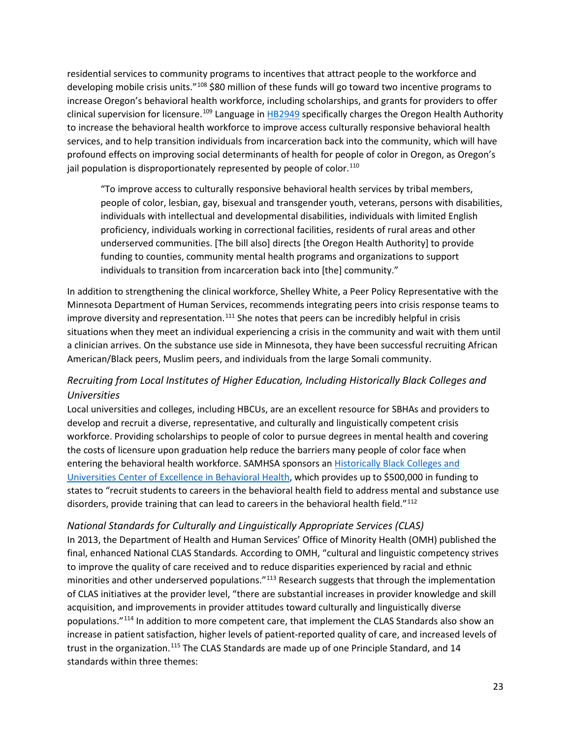residential services to community programs to incentives that attract people to the workforce and developing mobile crisis units."[108] $80 million of these funds will go toward two incentive programs to increase Oregon's behavioral health workforce, including scholarships, and grants for providers to offer clinical supervision for licensure.[109] Language in HB2949 specifically charges the Oregon Health Authority to increase the behavioral health workforce to improve access culturally responsive behavioral health services, and to help transition individuals from incarceration back into the community, which will have profound effects on improving social determinants of health for people of color in Oregon, as Oregon's jail population is disproportionately represented by people of color.[110]

> "To improve access to culturally responsive behavioral health services by tribal members, people of color, lesbian, gay, bisexual and transgender youth, veterans, persons with disabilities, individuals with intellectual and developmental disabilities, individuals with limited English proficiency, individuals working in correctional facilities, residents of rural areas and other underserved communities. [The bill also] directs [the Oregon Health Authority] to provide funding to counties, community mental health programs and organizations to support individuals to transition from incarceration back into [the] community."

In addition to strengthening the clinical workforce, Shelley White, a Peer Policy Representative with the Minnesota Department of Human Services, recommends integrating peers into crisis response teams to improve diversity and representation.[111] She notes that peers can be incredibly helpful in crisis situations when they meet an individual experiencing a crisis in the community and wait with them until a clinician arrives. On the substance use side in Minnesota, they have been successful recruiting African American/Black peers, Muslim peers, and individuals from the large Somali community.

### *Recruiting from Local Institutes of Higher Education, Including Historically Black Colleges and Universities*

Local universities and colleges, including HBCUs, are an excellent resource for SBHAs and providers to develop and recruit a diverse, representative, and culturally and linguistically competent crisis workforce. Providing scholarships to people of color to pursue degrees in mental health and covering the costs of licensure upon graduation help reduce the barriers many people of color face when entering the behavioral health workforce. SAMHSA sponsors an Historically Black Colleges and Universities Center of Excellence in Behavioral Health, which provides up to $500,000 in funding to states to "recruit students to careers in the behavioral health field to address mental and substance use disorders, provide training that can lead to careers in the behavioral health field."[112]

### *National Standards for Culturally and Linguistically Appropriate Services (CLAS)*

In 2013, the Department of Health and Human Services' Office of Minority Health (OMH) published the final, enhanced National CLAS Standards*.* According to OMH, "cultural and linguistic competency strives to improve the quality of care received and to reduce disparities experienced by racial and ethnic minorities and other underserved populations."[113] Research suggests that through the implementation of CLAS initiatives at the provider level, "there are substantial increases in provider knowledge and skill acquisition, and improvements in provider attitudes toward culturally and linguistically diverse populations."[114] In addition to more competent care, that implement the CLAS Standards also show an increase in patient satisfaction, higher levels of patient-reported quality of care, and increased levels of trust in the organization.[115] The CLAS Standards are made up of one Principle Standard, and 14 standards within three themes: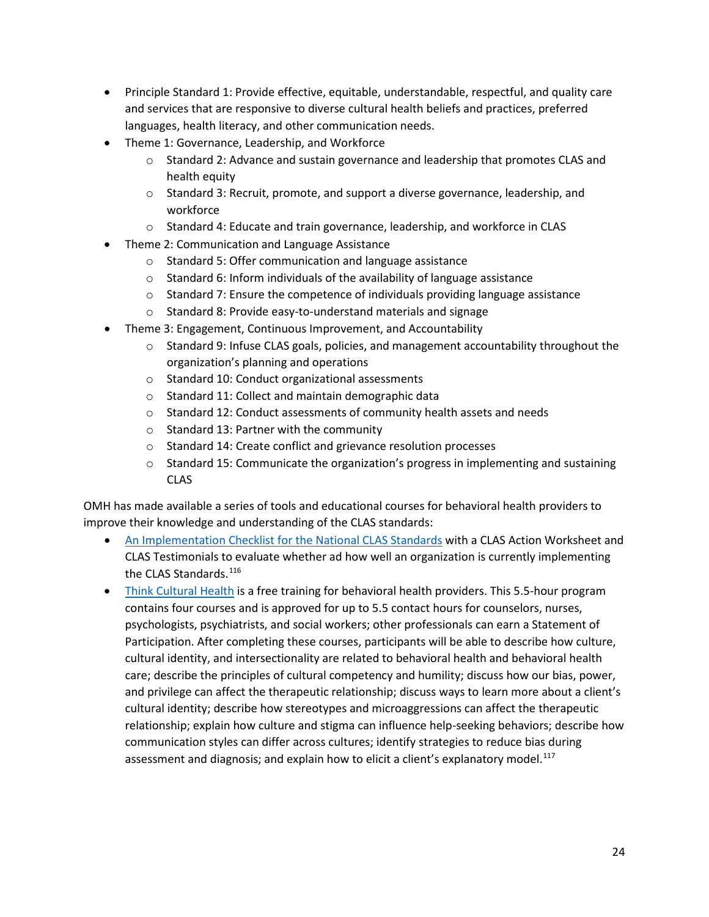- Principle Standard 1: Provide effective, equitable, understandable, respectful, and quality care and services that are responsive to diverse cultural health beliefs and practices, preferred languages, health literacy, and other communication needs.
- Theme 1: Governance, Leadership, and Workforce
  - Standard 2: Advance and sustain governance and leadership that promotes CLAS and health equity
  - Standard 3: Recruit, promote, and support a diverse governance, leadership, and workforce
  - Standard 4: Educate and train governance, leadership, and workforce in CLAS
- Theme 2: Communication and Language Assistance
  - Standard 5: Offer communication and language assistance
  - Standard 6: Inform individuals of the availability of language assistance
  - Standard 7: Ensure the competence of individuals providing language assistance
  - Standard 8: Provide easy-to-understand materials and signage
- Theme 3: Engagement, Continuous Improvement, and Accountability
  - Standard 9: Infuse CLAS goals, policies, and management accountability throughout the organization's planning and operations
  - Standard 10: Conduct organizational assessments
  - Standard 11: Collect and maintain demographic data
  - Standard 12: Conduct assessments of community health assets and needs
  - Standard 13: Partner with the community
  - Standard 14: Create conflict and grievance resolution processes
  - Standard 15: Communicate the organization's progress in implementing and sustaining CLAS

OMH has made available a series of tools and educational courses for behavioral health providers to improve their knowledge and understanding of the CLAS standards:

- An Implementation Checklist for the National CLAS Standards with a CLAS Action Worksheet and CLAS Testimonials to evaluate whether ad how well an organization is currently implementing the CLAS Standards.[116]
- Think Cultural Health is a free training for behavioral health providers. This 5.5-hour program contains four courses and is approved for up to 5.5 contact hours for counselors, nurses, psychologists, psychiatrists, and social workers; other professionals can earn a Statement of Participation. After completing these courses, participants will be able to describe how culture, cultural identity, and intersectionality are related to behavioral health and behavioral health care; describe the principles of cultural competency and humility; discuss how our bias, power, and privilege can affect the therapeutic relationship; discuss ways to learn more about a client's cultural identity; describe how stereotypes and microaggressions can affect the therapeutic relationship; explain how culture and stigma can influence help-seeking behaviors; describe how communication styles can differ across cultures; identify strategies to reduce bias during assessment and diagnosis; and explain how to elicit a client's explanatory model.[117]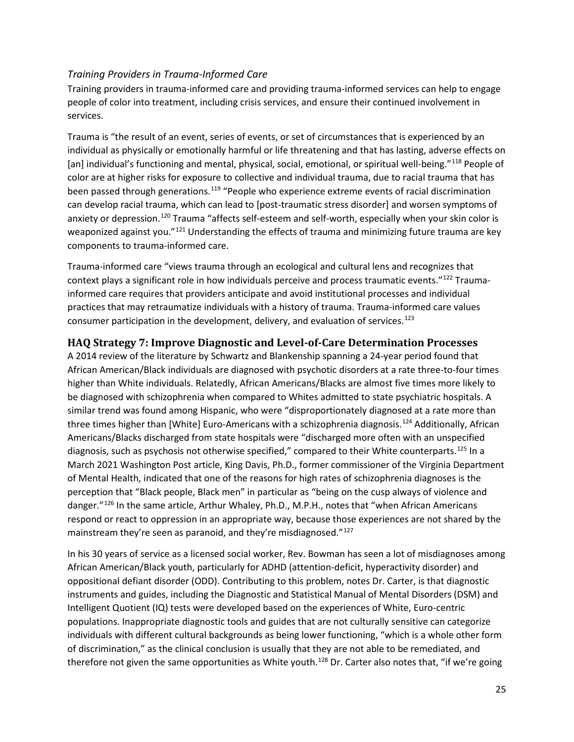### *Training Providers in Trauma-Informed Care*

Training providers in trauma-informed care and providing trauma-informed services can help to engage people of color into treatment, including crisis services, and ensure their continued involvement in services.

Trauma is "the result of an event, series of events, or set of circumstances that is experienced by an individual as physically or emotionally harmful or life threatening and that has lasting, adverse effects on [an] individual's functioning and mental, physical, social, emotional, or spiritual well-being."[118] People of color are at higher risks for exposure to collective and individual trauma, due to racial trauma that has been passed through generations.[119] "People who experience extreme events of racial discrimination can develop racial trauma, which can lead to [post-traumatic stress disorder] and worsen symptoms of anxiety or depression.[120] Trauma "affects self-esteem and self-worth, especially when your skin color is weaponized against you."[121] Understanding the effects of trauma and minimizing future trauma are key components to trauma-informed care.

Trauma-informed care "views trauma through an ecological and cultural lens and recognizes that context plays a significant role in how individuals perceive and process traumatic events."[122] Trauma-informed care requires that providers anticipate and avoid institutional processes and individual practices that may retraumatize individuals with a history of trauma. Trauma-informed care values consumer participation in the development, delivery, and evaluation of services.[123]

## HAQ Strategy 7: Improve Diagnostic and Level-of-Care Determination Processes

A 2014 review of the literature by Schwartz and Blankenship spanning a 24-year period found that African American/Black individuals are diagnosed with psychotic disorders at a rate three-to-four times higher than White individuals. Relatedly, African Americans/Blacks are almost five times more likely to be diagnosed with schizophrenia when compared to Whites admitted to state psychiatric hospitals. A similar trend was found among Hispanic, who were "disproportionately diagnosed at a rate more than three times higher than [White] Euro-Americans with a schizophrenia diagnosis.[124] Additionally, African Americans/Blacks discharged from state hospitals were "discharged more often with an unspecified diagnosis, such as psychosis not otherwise specified," compared to their White counterparts.[125] In a March 2021 Washington Post article, King Davis, Ph.D., former commissioner of the Virginia Department of Mental Health, indicated that one of the reasons for high rates of schizophrenia diagnoses is the perception that "Black people, Black men" in particular as "being on the cusp always of violence and danger."[126] In the same article, Arthur Whaley, Ph.D., M.P.H., notes that "when African Americans respond or react to oppression in an appropriate way, because those experiences are not shared by the mainstream they're seen as paranoid, and they're misdiagnosed."[127]

In his 30 years of service as a licensed social worker, Rev. Bowman has seen a lot of misdiagnoses among African American/Black youth, particularly for ADHD (attention-deficit, hyperactivity disorder) and oppositional defiant disorder (ODD). Contributing to this problem, notes Dr. Carter, is that diagnostic instruments and guides, including the Diagnostic and Statistical Manual of Mental Disorders (DSM) and Intelligent Quotient (IQ) tests were developed based on the experiences of White, Euro-centric populations. Inappropriate diagnostic tools and guides that are not culturally sensitive can categorize individuals with different cultural backgrounds as being lower functioning, "which is a whole other form of discrimination," as the clinical conclusion is usually that they are not able to be remediated, and therefore not given the same opportunities as White youth.[128] Dr. Carter also notes that, "if we're going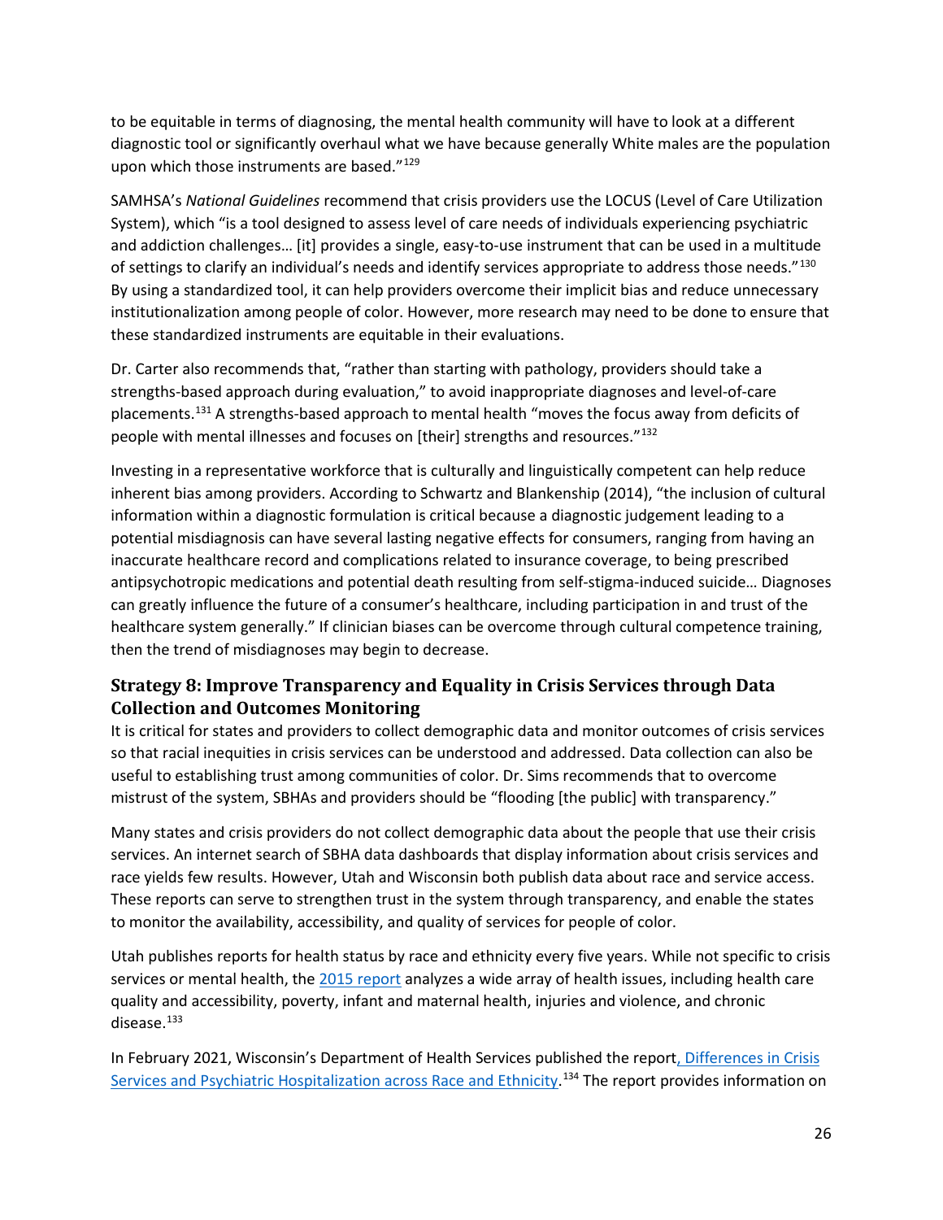to be equitable in terms of diagnosing, the mental health community will have to look at a different diagnostic tool or significantly overhaul what we have because generally White males are the population upon which those instruments are based."[129]

SAMHSA's *National Guidelines* recommend that crisis providers use the LOCUS (Level of Care Utilization System), which "is a tool designed to assess level of care needs of individuals experiencing psychiatric and addiction challenges… [it] provides a single, easy-to-use instrument that can be used in a multitude of settings to clarify an individual's needs and identify services appropriate to address those needs."[130] By using a standardized tool, it can help providers overcome their implicit bias and reduce unnecessary institutionalization among people of color. However, more research may need to be done to ensure that these standardized instruments are equitable in their evaluations.

Dr. Carter also recommends that, "rather than starting with pathology, providers should take a strengths-based approach during evaluation," to avoid inappropriate diagnoses and level-of-care placements.[131] A strengths-based approach to mental health "moves the focus away from deficits of people with mental illnesses and focuses on [their] strengths and resources."[132]

Investing in a representative workforce that is culturally and linguistically competent can help reduce inherent bias among providers. According to Schwartz and Blankenship (2014), "the inclusion of cultural information within a diagnostic formulation is critical because a diagnostic judgement leading to a potential misdiagnosis can have several lasting negative effects for consumers, ranging from having an inaccurate healthcare record and complications related to insurance coverage, to being prescribed antipsychotropic medications and potential death resulting from self-stigma-induced suicide… Diagnoses can greatly influence the future of a consumer's healthcare, including participation in and trust of the healthcare system generally." If clinician biases can be overcome through cultural competence training, then the trend of misdiagnoses may begin to decrease.

### Strategy 8: Improve Transparency and Equality in Crisis Services through Data Collection and Outcomes Monitoring

It is critical for states and providers to collect demographic data and monitor outcomes of crisis services so that racial inequities in crisis services can be understood and addressed. Data collection can also be useful to establishing trust among communities of color. Dr. Sims recommends that to overcome mistrust of the system, SBHAs and providers should be "flooding [the public] with transparency."

Many states and crisis providers do not collect demographic data about the people that use their crisis services. An internet search of SBHA data dashboards that display information about crisis services and race yields few results. However, Utah and Wisconsin both publish data about race and service access. These reports can serve to strengthen trust in the system through transparency, and enable the states to monitor the availability, accessibility, and quality of services for people of color.

Utah publishes reports for health status by race and ethnicity every five years. While not specific to crisis services or mental health, the 2015 report analyzes a wide array of health issues, including health care quality and accessibility, poverty, infant and maternal health, injuries and violence, and chronic disease.[133]

In February 2021, Wisconsin's Department of Health Services published the report, Differences in Crisis Services and Psychiatric Hospitalization across Race and Ethnicity.[134] The report provides information on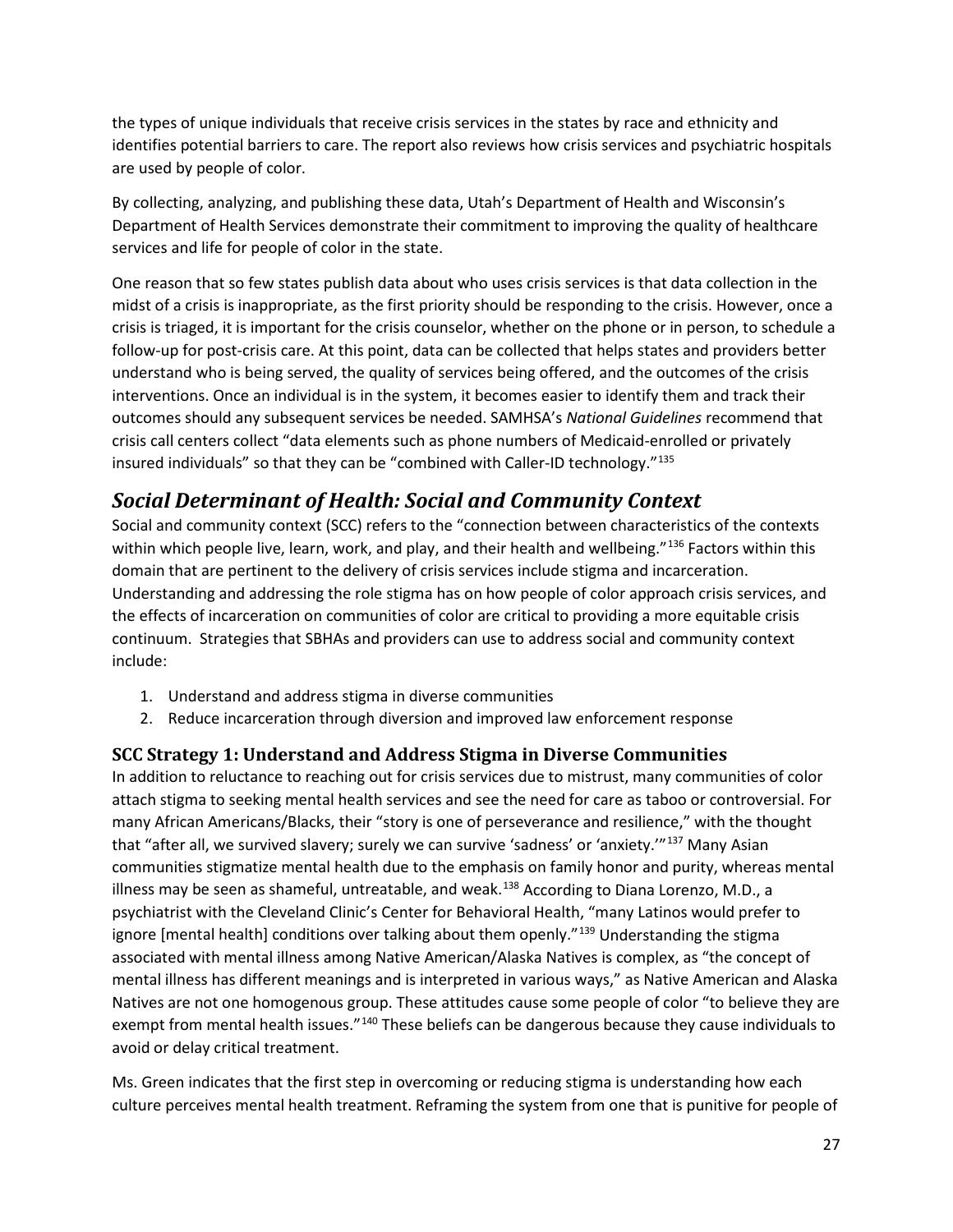the types of unique individuals that receive crisis services in the states by race and ethnicity and identifies potential barriers to care. The report also reviews how crisis services and psychiatric hospitals are used by people of color.

By collecting, analyzing, and publishing these data, Utah's Department of Health and Wisconsin's Department of Health Services demonstrate their commitment to improving the quality of healthcare services and life for people of color in the state.

One reason that so few states publish data about who uses crisis services is that data collection in the midst of a crisis is inappropriate, as the first priority should be responding to the crisis. However, once a crisis is triaged, it is important for the crisis counselor, whether on the phone or in person, to schedule a follow-up for post-crisis care. At this point, data can be collected that helps states and providers better understand who is being served, the quality of services being offered, and the outcomes of the crisis interventions. Once an individual is in the system, it becomes easier to identify them and track their outcomes should any subsequent services be needed. SAMHSA's *National Guidelines* recommend that crisis call centers collect "data elements such as phone numbers of Medicaid-enrolled or privately insured individuals" so that they can be "combined with Caller-ID technology."[135]

## *Social Determinant of Health: Social and Community Context*

Social and community context (SCC) refers to the "connection between characteristics of the contexts within which people live, learn, work, and play, and their health and wellbeing."[136] Factors within this domain that are pertinent to the delivery of crisis services include stigma and incarceration. Understanding and addressing the role stigma has on how people of color approach crisis services, and the effects of incarceration on communities of color are critical to providing a more equitable crisis continuum. Strategies that SBHAs and providers can use to address social and community context include:

1. Understand and address stigma in diverse communities
2. Reduce incarceration through diversion and improved law enforcement response

### SCC Strategy 1: Understand and Address Stigma in Diverse Communities

In addition to reluctance to reaching out for crisis services due to mistrust, many communities of color attach stigma to seeking mental health services and see the need for care as taboo or controversial. For many African Americans/Blacks, their "story is one of perseverance and resilience," with the thought that "after all, we survived slavery; surely we can survive 'sadness' or 'anxiety.'"[137] Many Asian communities stigmatize mental health due to the emphasis on family honor and purity, whereas mental illness may be seen as shameful, untreatable, and weak.[138] According to Diana Lorenzo, M.D., a psychiatrist with the Cleveland Clinic's Center for Behavioral Health, "many Latinos would prefer to ignore [mental health] conditions over talking about them openly."[139] Understanding the stigma associated with mental illness among Native American/Alaska Natives is complex, as "the concept of mental illness has different meanings and is interpreted in various ways," as Native American and Alaska Natives are not one homogenous group. These attitudes cause some people of color "to believe they are exempt from mental health issues."[140] These beliefs can be dangerous because they cause individuals to avoid or delay critical treatment.

Ms. Green indicates that the first step in overcoming or reducing stigma is understanding how each culture perceives mental health treatment. Reframing the system from one that is punitive for people of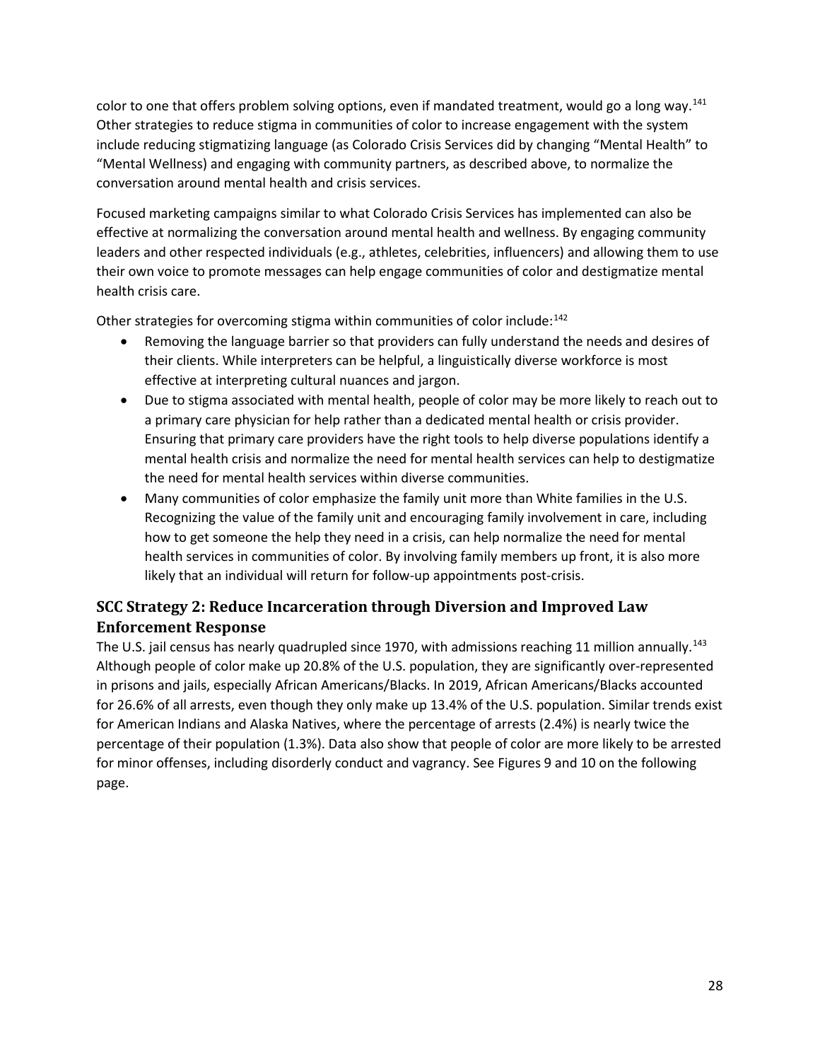color to one that offers problem solving options, even if mandated treatment, would go a long way.[141] Other strategies to reduce stigma in communities of color to increase engagement with the system include reducing stigmatizing language (as Colorado Crisis Services did by changing "Mental Health" to "Mental Wellness) and engaging with community partners, as described above, to normalize the conversation around mental health and crisis services.

Focused marketing campaigns similar to what Colorado Crisis Services has implemented can also be effective at normalizing the conversation around mental health and wellness. By engaging community leaders and other respected individuals (e.g., athletes, celebrities, influencers) and allowing them to use their own voice to promote messages can help engage communities of color and destigmatize mental health crisis care.

Other strategies for overcoming stigma within communities of color include:[142]

- Removing the language barrier so that providers can fully understand the needs and desires of their clients. While interpreters can be helpful, a linguistically diverse workforce is most effective at interpreting cultural nuances and jargon.
- Due to stigma associated with mental health, people of color may be more likely to reach out to a primary care physician for help rather than a dedicated mental health or crisis provider. Ensuring that primary care providers have the right tools to help diverse populations identify a mental health crisis and normalize the need for mental health services can help to destigmatize the need for mental health services within diverse communities.
- Many communities of color emphasize the family unit more than White families in the U.S. Recognizing the value of the family unit and encouraging family involvement in care, including how to get someone the help they need in a crisis, can help normalize the need for mental health services in communities of color. By involving family members up front, it is also more likely that an individual will return for follow-up appointments post-crisis.

## SCC Strategy 2: Reduce Incarceration through Diversion and Improved Law Enforcement Response

The U.S. jail census has nearly quadrupled since 1970, with admissions reaching 11 million annually.[143] Although people of color make up 20.8% of the U.S. population, they are significantly over-represented in prisons and jails, especially African Americans/Blacks. In 2019, African Americans/Blacks accounted for 26.6% of all arrests, even though they only make up 13.4% of the U.S. population. Similar trends exist for American Indians and Alaska Natives, where the percentage of arrests (2.4%) is nearly twice the percentage of their population (1.3%). Data also show that people of color are more likely to be arrested for minor offenses, including disorderly conduct and vagrancy. See Figures 9 and 10 on the following page.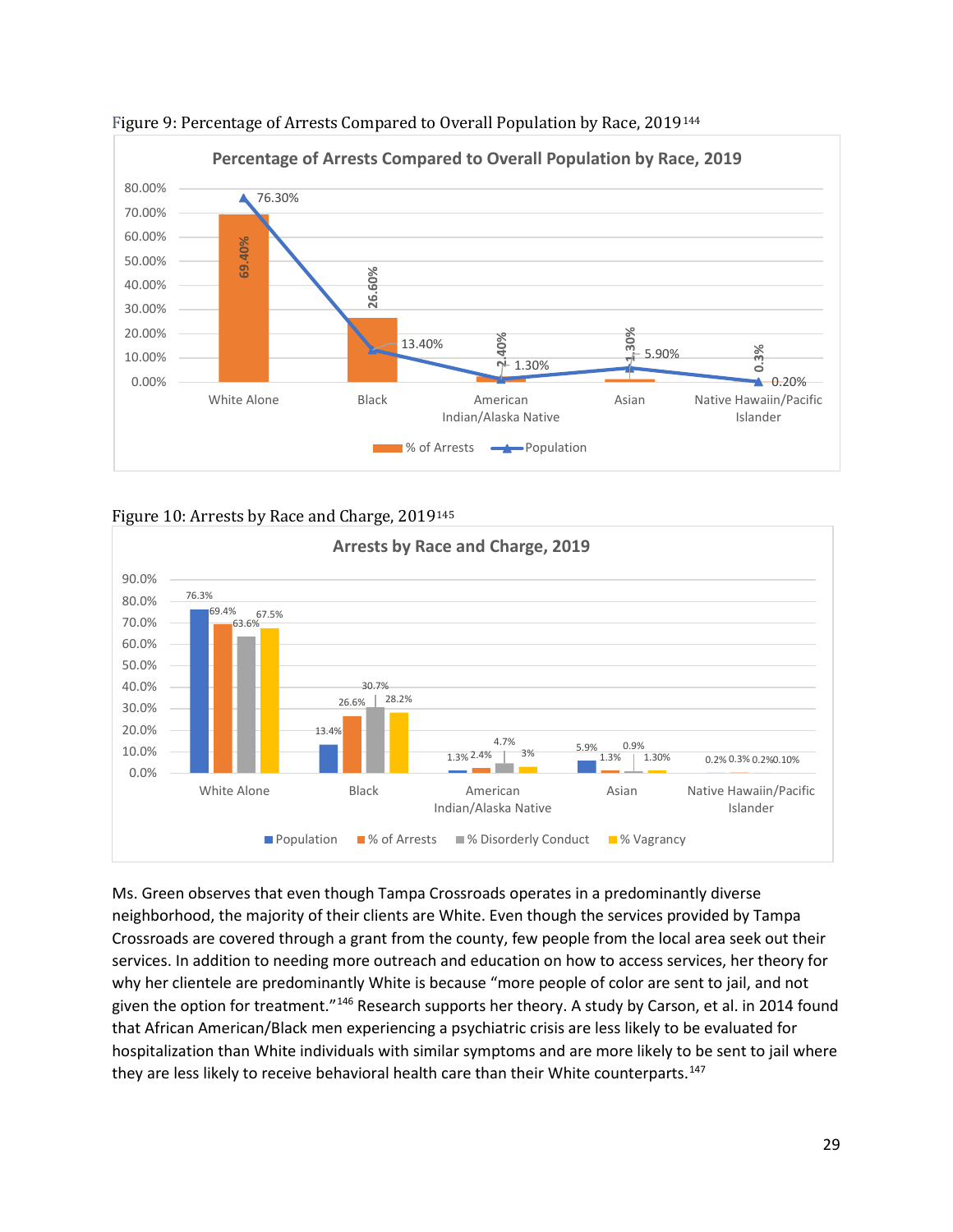Figure 9: Percentage of Arrests Compared to Overall Population by Race, 2019[144]

| Race | % of Arrests | Population |
| --- | --- | --- |
| White Alone | 69.40% | 76.30% |
| Black | 26.60% | 13.40% |
| American Indian/Alaska Native | 2.40% | 1.30% |
| Asian | 1.30% | 5.90% |
| Native Hawaiin/Pacific Islander | 0.3% | 0.20% |

Figure 10: Arrests by Race and Charge, 2019[145]

| Race | Population | % of Arrests | % Disorderly Conduct | % Vagrancy |
| --- | --- | --- | --- | --- |
| White Alone | 76.3% | 69.4% | 63.6% | 67.5% |
| Black | 13.4% | 26.6% | 30.7% | 28.2% |
| American Indian/Alaska Native | 1.3% | 2.4% | 4.7% | 3% |
| Asian | 5.9% | 1.3% | 0.9% | 1.30% |
| Native Hawaiin/Pacific Islander | 0.2% | 0.3% | 0.2% | 0.10% |

Ms. Green observes that even though Tampa Crossroads operates in a predominantly diverse neighborhood, the majority of their clients are White. Even though the services provided by Tampa Crossroads are covered through a grant from the county, few people from the local area seek out their services. In addition to needing more outreach and education on how to access services, her theory for why her clientele are predominantly White is because "more people of color are sent to jail, and not given the option for treatment."[146] Research supports her theory. A study by Carson, et al. in 2014 found that African American/Black men experiencing a psychiatric crisis are less likely to be evaluated for hospitalization than White individuals with similar symptoms and are more likely to be sent to jail where they are less likely to receive behavioral health care than their White counterparts.[147]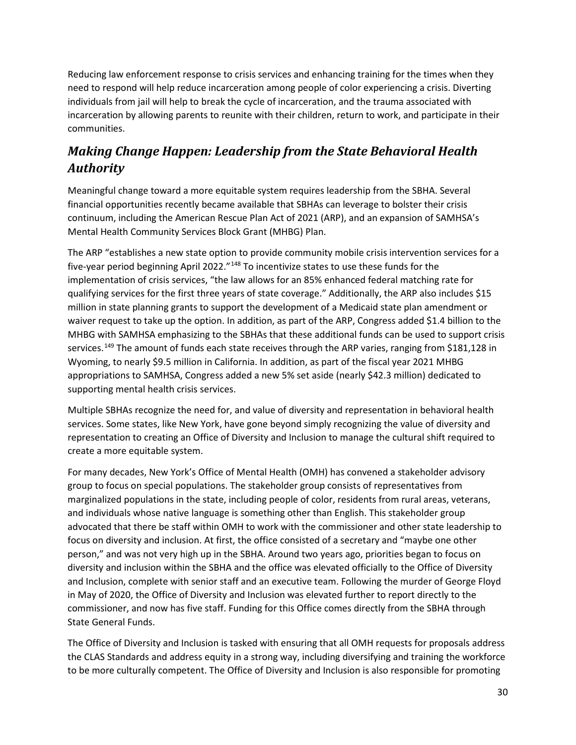Reducing law enforcement response to crisis services and enhancing training for the times when they need to respond will help reduce incarceration among people of color experiencing a crisis. Diverting individuals from jail will help to break the cycle of incarceration, and the trauma associated with incarceration by allowing parents to reunite with their children, return to work, and participate in their communities.

## *Making Change Happen: Leadership from the State Behavioral Health Authority*

Meaningful change toward a more equitable system requires leadership from the SBHA. Several financial opportunities recently became available that SBHAs can leverage to bolster their crisis continuum, including the American Rescue Plan Act of 2021 (ARP), and an expansion of SAMHSA's Mental Health Community Services Block Grant (MHBG) Plan.

The ARP "establishes a new state option to provide community mobile crisis intervention services for a five-year period beginning April 2022."[148] To incentivize states to use these funds for the implementation of crisis services, "the law allows for an 85% enhanced federal matching rate for qualifying services for the first three years of state coverage." Additionally, the ARP also includes $15 million in state planning grants to support the development of a Medicaid state plan amendment or waiver request to take up the option. In addition, as part of the ARP, Congress added $1.4 billion to the MHBG with SAMHSA emphasizing to the SBHAs that these additional funds can be used to support crisis services.[149] The amount of funds each state receives through the ARP varies, ranging from $181,128 in Wyoming, to nearly $9.5 million in California. In addition, as part of the fiscal year 2021 MHBG appropriations to SAMHSA, Congress added a new 5% set aside (nearly $42.3 million) dedicated to supporting mental health crisis services.

Multiple SBHAs recognize the need for, and value of diversity and representation in behavioral health services. Some states, like New York, have gone beyond simply recognizing the value of diversity and representation to creating an Office of Diversity and Inclusion to manage the cultural shift required to create a more equitable system.

For many decades, New York's Office of Mental Health (OMH) has convened a stakeholder advisory group to focus on special populations. The stakeholder group consists of representatives from marginalized populations in the state, including people of color, residents from rural areas, veterans, and individuals whose native language is something other than English. This stakeholder group advocated that there be staff within OMH to work with the commissioner and other state leadership to focus on diversity and inclusion. At first, the office consisted of a secretary and "maybe one other person," and was not very high up in the SBHA. Around two years ago, priorities began to focus on diversity and inclusion within the SBHA and the office was elevated officially to the Office of Diversity and Inclusion, complete with senior staff and an executive team. Following the murder of George Floyd in May of 2020, the Office of Diversity and Inclusion was elevated further to report directly to the commissioner, and now has five staff. Funding for this Office comes directly from the SBHA through State General Funds.

The Office of Diversity and Inclusion is tasked with ensuring that all OMH requests for proposals address the CLAS Standards and address equity in a strong way, including diversifying and training the workforce to be more culturally competent. The Office of Diversity and Inclusion is also responsible for promoting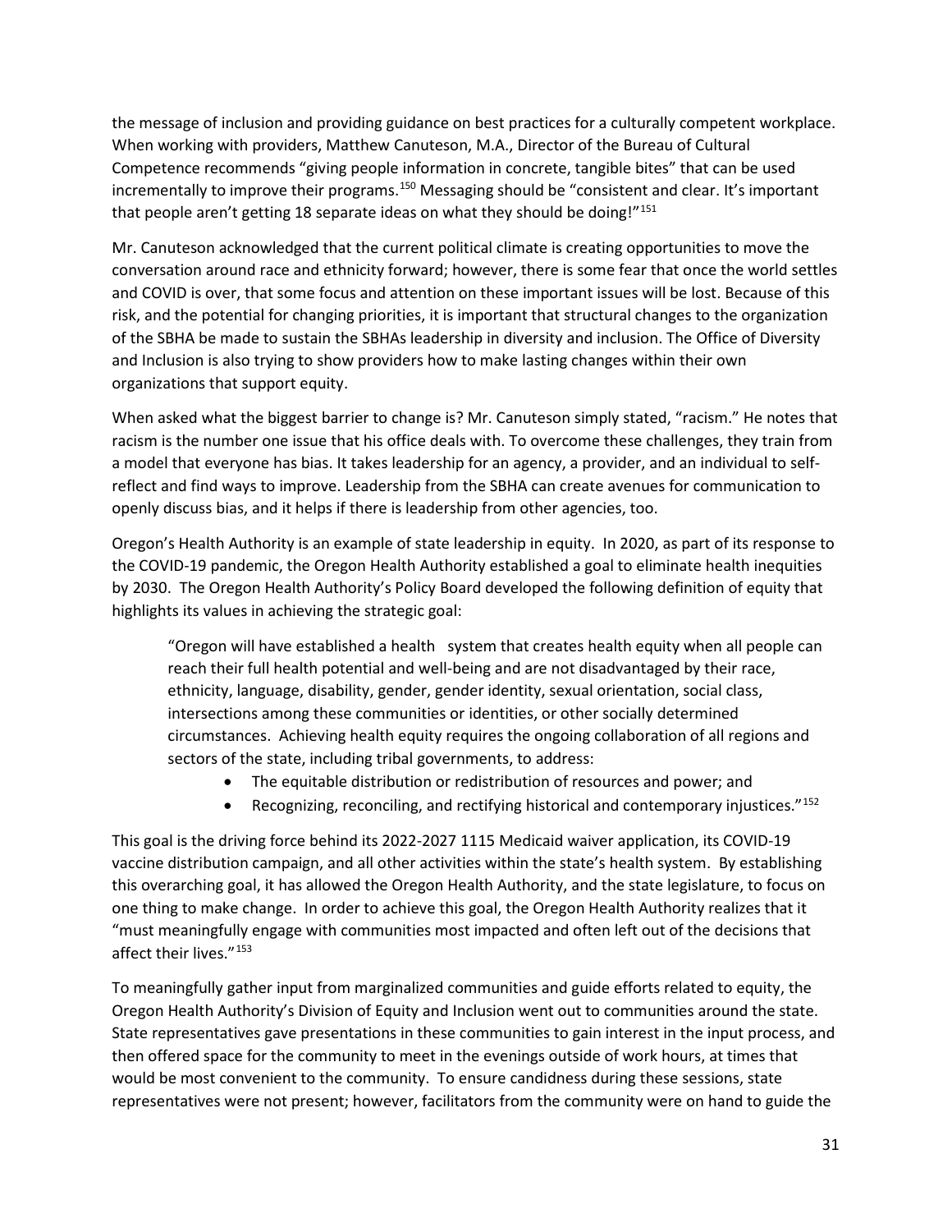the message of inclusion and providing guidance on best practices for a culturally competent workplace. When working with providers, Matthew Canuteson, M.A., Director of the Bureau of Cultural Competence recommends “giving people information in concrete, tangible bites” that can be used incrementally to improve their programs.[150] Messaging should be “consistent and clear. It’s important that people aren’t getting 18 separate ideas on what they should be doing!”[151]

Mr. Canuteson acknowledged that the current political climate is creating opportunities to move the conversation around race and ethnicity forward; however, there is some fear that once the world settles and COVID is over, that some focus and attention on these important issues will be lost. Because of this risk, and the potential for changing priorities, it is important that structural changes to the organization of the SBHA be made to sustain the SBHAs leadership in diversity and inclusion. The Office of Diversity and Inclusion is also trying to show providers how to make lasting changes within their own organizations that support equity.

When asked what the biggest barrier to change is? Mr. Canuteson simply stated, “racism.” He notes that racism is the number one issue that his office deals with. To overcome these challenges, they train from a model that everyone has bias. It takes leadership for an agency, a provider, and an individual to self-reflect and find ways to improve. Leadership from the SBHA can create avenues for communication to openly discuss bias, and it helps if there is leadership from other agencies, too.

Oregon’s Health Authority is an example of state leadership in equity. In 2020, as part of its response to the COVID-19 pandemic, the Oregon Health Authority established a goal to eliminate health inequities by 2030. The Oregon Health Authority’s Policy Board developed the following definition of equity that highlights its values in achieving the strategic goal:

> “Oregon will have established a health system that creates health equity when all people can reach their full health potential and well-being and are not disadvantaged by their race, ethnicity, language, disability, gender, gender identity, sexual orientation, social class, intersections among these communities or identities, or other socially determined circumstances. Achieving health equity requires the ongoing collaboration of all regions and sectors of the state, including tribal governments, to address:
>
> - The equitable distribution or redistribution of resources and power; and
> - Recognizing, reconciling, and rectifying historical and contemporary injustices.”[152]

This goal is the driving force behind its 2022-2027 1115 Medicaid waiver application, its COVID-19 vaccine distribution campaign, and all other activities within the state’s health system. By establishing this overarching goal, it has allowed the Oregon Health Authority, and the state legislature, to focus on one thing to make change. In order to achieve this goal, the Oregon Health Authority realizes that it “must meaningfully engage with communities most impacted and often left out of the decisions that affect their lives.”[153]

To meaningfully gather input from marginalized communities and guide efforts related to equity, the Oregon Health Authority’s Division of Equity and Inclusion went out to communities around the state. State representatives gave presentations in these communities to gain interest in the input process, and then offered space for the community to meet in the evenings outside of work hours, at times that would be most convenient to the community. To ensure candidness during these sessions, state representatives were not present; however, facilitators from the community were on hand to guide the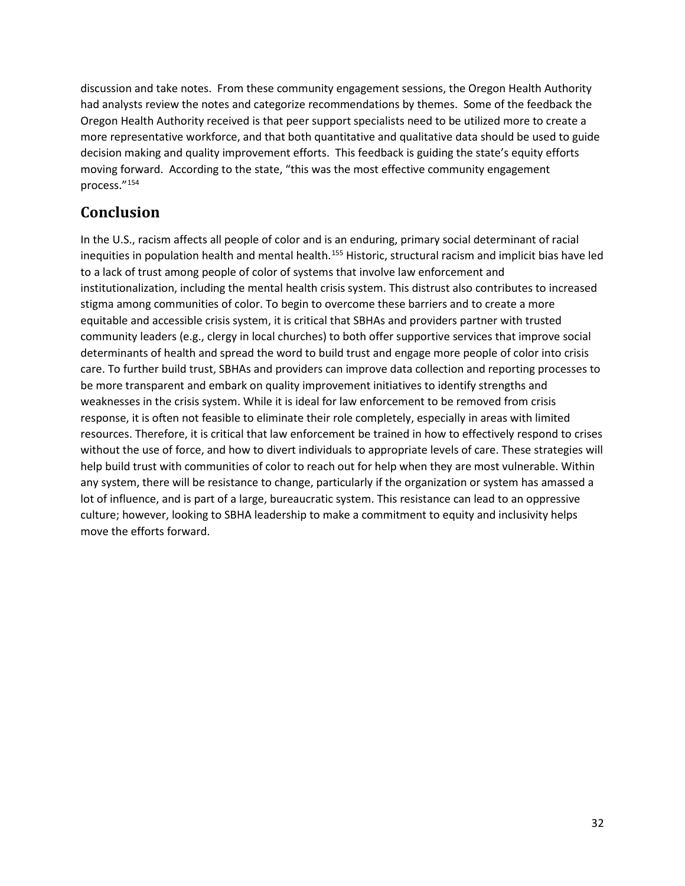discussion and take notes. From these community engagement sessions, the Oregon Health Authority had analysts review the notes and categorize recommendations by themes. Some of the feedback the Oregon Health Authority received is that peer support specialists need to be utilized more to create a more representative workforce, and that both quantitative and qualitative data should be used to guide decision making and quality improvement efforts. This feedback is guiding the state's equity efforts moving forward. According to the state, "this was the most effective community engagement process."[154]

## Conclusion

In the U.S., racism affects all people of color and is an enduring, primary social determinant of racial inequities in population health and mental health.[155] Historic, structural racism and implicit bias have led to a lack of trust among people of color of systems that involve law enforcement and institutionalization, including the mental health crisis system. This distrust also contributes to increased stigma among communities of color. To begin to overcome these barriers and to create a more equitable and accessible crisis system, it is critical that SBHAs and providers partner with trusted community leaders (e.g., clergy in local churches) to both offer supportive services that improve social determinants of health and spread the word to build trust and engage more people of color into crisis care. To further build trust, SBHAs and providers can improve data collection and reporting processes to be more transparent and embark on quality improvement initiatives to identify strengths and weaknesses in the crisis system. While it is ideal for law enforcement to be removed from crisis response, it is often not feasible to eliminate their role completely, especially in areas with limited resources. Therefore, it is critical that law enforcement be trained in how to effectively respond to crises without the use of force, and how to divert individuals to appropriate levels of care. These strategies will help build trust with communities of color to reach out for help when they are most vulnerable. Within any system, there will be resistance to change, particularly if the organization or system has amassed a lot of influence, and is part of a large, bureaucratic system. This resistance can lead to an oppressive culture; however, looking to SBHA leadership to make a commitment to equity and inclusivity helps move the efforts forward.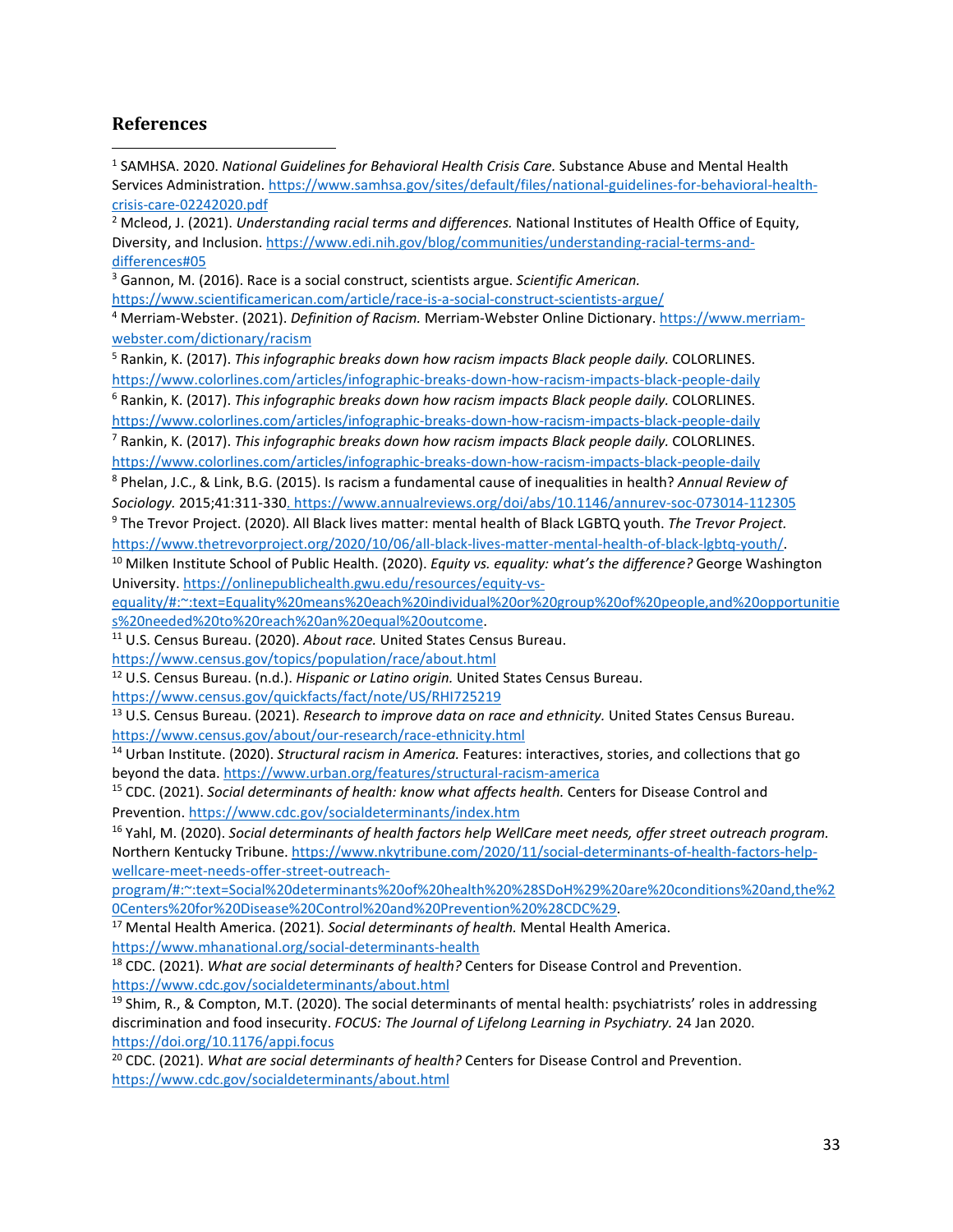## References

[1] SAMHSA. 2020. *National Guidelines for Behavioral Health Crisis Care.* Substance Abuse and Mental Health Services Administration. https://www.samhsa.gov/sites/default/files/national-guidelines-for-behavioral-health-crisis-care-02242020.pdf

[2] Mcleod, J. (2021). *Understanding racial terms and differences.* National Institutes of Health Office of Equity, Diversity, and Inclusion. https://www.edi.nih.gov/blog/communities/understanding-racial-terms-and-differences#05

[3] Gannon, M. (2016). Race is a social construct, scientists argue. *Scientific American.* https://www.scientificamerican.com/article/race-is-a-social-construct-scientists-argue/

[4] Merriam-Webster. (2021). *Definition of Racism.* Merriam-Webster Online Dictionary. https://www.merriam-webster.com/dictionary/racism

[5] Rankin, K. (2017). *This infographic breaks down how racism impacts Black people daily.* COLORLINES. https://www.colorlines.com/articles/infographic-breaks-down-how-racism-impacts-black-people-daily

[6] Rankin, K. (2017). *This infographic breaks down how racism impacts Black people daily.* COLORLINES. https://www.colorlines.com/articles/infographic-breaks-down-how-racism-impacts-black-people-daily

[7] Rankin, K. (2017). *This infographic breaks down how racism impacts Black people daily.* COLORLINES. https://www.colorlines.com/articles/infographic-breaks-down-how-racism-impacts-black-people-daily

[8] Phelan, J.C., & Link, B.G. (2015). Is racism a fundamental cause of inequalities in health? *Annual Review of Sociology.* 2015;41:311-330. https://www.annualreviews.org/doi/abs/10.1146/annurev-soc-073014-112305

[9] The Trevor Project. (2020). All Black lives matter: mental health of Black LGBTQ youth. *The Trevor Project.* https://www.thetrevorproject.org/2020/10/06/all-black-lives-matter-mental-health-of-black-lgbtq-youth/.

[10] Milken Institute School of Public Health. (2020). *Equity vs. equality: what's the difference?* George Washington University. https://onlinepublichealth.gwu.edu/resources/equity-vs-equality/#:~:text=Equality%20means%20each%20individual%20or%20group%20of%20people,and%20opportunities%20needed%20to%20reach%20an%20equal%20outcome.

[11] U.S. Census Bureau. (2020). *About race.* United States Census Bureau. https://www.census.gov/topics/population/race/about.html

[12] U.S. Census Bureau. (n.d.). *Hispanic or Latino origin.* United States Census Bureau. https://www.census.gov/quickfacts/fact/note/US/RHI725219

[13] U.S. Census Bureau. (2021). *Research to improve data on race and ethnicity.* United States Census Bureau. https://www.census.gov/about/our-research/race-ethnicity.html

[14] Urban Institute. (2020). *Structural racism in America.* Features: interactives, stories, and collections that go beyond the data. https://www.urban.org/features/structural-racism-america

[15] CDC. (2021). *Social determinants of health: know what affects health.* Centers for Disease Control and Prevention. https://www.cdc.gov/socialdeterminants/index.htm

[16] Yahl, M. (2020). *Social determinants of health factors help WellCare meet needs, offer street outreach program.* Northern Kentucky Tribune. https://www.nkytribune.com/2020/11/social-determinants-of-health-factors-help-wellcare-meet-needs-offer-street-outreach-program/#:~:text=Social%20determinants%20of%20health%20%28SDoH%29%20are%20conditions%20and,the%20Centers%20for%20Disease%20Control%20and%20Prevention%20%28CDC%29.

[17] Mental Health America. (2021). *Social determinants of health.* Mental Health America. https://www.mhanational.org/social-determinants-health

[18] CDC. (2021). *What are social determinants of health?* Centers for Disease Control and Prevention. https://www.cdc.gov/socialdeterminants/about.html

[19] Shim, R., & Compton, M.T. (2020). The social determinants of mental health: psychiatrists' roles in addressing discrimination and food insecurity. *FOCUS: The Journal of Lifelong Learning in Psychiatry.* 24 Jan 2020. https://doi.org/10.1176/appi.focus

[20] CDC. (2021). *What are social determinants of health?* Centers for Disease Control and Prevention. https://www.cdc.gov/socialdeterminants/about.html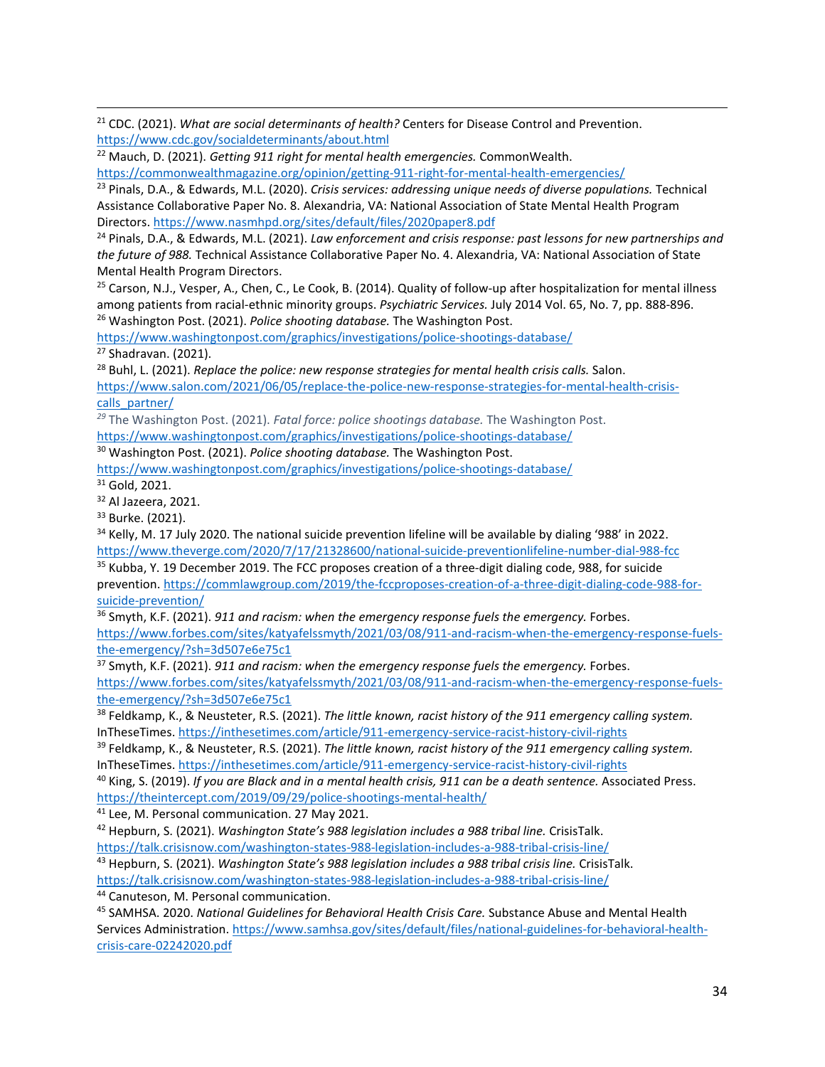[21] CDC. (2021). *What are social determinants of health?* Centers for Disease Control and Prevention. https://www.cdc.gov/socialdeterminants/about.html

[22] Mauch, D. (2021). *Getting 911 right for mental health emergencies.* CommonWealth. https://commonwealthmagazine.org/opinion/getting-911-right-for-mental-health-emergencies/

[23] Pinals, D.A., & Edwards, M.L. (2020). *Crisis services: addressing unique needs of diverse populations.* Technical Assistance Collaborative Paper No. 8. Alexandria, VA: National Association of State Mental Health Program Directors. https://www.nasmhpd.org/sites/default/files/2020paper8.pdf

[24] Pinals, D.A., & Edwards, M.L. (2021). *Law enforcement and crisis response: past lessons for new partnerships and the future of 988.* Technical Assistance Collaborative Paper No. 4. Alexandria, VA: National Association of State Mental Health Program Directors.

[25] Carson, N.J., Vesper, A., Chen, C., Le Cook, B. (2014). Quality of follow-up after hospitalization for mental illness among patients from racial-ethnic minority groups. *Psychiatric Services.* July 2014 Vol. 65, No. 7, pp. 888-896.

[26] Washington Post. (2021). *Police shooting database.* The Washington Post. https://www.washingtonpost.com/graphics/investigations/police-shootings-database/

[27] Shadravan. (2021).

[28] Buhl, L. (2021). *Replace the police: new response strategies for mental health crisis calls.* Salon. https://www.salon.com/2021/06/05/replace-the-police-new-response-strategies-for-mental-health-crisis-calls_partner/

[29] The Washington Post. (2021). *Fatal force: police shootings database.* The Washington Post. https://www.washingtonpost.com/graphics/investigations/police-shootings-database/

[30] Washington Post. (2021). *Police shooting database.* The Washington Post. https://www.washingtonpost.com/graphics/investigations/police-shootings-database/

[31] Gold, 2021.

[32] Al Jazeera, 2021.

[33] Burke. (2021).

[34] Kelly, M. 17 July 2020. The national suicide prevention lifeline will be available by dialing '988' in 2022. https://www.theverge.com/2020/7/17/21328600/national-suicide-preventionlifeline-number-dial-988-fcc

[35] Kubba, Y. 19 December 2019. The FCC proposes creation of a three-digit dialing code, 988, for suicide prevention. https://commlawgroup.com/2019/the-fccproposes-creation-of-a-three-digit-dialing-code-988-for-suicide-prevention/

[36] Smyth, K.F. (2021). *911 and racism: when the emergency response fuels the emergency.* Forbes. https://www.forbes.com/sites/katyafelssmyth/2021/03/08/911-and-racism-when-the-emergency-response-fuels-the-emergency/?sh=3d507e6e75c1

[37] Smyth, K.F. (2021). *911 and racism: when the emergency response fuels the emergency.* Forbes. https://www.forbes.com/sites/katyafelssmyth/2021/03/08/911-and-racism-when-the-emergency-response-fuels-the-emergency/?sh=3d507e6e75c1

[38] Feldkamp, K., & Neusteter, R.S. (2021). *The little known, racist history of the 911 emergency calling system.* InTheseTimes. https://inthesetimes.com/article/911-emergency-service-racist-history-civil-rights

[39] Feldkamp, K., & Neusteter, R.S. (2021). *The little known, racist history of the 911 emergency calling system.* InTheseTimes. https://inthesetimes.com/article/911-emergency-service-racist-history-civil-rights

[40] King, S. (2019). *If you are Black and in a mental health crisis, 911 can be a death sentence.* Associated Press. https://theintercept.com/2019/09/29/police-shootings-mental-health/

[41] Lee, M. Personal communication. 27 May 2021.

[42] Hepburn, S. (2021). *Washington State's 988 legislation includes a 988 tribal line.* CrisisTalk. https://talk.crisisnow.com/washington-states-988-legislation-includes-a-988-tribal-crisis-line/

[43] Hepburn, S. (2021). *Washington State's 988 legislation includes a 988 tribal crisis line.* CrisisTalk. https://talk.crisisnow.com/washington-states-988-legislation-includes-a-988-tribal-crisis-line/

[44] Canuteson, M. Personal communication.

[45] SAMHSA. 2020. *National Guidelines for Behavioral Health Crisis Care.* Substance Abuse and Mental Health Services Administration. https://www.samhsa.gov/sites/default/files/national-guidelines-for-behavioral-health-crisis-care-02242020.pdf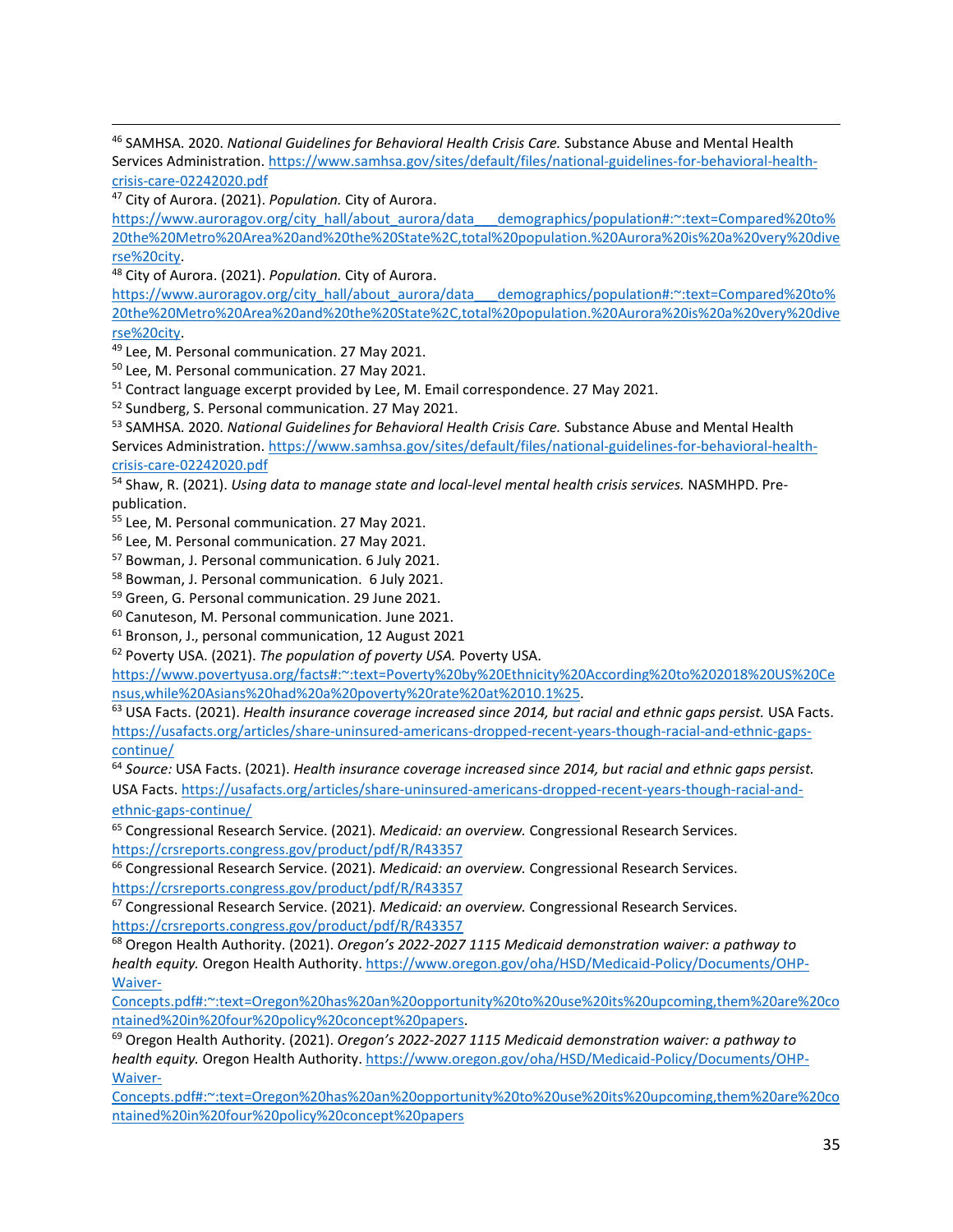[46] SAMHSA. 2020. *National Guidelines for Behavioral Health Crisis Care.* Substance Abuse and Mental Health Services Administration. https://www.samhsa.gov/sites/default/files/national-guidelines-for-behavioral-health-crisis-care-02242020.pdf

[47] City of Aurora. (2021). *Population.* City of Aurora. https://www.auroragov.org/city_hall/about_aurora/data___demographics/population#:~:text=Compared%20to%20the%20Metro%20Area%20and%20the%20State%2C,total%20population.%20Aurora%20is%20a%20very%20diverse%20city.

[48] City of Aurora. (2021). *Population.* City of Aurora. https://www.auroragov.org/city_hall/about_aurora/data___demographics/population#:~:text=Compared%20to%20the%20Metro%20Area%20and%20the%20State%2C,total%20population.%20Aurora%20is%20a%20very%20diverse%20city.

[49] Lee, M. Personal communication. 27 May 2021.

[50] Lee, M. Personal communication. 27 May 2021.

[51] Contract language excerpt provided by Lee, M. Email correspondence. 27 May 2021.

[52] Sundberg, S. Personal communication. 27 May 2021.

[53] SAMHSA. 2020. *National Guidelines for Behavioral Health Crisis Care.* Substance Abuse and Mental Health Services Administration. https://www.samhsa.gov/sites/default/files/national-guidelines-for-behavioral-health-crisis-care-02242020.pdf

[54] Shaw, R. (2021). *Using data to manage state and local-level mental health crisis services.* NASMHPD. Pre-publication.

[55] Lee, M. Personal communication. 27 May 2021.

[56] Lee, M. Personal communication. 27 May 2021.

[57] Bowman, J. Personal communication. 6 July 2021.

[58] Bowman, J. Personal communication. 6 July 2021.

[59] Green, G. Personal communication. 29 June 2021.

[60] Canuteson, M. Personal communication. June 2021.

[61] Bronson, J., personal communication, 12 August 2021

[62] Poverty USA. (2021). *The population of poverty USA.* Poverty USA. https://www.povertyusa.org/facts#:~:text=Poverty%20by%20Ethnicity%20According%20to%202018%20US%20Census,while%20Asians%20had%20a%20poverty%20rate%20at%2010.1%25.

[63] USA Facts. (2021). *Health insurance coverage increased since 2014, but racial and ethnic gaps persist.* USA Facts. https://usafacts.org/articles/share-uninsured-americans-dropped-recent-years-though-racial-and-ethnic-gaps-continue/

[64] *Source:* USA Facts. (2021). *Health insurance coverage increased since 2014, but racial and ethnic gaps persist.* USA Facts. https://usafacts.org/articles/share-uninsured-americans-dropped-recent-years-though-racial-and-ethnic-gaps-continue/

[65] Congressional Research Service. (2021). *Medicaid: an overview.* Congressional Research Services. https://crsreports.congress.gov/product/pdf/R/R43357

[66] Congressional Research Service. (2021). *Medicaid: an overview.* Congressional Research Services. https://crsreports.congress.gov/product/pdf/R/R43357

[67] Congressional Research Service. (2021). *Medicaid: an overview.* Congressional Research Services. https://crsreports.congress.gov/product/pdf/R/R43357

[68] Oregon Health Authority. (2021). *Oregon's 2022-2027 1115 Medicaid demonstration waiver: a pathway to health equity.* Oregon Health Authority. https://www.oregon.gov/oha/HSD/Medicaid-Policy/Documents/OHP-Waiver-Concepts.pdf#:~:text=Oregon%20has%20an%20opportunity%20to%20use%20its%20upcoming,them%20are%20contained%20in%20four%20policy%20concept%20papers.

[69] Oregon Health Authority. (2021). *Oregon's 2022-2027 1115 Medicaid demonstration waiver: a pathway to health equity.* Oregon Health Authority. https://www.oregon.gov/oha/HSD/Medicaid-Policy/Documents/OHP-Waiver-Concepts.pdf#:~:text=Oregon%20has%20an%20opportunity%20to%20use%20its%20upcoming,them%20are%20contained%20in%20four%20policy%20concept%20papers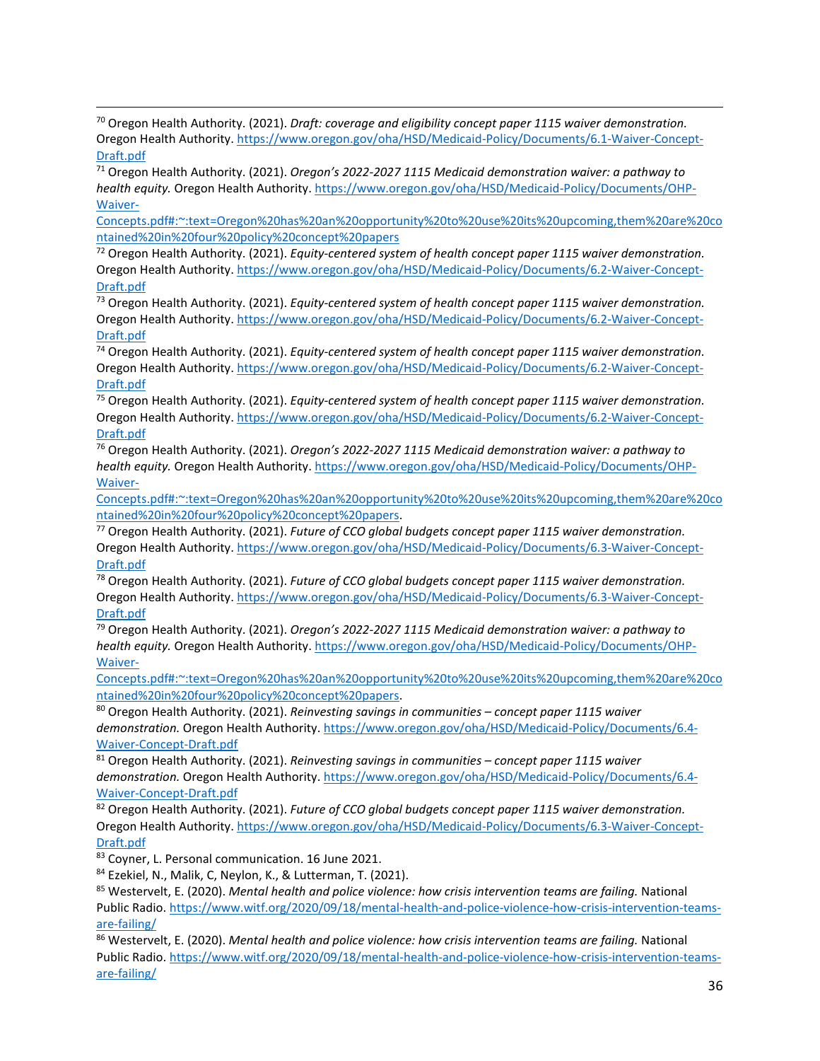[70] Oregon Health Authority. (2021). *Draft: coverage and eligibility concept paper 1115 waiver demonstration.* Oregon Health Authority. https://www.oregon.gov/oha/HSD/Medicaid-Policy/Documents/6.1-Waiver-Concept-Draft.pdf

[71] Oregon Health Authority. (2021). *Oregon's 2022-2027 1115 Medicaid demonstration waiver: a pathway to health equity.* Oregon Health Authority. https://www.oregon.gov/oha/HSD/Medicaid-Policy/Documents/OHP-Waiver-Concepts.pdf#:~:text=Oregon%20has%20an%20opportunity%20to%20use%20its%20upcoming,them%20are%20contained%20in%20four%20policy%20concept%20papers

[72] Oregon Health Authority. (2021). *Equity-centered system of health concept paper 1115 waiver demonstration.* Oregon Health Authority. https://www.oregon.gov/oha/HSD/Medicaid-Policy/Documents/6.2-Waiver-Concept-Draft.pdf

[73] Oregon Health Authority. (2021). *Equity-centered system of health concept paper 1115 waiver demonstration.* Oregon Health Authority. https://www.oregon.gov/oha/HSD/Medicaid-Policy/Documents/6.2-Waiver-Concept-Draft.pdf

[74] Oregon Health Authority. (2021). *Equity-centered system of health concept paper 1115 waiver demonstration.* Oregon Health Authority. https://www.oregon.gov/oha/HSD/Medicaid-Policy/Documents/6.2-Waiver-Concept-Draft.pdf

[75] Oregon Health Authority. (2021). *Equity-centered system of health concept paper 1115 waiver demonstration.* Oregon Health Authority. https://www.oregon.gov/oha/HSD/Medicaid-Policy/Documents/6.2-Waiver-Concept-Draft.pdf

[76] Oregon Health Authority. (2021). *Oregon's 2022-2027 1115 Medicaid demonstration waiver: a pathway to health equity.* Oregon Health Authority. https://www.oregon.gov/oha/HSD/Medicaid-Policy/Documents/OHP-Waiver-Concepts.pdf#:~:text=Oregon%20has%20an%20opportunity%20to%20use%20its%20upcoming,them%20are%20contained%20in%20four%20policy%20concept%20papers.

[77] Oregon Health Authority. (2021). *Future of CCO global budgets concept paper 1115 waiver demonstration.* Oregon Health Authority. https://www.oregon.gov/oha/HSD/Medicaid-Policy/Documents/6.3-Waiver-Concept-Draft.pdf

[78] Oregon Health Authority. (2021). *Future of CCO global budgets concept paper 1115 waiver demonstration.* Oregon Health Authority. https://www.oregon.gov/oha/HSD/Medicaid-Policy/Documents/6.3-Waiver-Concept-Draft.pdf

[79] Oregon Health Authority. (2021). *Oregon's 2022-2027 1115 Medicaid demonstration waiver: a pathway to health equity.* Oregon Health Authority. https://www.oregon.gov/oha/HSD/Medicaid-Policy/Documents/OHP-Waiver-Concepts.pdf#:~:text=Oregon%20has%20an%20opportunity%20to%20use%20its%20upcoming,them%20are%20contained%20in%20four%20policy%20concept%20papers.

[80] Oregon Health Authority. (2021). *Reinvesting savings in communities – concept paper 1115 waiver demonstration.* Oregon Health Authority. https://www.oregon.gov/oha/HSD/Medicaid-Policy/Documents/6.4-Waiver-Concept-Draft.pdf

[81] Oregon Health Authority. (2021). *Reinvesting savings in communities – concept paper 1115 waiver demonstration.* Oregon Health Authority. https://www.oregon.gov/oha/HSD/Medicaid-Policy/Documents/6.4-Waiver-Concept-Draft.pdf

[82] Oregon Health Authority. (2021). *Future of CCO global budgets concept paper 1115 waiver demonstration.* Oregon Health Authority. https://www.oregon.gov/oha/HSD/Medicaid-Policy/Documents/6.3-Waiver-Concept-Draft.pdf

[83] Coyner, L. Personal communication. 16 June 2021.

[84] Ezekiel, N., Malik, C, Neylon, K., & Lutterman, T. (2021).

[85] Westervelt, E. (2020). *Mental health and police violence: how crisis intervention teams are failing.* National Public Radio. https://www.witf.org/2020/09/18/mental-health-and-police-violence-how-crisis-intervention-teams-are-failing/

[86] Westervelt, E. (2020). *Mental health and police violence: how crisis intervention teams are failing.* National Public Radio. https://www.witf.org/2020/09/18/mental-health-and-police-violence-how-crisis-intervention-teams-are-failing/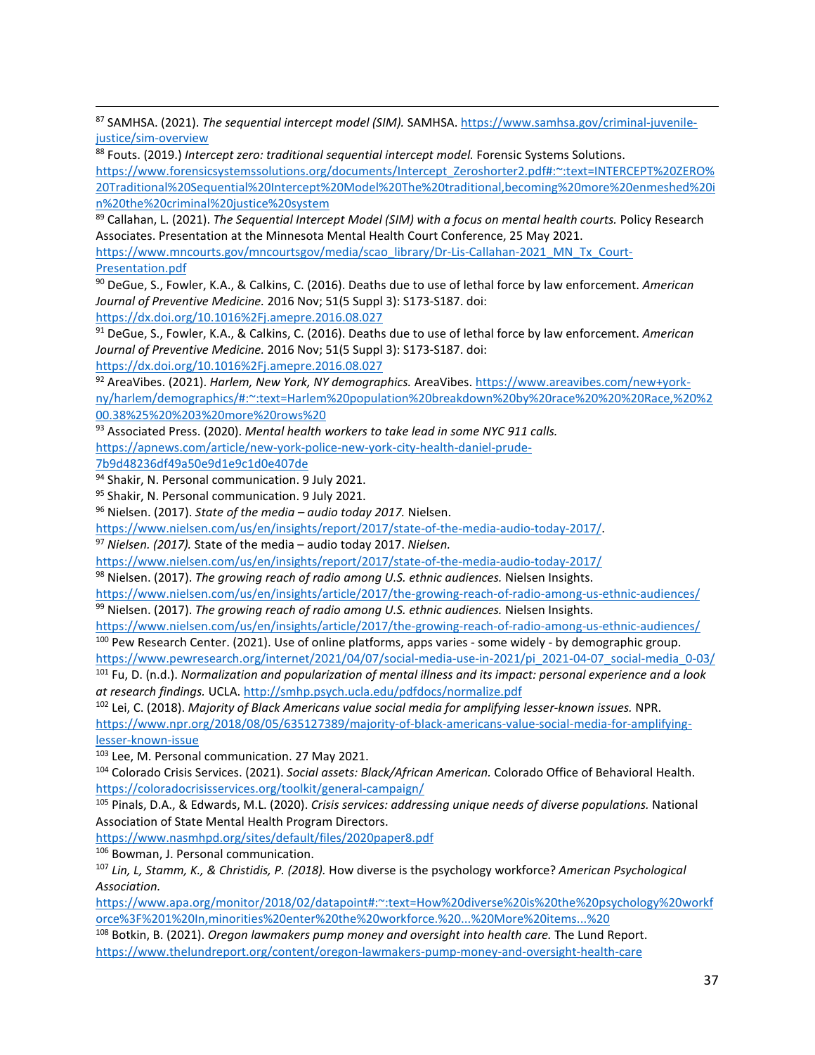[87] SAMHSA. (2021). *The sequential intercept model (SIM).* SAMHSA. https://www.samhsa.gov/criminal-juvenile-justice/sim-overview

[88] Fouts. (2019.) *Intercept zero: traditional sequential intercept model.* Forensic Systems Solutions. https://www.forensicsystemssolutions.org/documents/Intercept_Zeroshorter2.pdf#:~:text=INTERCEPT%20ZERO%20Traditional%20Sequential%20Intercept%20Model%20The%20traditional,becoming%20more%20enmeshed%20in%20the%20criminal%20justice%20system

[89] Callahan, L. (2021). *The Sequential Intercept Model (SIM) with a focus on mental health courts.* Policy Research Associates. Presentation at the Minnesota Mental Health Court Conference, 25 May 2021. https://www.mncourts.gov/mncourtsgov/media/scao_library/Dr-Lis-Callahan-2021_MN_Tx_Court-Presentation.pdf

[90] DeGue, S., Fowler, K.A., & Calkins, C. (2016). Deaths due to use of lethal force by law enforcement. *American Journal of Preventive Medicine.* 2016 Nov; 51(5 Suppl 3): S173-S187. doi: https://dx.doi.org/10.1016%2Fj.amepre.2016.08.027

[91] DeGue, S., Fowler, K.A., & Calkins, C. (2016). Deaths due to use of lethal force by law enforcement. *American Journal of Preventive Medicine.* 2016 Nov; 51(5 Suppl 3): S173-S187. doi: https://dx.doi.org/10.1016%2Fj.amepre.2016.08.027

[92] AreaVibes. (2021). *Harlem, New York, NY demographics.* AreaVibes. https://www.areavibes.com/new+york-ny/harlem/demographics/#:~:text=Harlem%20population%20breakdown%20by%20race%20%20%20Race,%20%200.38%25%20%203%20more%20rows%20

[93] Associated Press. (2020). *Mental health workers to take lead in some NYC 911 calls.* https://apnews.com/article/new-york-police-new-york-city-health-daniel-prude-7b9d48236df49a50e9d1e9c1d0e407de

[94] Shakir, N. Personal communication. 9 July 2021.

[95] Shakir, N. Personal communication. 9 July 2021.

[96] Nielsen. (2017). *State of the media – audio today 2017.* Nielsen. https://www.nielsen.com/us/en/insights/report/2017/state-of-the-media-audio-today-2017/.

[97] *Nielsen. (2017).* State of the media – audio today 2017. *Nielsen.* https://www.nielsen.com/us/en/insights/report/2017/state-of-the-media-audio-today-2017/

[98] Nielsen. (2017). *The growing reach of radio among U.S. ethnic audiences.* Nielsen Insights. https://www.nielsen.com/us/en/insights/article/2017/the-growing-reach-of-radio-among-us-ethnic-audiences/

[99] Nielsen. (2017). *The growing reach of radio among U.S. ethnic audiences.* Nielsen Insights. https://www.nielsen.com/us/en/insights/article/2017/the-growing-reach-of-radio-among-us-ethnic-audiences/

[100] Pew Research Center. (2021). Use of online platforms, apps varies - some widely - by demographic group. https://www.pewresearch.org/internet/2021/04/07/social-media-use-in-2021/pi_2021-04-07_social-media_0-03/

[101] Fu, D. (n.d.). *Normalization and popularization of mental illness and its impact: personal experience and a look at research findings.* UCLA. http://smhp.psych.ucla.edu/pdfdocs/normalize.pdf

[102] Lei, C. (2018). *Majority of Black Americans value social media for amplifying lesser-known issues.* NPR. https://www.npr.org/2018/08/05/635127389/majority-of-black-americans-value-social-media-for-amplifying-lesser-known-issue

[103] Lee, M. Personal communication. 27 May 2021.

[104] Colorado Crisis Services. (2021). *Social assets: Black/African American.* Colorado Office of Behavioral Health. https://coloradocrisisservices.org/toolkit/general-campaign/

[105] Pinals, D.A., & Edwards, M.L. (2020). *Crisis services: addressing unique needs of diverse populations.* National Association of State Mental Health Program Directors. https://www.nasmhpd.org/sites/default/files/2020paper8.pdf

[106] Bowman, J. Personal communication.

[107] *Lin, L, Stamm, K., & Christidis, P. (2018).* How diverse is the psychology workforce? *American Psychological Association.* https://www.apa.org/monitor/2018/02/datapoint#:~:text=How%20diverse%20is%20the%20psychology%20workforce%3F%201%20In,minorities%20enter%20the%20workforce.%20...%20More%20items...%20

[108] Botkin, B. (2021). *Oregon lawmakers pump money and oversight into health care.* The Lund Report. https://www.thelundreport.org/content/oregon-lawmakers-pump-money-and-oversight-health-care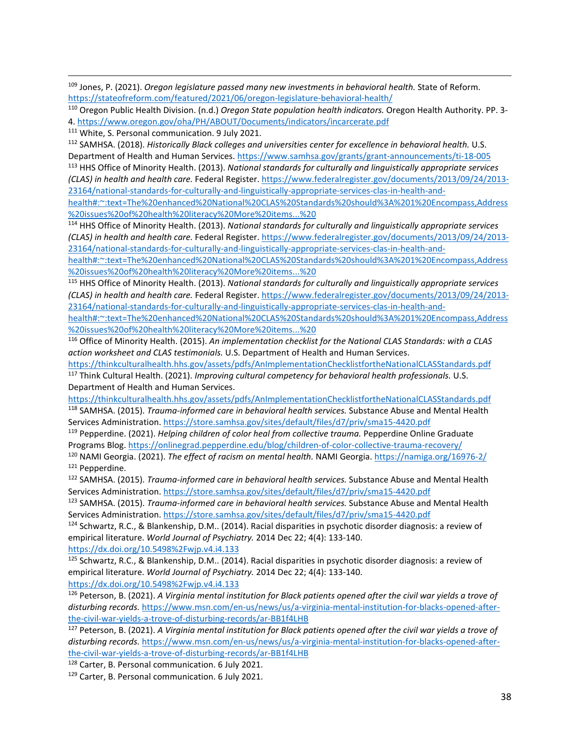[109] Jones, P. (2021). *Oregon legislature passed many new investments in behavioral health.* State of Reform. https://stateofreform.com/featured/2021/06/oregon-legislature-behavioral-health/

[110] Oregon Public Health Division. (n.d.) *Oregon State population health indicators.* Oregon Health Authority. PP. 3-4. https://www.oregon.gov/oha/PH/ABOUT/Documents/indicators/incarcerate.pdf

[111] White, S. Personal communication. 9 July 2021.

[112] SAMHSA. (2018). *Historically Black colleges and universities center for excellence in behavioral health.* U.S. Department of Health and Human Services. https://www.samhsa.gov/grants/grant-announcements/ti-18-005

[113] HHS Office of Minority Health. (2013). *National standards for culturally and linguistically appropriate services (CLAS) in health and health care.* Federal Register. https://www.federalregister.gov/documents/2013/09/24/2013-23164/national-standards-for-culturally-and-linguistically-appropriate-services-clas-in-health-and-health#:~:text=The%20enhanced%20National%20CLAS%20Standards%20should%3A%201%20Encompass,Address%20issues%20of%20health%20literacy%20More%20items...%20

[114] HHS Office of Minority Health. (2013). *National standards for culturally and linguistically appropriate services (CLAS) in health and health care.* Federal Register. https://www.federalregister.gov/documents/2013/09/24/2013-23164/national-standards-for-culturally-and-linguistically-appropriate-services-clas-in-health-and-health#:~:text=The%20enhanced%20National%20CLAS%20Standards%20should%3A%201%20Encompass,Address%20issues%20of%20health%20literacy%20More%20items...%20

[115] HHS Office of Minority Health. (2013). *National standards for culturally and linguistically appropriate services (CLAS) in health and health care.* Federal Register. https://www.federalregister.gov/documents/2013/09/24/2013-23164/national-standards-for-culturally-and-linguistically-appropriate-services-clas-in-health-and-health#:~:text=The%20enhanced%20National%20CLAS%20Standards%20should%3A%201%20Encompass,Address%20issues%20of%20health%20literacy%20More%20items...%20

[116] Office of Minority Health. (2015). *An implementation checklist for the National CLAS Standards: with a CLAS action worksheet and CLAS testimonials.* U.S. Department of Health and Human Services. https://thinkculturalhealth.hhs.gov/assets/pdfs/AnImplementationChecklistfortheNationalCLASStandards.pdf

[117] Think Cultural Health. (2021). *Improving cultural competency for behavioral health professionals.* U.S. Department of Health and Human Services. https://thinkculturalhealth.hhs.gov/assets/pdfs/AnImplementationChecklistfortheNationalCLASStandards.pdf

[118] SAMHSA. (2015). *Trauma-informed care in behavioral health services.* Substance Abuse and Mental Health Services Administration. https://store.samhsa.gov/sites/default/files/d7/priv/sma15-4420.pdf

[119] Pepperdine. (2021). *Helping children of color heal from collective trauma.* Pepperdine Online Graduate Programs Blog. https://onlinegrad.pepperdine.edu/blog/children-of-color-collective-trauma-recovery/

[120] NAMI Georgia. (2021). *The effect of racism on mental health.* NAMI Georgia. https://namiga.org/16976-2/

[121] Pepperdine.

[122] SAMHSA. (2015). *Trauma-informed care in behavioral health services.* Substance Abuse and Mental Health Services Administration. https://store.samhsa.gov/sites/default/files/d7/priv/sma15-4420.pdf

[123] SAMHSA. (2015). *Trauma-informed care in behavioral health services.* Substance Abuse and Mental Health Services Administration. https://store.samhsa.gov/sites/default/files/d7/priv/sma15-4420.pdf

[124] Schwartz, R.C., & Blankenship, D.M.. (2014). Racial disparities in psychotic disorder diagnosis: a review of empirical literature. *World Journal of Psychiatry.* 2014 Dec 22; 4(4): 133-140. https://dx.doi.org/10.5498%2Fwjp.v4.i4.133

[125] Schwartz, R.C., & Blankenship, D.M.. (2014). Racial disparities in psychotic disorder diagnosis: a review of empirical literature. *World Journal of Psychiatry.* 2014 Dec 22; 4(4): 133-140. https://dx.doi.org/10.5498%2Fwjp.v4.i4.133

[126] Peterson, B. (2021). *A Virginia mental institution for Black patients opened after the civil war yields a trove of disturbing records.* https://www.msn.com/en-us/news/us/a-virginia-mental-institution-for-blacks-opened-after-the-civil-war-yields-a-trove-of-disturbing-records/ar-BB1f4LHB

[127] Peterson, B. (2021). *A Virginia mental institution for Black patients opened after the civil war yields a trove of disturbing records.* https://www.msn.com/en-us/news/us/a-virginia-mental-institution-for-blacks-opened-after-the-civil-war-yields-a-trove-of-disturbing-records/ar-BB1f4LHB

[128] Carter, B. Personal communication. 6 July 2021.

[129] Carter, B. Personal communication. 6 July 2021.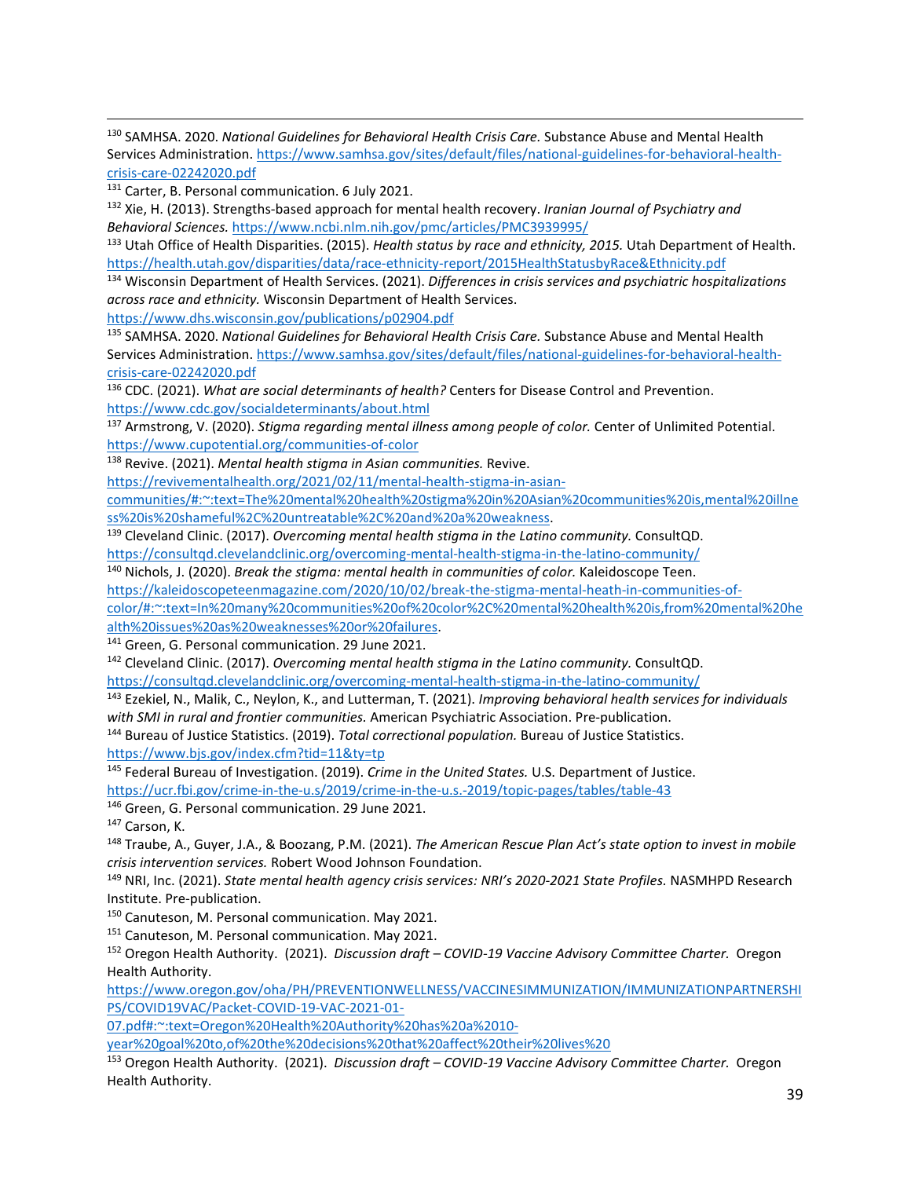[130] SAMHSA. 2020. *National Guidelines for Behavioral Health Crisis Care.* Substance Abuse and Mental Health Services Administration. https://www.samhsa.gov/sites/default/files/national-guidelines-for-behavioral-health-crisis-care-02242020.pdf

[131] Carter, B. Personal communication. 6 July 2021.

[132] Xie, H. (2013). Strengths-based approach for mental health recovery. *Iranian Journal of Psychiatry and Behavioral Sciences.* https://www.ncbi.nlm.nih.gov/pmc/articles/PMC3939995/

[133] Utah Office of Health Disparities. (2015). *Health status by race and ethnicity, 2015.* Utah Department of Health. https://health.utah.gov/disparities/data/race-ethnicity-report/2015HealthStatusbyRace&Ethnicity.pdf

[134] Wisconsin Department of Health Services. (2021). *Differences in crisis services and psychiatric hospitalizations across race and ethnicity.* Wisconsin Department of Health Services. https://www.dhs.wisconsin.gov/publications/p02904.pdf

[135] SAMHSA. 2020. *National Guidelines for Behavioral Health Crisis Care.* Substance Abuse and Mental Health Services Administration. https://www.samhsa.gov/sites/default/files/national-guidelines-for-behavioral-health-crisis-care-02242020.pdf

[136] CDC. (2021). *What are social determinants of health?* Centers for Disease Control and Prevention. https://www.cdc.gov/socialdeterminants/about.html

[137] Armstrong, V. (2020). *Stigma regarding mental illness among people of color.* Center of Unlimited Potential. https://www.cupotential.org/communities-of-color

[138] Revive. (2021). *Mental health stigma in Asian communities.* Revive. https://revivementalhealth.org/2021/02/11/mental-health-stigma-in-asian-communities/#:~:text=The%20mental%20health%20stigma%20in%20Asian%20communities%20is,mental%20illness%20is%20shameful%2C%20untreatable%2C%20and%20a%20weakness.

[139] Cleveland Clinic. (2017). *Overcoming mental health stigma in the Latino community.* ConsultQD. https://consultqd.clevelandclinic.org/overcoming-mental-health-stigma-in-the-latino-community/

[140] Nichols, J. (2020). *Break the stigma: mental health in communities of color.* Kaleidoscope Teen. https://kaleidoscopeteenmagazine.com/2020/10/02/break-the-stigma-mental-heath-in-communities-of-color/#:~:text=In%20many%20communities%20of%20color%2C%20mental%20health%20is,from%20mental%20health%20issues%20as%20weaknesses%20or%20failures.

[141] Green, G. Personal communication. 29 June 2021.

[142] Cleveland Clinic. (2017). *Overcoming mental health stigma in the Latino community.* ConsultQD. https://consultqd.clevelandclinic.org/overcoming-mental-health-stigma-in-the-latino-community/

[143] Ezekiel, N., Malik, C., Neylon, K., and Lutterman, T. (2021). *Improving behavioral health services for individuals with SMI in rural and frontier communities.* American Psychiatric Association. Pre-publication.

[144] Bureau of Justice Statistics. (2019). *Total correctional population.* Bureau of Justice Statistics. https://www.bjs.gov/index.cfm?tid=11&ty=tp

[145] Federal Bureau of Investigation. (2019). *Crime in the United States.* U.S. Department of Justice. https://ucr.fbi.gov/crime-in-the-u.s/2019/crime-in-the-u.s.-2019/topic-pages/tables/table-43

[146] Green, G. Personal communication. 29 June 2021.

[147] Carson, K.

[148] Traube, A., Guyer, J.A., & Boozang, P.M. (2021). *The American Rescue Plan Act's state option to invest in mobile crisis intervention services.* Robert Wood Johnson Foundation.

[149] NRI, Inc. (2021). *State mental health agency crisis services: NRI's 2020-2021 State Profiles.* NASMHPD Research Institute. Pre-publication.

[150] Canuteson, M. Personal communication. May 2021.

[151] Canuteson, M. Personal communication. May 2021.

[152] Oregon Health Authority. (2021). *Discussion draft – COVID-19 Vaccine Advisory Committee Charter.* Oregon Health Authority. https://www.oregon.gov/oha/PH/PREVENTIONWELLNESS/VACCINESIMMUNIZATION/IMMUNIZATIONPARTNERSHIPS/COVID19VAC/Packet-COVID-19-VAC-2021-01-07.pdf#:~:text=Oregon%20Health%20Authority%20has%20a%2010-year%20goal%20to,of%20the%20decisions%20that%20affect%20their%20lives%20

[153] Oregon Health Authority. (2021). *Discussion draft – COVID-19 Vaccine Advisory Committee Charter.* Oregon Health Authority.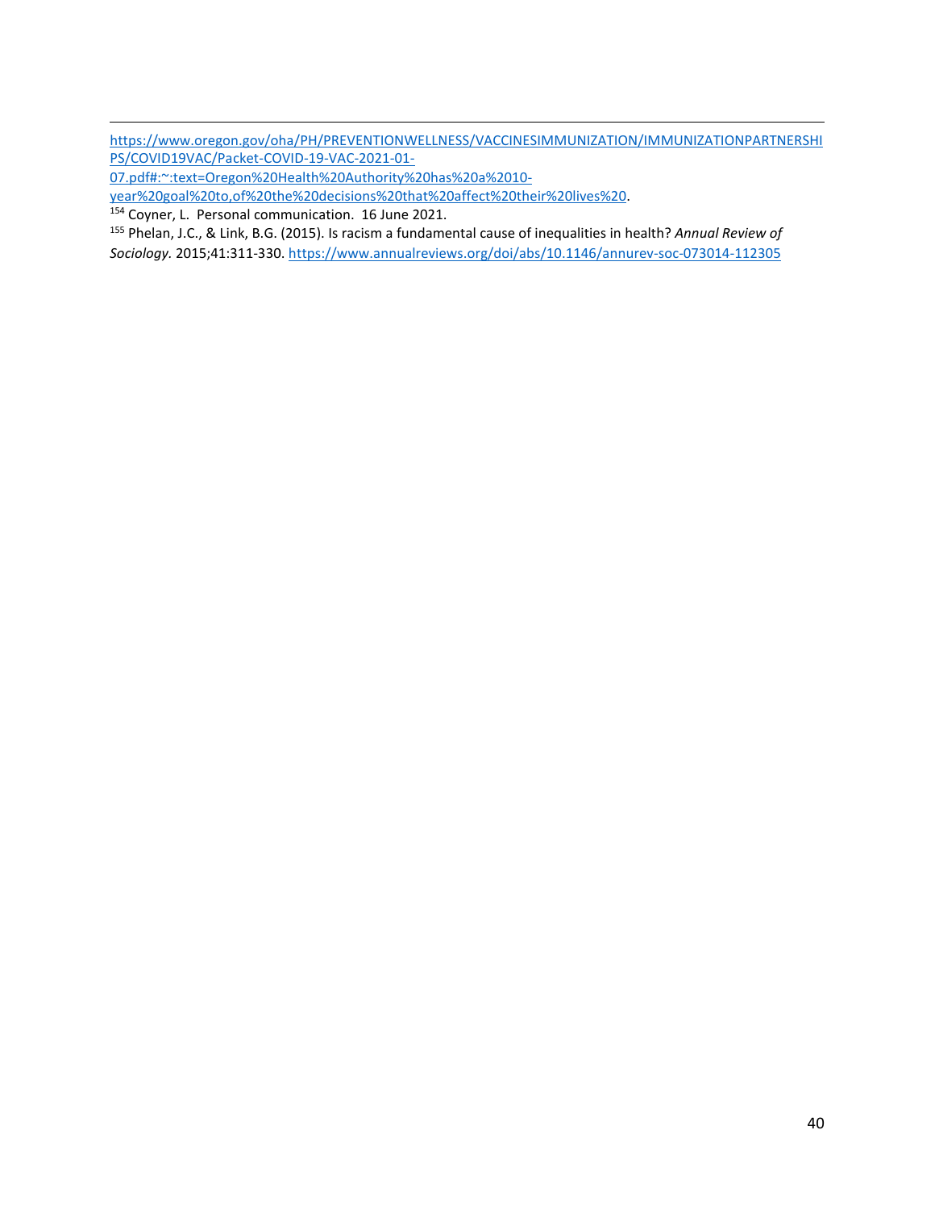https://www.oregon.gov/oha/PH/PREVENTIONWELLNESS/VACCINESIMMUNIZATION/IMMUNIZATIONPARTNERSHIPS/COVID19VAC/Packet-COVID-19-VAC-2021-01-07.pdf#:~:text=Oregon%20Health%20Authority%20has%20a%2010-year%20goal%20to,of%20the%20decisions%20that%20affect%20their%20lives%20.

[154] Coyner, L. Personal communication. 16 June 2021.

[155] Phelan, J.C., & Link, B.G. (2015). Is racism a fundamental cause of inequalities in health? *Annual Review of Sociology.* 2015;41:311-330. https://www.annualreviews.org/doi/abs/10.1146/annurev-soc-073014-112305